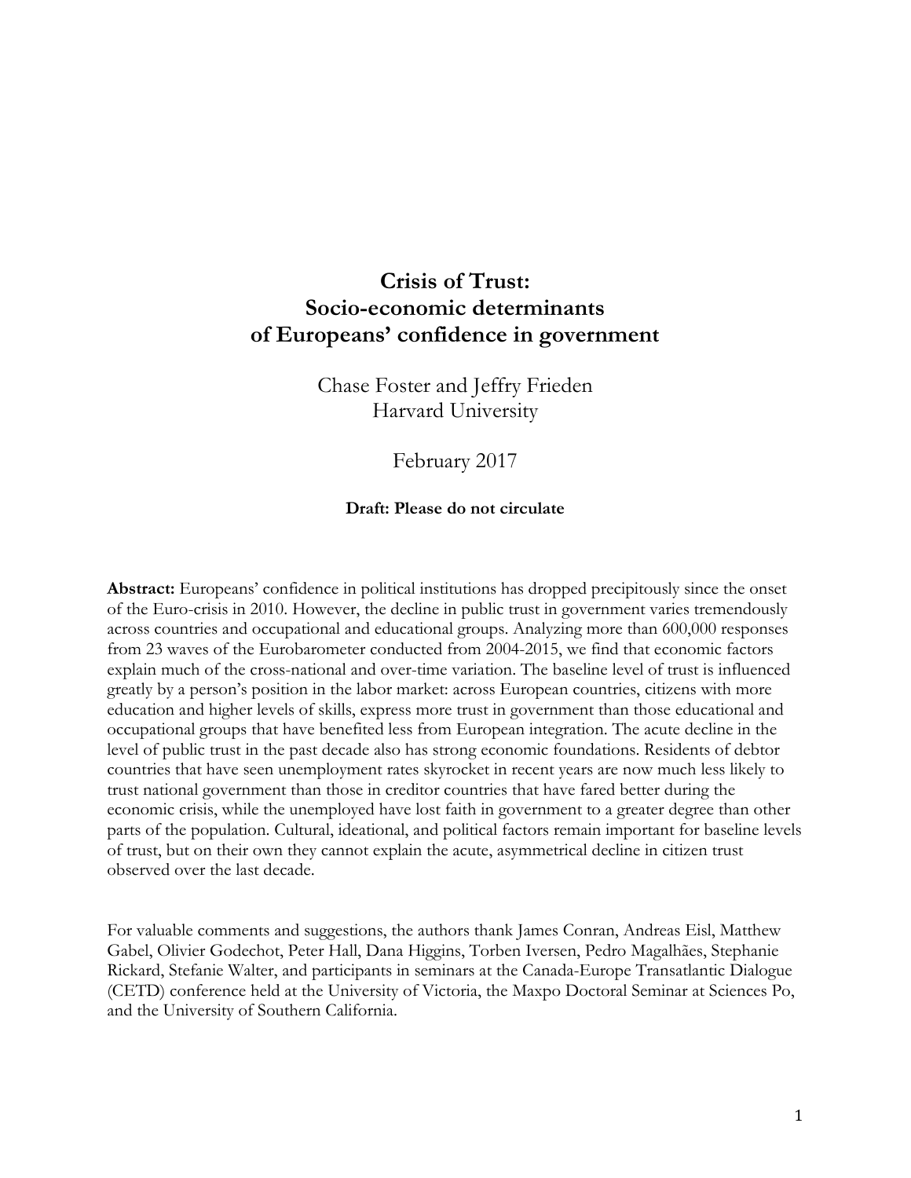# Crisis of Trust: Socio-economic determinants of Europeans' confidence in government

Chase Foster and Jeffry Frieden
Harvard University

February 2017

**Draft: Please do not circulate**

**Abstract:** Europeans' confidence in political institutions has dropped precipitously since the onset of the Euro-crisis in 2010. However, the decline in public trust in government varies tremendously across countries and occupational and educational groups. Analyzing more than 600,000 responses from 23 waves of the Eurobarometer conducted from 2004-2015, we find that economic factors explain much of the cross-national and over-time variation. The baseline level of trust is influenced greatly by a person's position in the labor market: across European countries, citizens with more education and higher levels of skills, express more trust in government than those educational and occupational groups that have benefited less from European integration. The acute decline in the level of public trust in the past decade also has strong economic foundations. Residents of debtor countries that have seen unemployment rates skyrocket in recent years are now much less likely to trust national government than those in creditor countries that have fared better during the economic crisis, while the unemployed have lost faith in government to a greater degree than other parts of the population. Cultural, ideational, and political factors remain important for baseline levels of trust, but on their own they cannot explain the acute, asymmetrical decline in citizen trust observed over the last decade.

For valuable comments and suggestions, the authors thank James Conran, Andreas Eisl, Matthew Gabel, Olivier Godechot, Peter Hall, Dana Higgins, Torben Iversen, Pedro Magalhães, Stephanie Rickard, Stefanie Walter, and participants in seminars at the Canada-Europe Transatlantic Dialogue (CETD) conference held at the University of Victoria, the Maxpo Doctoral Seminar at Sciences Po, and the University of Southern California.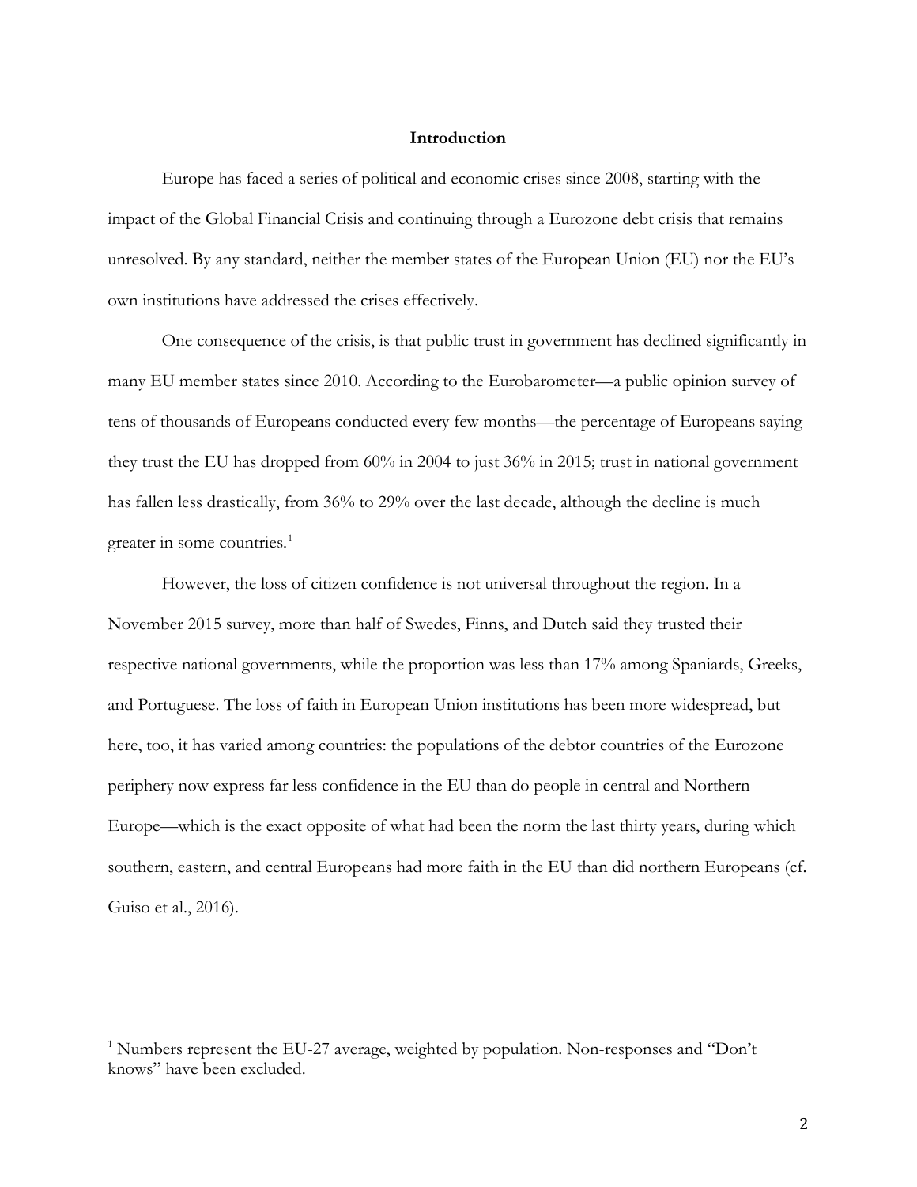## Introduction

Europe has faced a series of political and economic crises since 2008, starting with the impact of the Global Financial Crisis and continuing through a Eurozone debt crisis that remains unresolved. By any standard, neither the member states of the European Union (EU) nor the EU's own institutions have addressed the crises effectively.

One consequence of the crisis, is that public trust in government has declined significantly in many EU member states since 2010. According to the Eurobarometer—a public opinion survey of tens of thousands of Europeans conducted every few months—the percentage of Europeans saying they trust the EU has dropped from 60% in 2004 to just 36% in 2015; trust in national government has fallen less drastically, from 36% to 29% over the last decade, although the decline is much greater in some countries.[1]

However, the loss of citizen confidence is not universal throughout the region. In a November 2015 survey, more than half of Swedes, Finns, and Dutch said they trusted their respective national governments, while the proportion was less than 17% among Spaniards, Greeks, and Portuguese. The loss of faith in European Union institutions has been more widespread, but here, too, it has varied among countries: the populations of the debtor countries of the Eurozone periphery now express far less confidence in the EU than do people in central and Northern Europe—which is the exact opposite of what had been the norm the last thirty years, during which southern, eastern, and central Europeans had more faith in the EU than did northern Europeans (cf. Guiso et al., 2016).

---

[1] Numbers represent the EU-27 average, weighted by population. Non-responses and "Don't knows" have been excluded.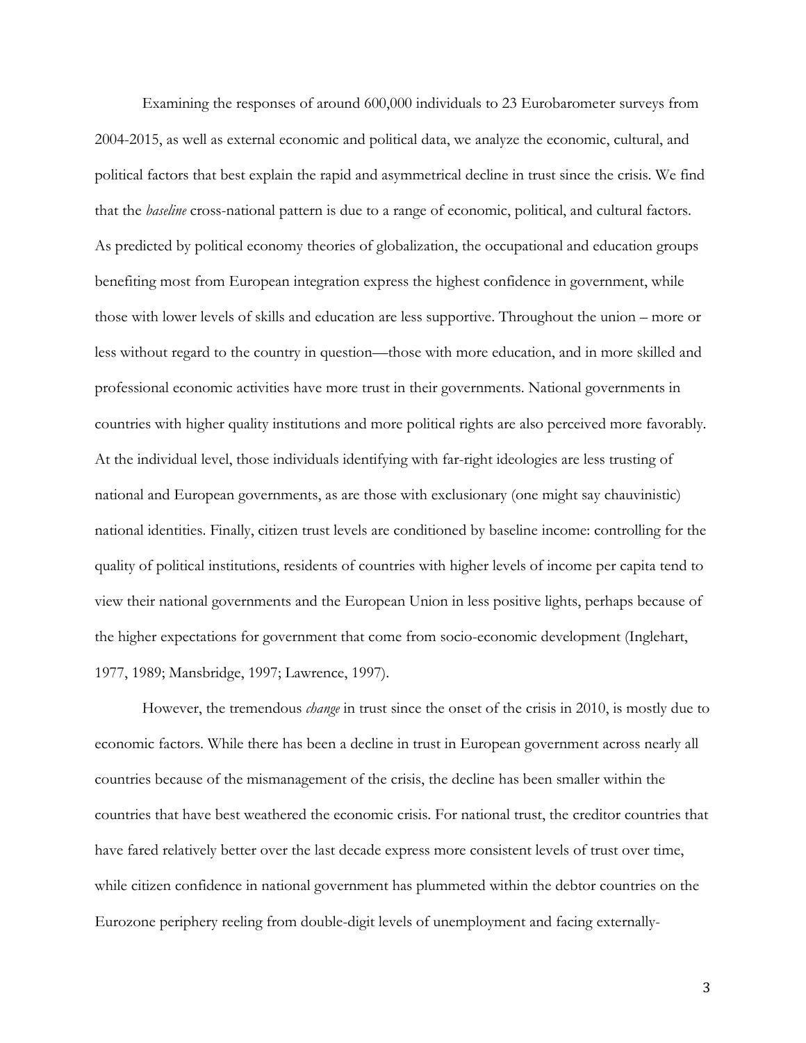Examining the responses of around 600,000 individuals to 23 Eurobarometer surveys from 2004-2015, as well as external economic and political data, we analyze the economic, cultural, and political factors that best explain the rapid and asymmetrical decline in trust since the crisis. We find that the *baseline* cross-national pattern is due to a range of economic, political, and cultural factors. As predicted by political economy theories of globalization, the occupational and education groups benefiting most from European integration express the highest confidence in government, while those with lower levels of skills and education are less supportive. Throughout the union – more or less without regard to the country in question—those with more education, and in more skilled and professional economic activities have more trust in their governments. National governments in countries with higher quality institutions and more political rights are also perceived more favorably. At the individual level, those individuals identifying with far-right ideologies are less trusting of national and European governments, as are those with exclusionary (one might say chauvinistic) national identities. Finally, citizen trust levels are conditioned by baseline income: controlling for the quality of political institutions, residents of countries with higher levels of income per capita tend to view their national governments and the European Union in less positive lights, perhaps because of the higher expectations for government that come from socio-economic development (Inglehart, 1977, 1989; Mansbridge, 1997; Lawrence, 1997).

However, the tremendous *change* in trust since the onset of the crisis in 2010, is mostly due to economic factors. While there has been a decline in trust in European government across nearly all countries because of the mismanagement of the crisis, the decline has been smaller within the countries that have best weathered the economic crisis. For national trust, the creditor countries that have fared relatively better over the last decade express more consistent levels of trust over time, while citizen confidence in national government has plummeted within the debtor countries on the Eurozone periphery reeling from double-digit levels of unemployment and facing externally-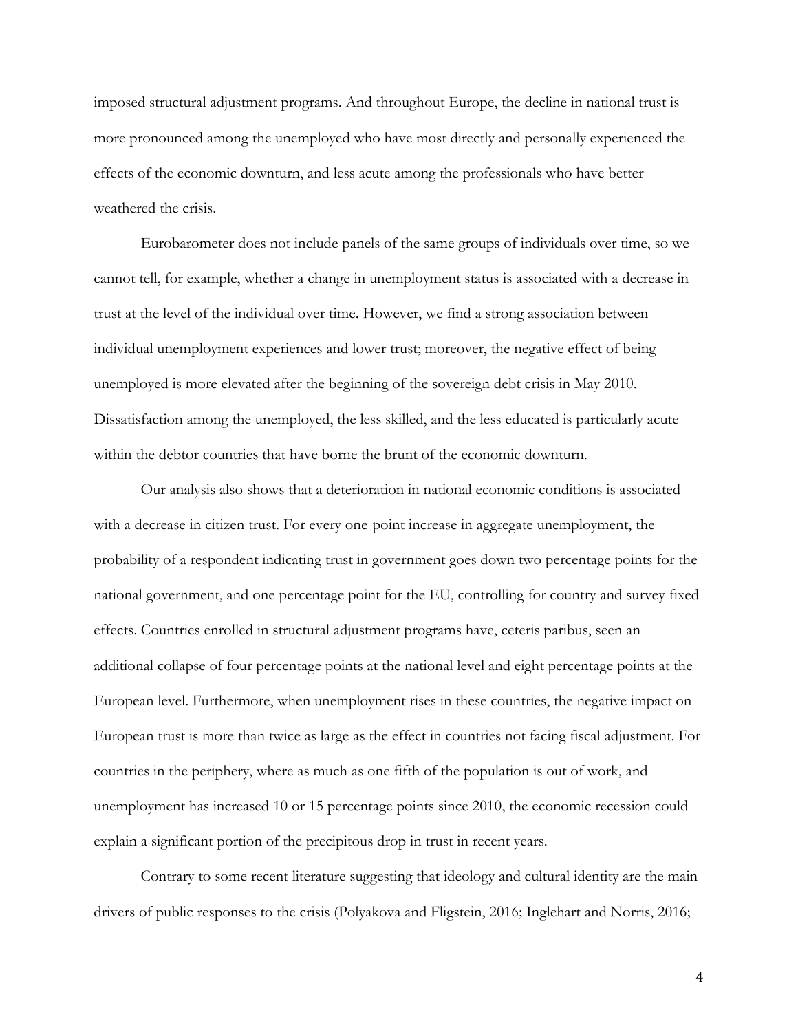imposed structural adjustment programs. And throughout Europe, the decline in national trust is more pronounced among the unemployed who have most directly and personally experienced the effects of the economic downturn, and less acute among the professionals who have better weathered the crisis.

Eurobarometer does not include panels of the same groups of individuals over time, so we cannot tell, for example, whether a change in unemployment status is associated with a decrease in trust at the level of the individual over time. However, we find a strong association between individual unemployment experiences and lower trust; moreover, the negative effect of being unemployed is more elevated after the beginning of the sovereign debt crisis in May 2010. Dissatisfaction among the unemployed, the less skilled, and the less educated is particularly acute within the debtor countries that have borne the brunt of the economic downturn.

Our analysis also shows that a deterioration in national economic conditions is associated with a decrease in citizen trust. For every one-point increase in aggregate unemployment, the probability of a respondent indicating trust in government goes down two percentage points for the national government, and one percentage point for the EU, controlling for country and survey fixed effects. Countries enrolled in structural adjustment programs have, ceteris paribus, seen an additional collapse of four percentage points at the national level and eight percentage points at the European level. Furthermore, when unemployment rises in these countries, the negative impact on European trust is more than twice as large as the effect in countries not facing fiscal adjustment. For countries in the periphery, where as much as one fifth of the population is out of work, and unemployment has increased 10 or 15 percentage points since 2010, the economic recession could explain a significant portion of the precipitous drop in trust in recent years.

Contrary to some recent literature suggesting that ideology and cultural identity are the main drivers of public responses to the crisis (Polyakova and Fligstein, 2016; Inglehart and Norris, 2016;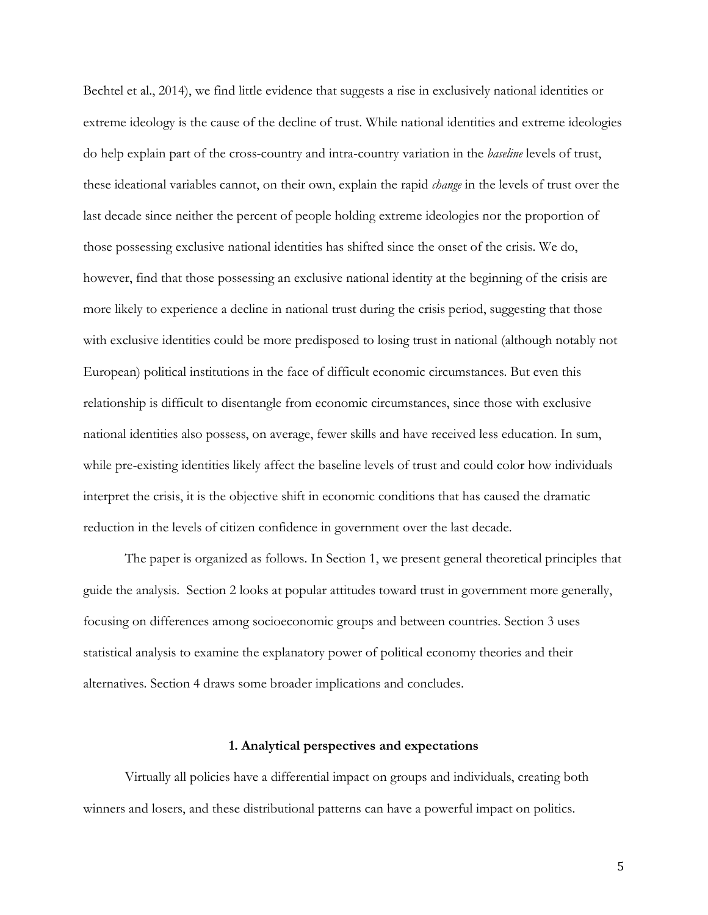Bechtel et al., 2014), we find little evidence that suggests a rise in exclusively national identities or extreme ideology is the cause of the decline of trust. While national identities and extreme ideologies do help explain part of the cross-country and intra-country variation in the *baseline* levels of trust, these ideational variables cannot, on their own, explain the rapid *change* in the levels of trust over the last decade since neither the percent of people holding extreme ideologies nor the proportion of those possessing exclusive national identities has shifted since the onset of the crisis. We do, however, find that those possessing an exclusive national identity at the beginning of the crisis are more likely to experience a decline in national trust during the crisis period, suggesting that those with exclusive identities could be more predisposed to losing trust in national (although notably not European) political institutions in the face of difficult economic circumstances. But even this relationship is difficult to disentangle from economic circumstances, since those with exclusive national identities also possess, on average, fewer skills and have received less education. In sum, while pre-existing identities likely affect the baseline levels of trust and could color how individuals interpret the crisis, it is the objective shift in economic conditions that has caused the dramatic reduction in the levels of citizen confidence in government over the last decade.

The paper is organized as follows. In Section 1, we present general theoretical principles that guide the analysis. Section 2 looks at popular attitudes toward trust in government more generally, focusing on differences among socioeconomic groups and between countries. Section 3 uses statistical analysis to examine the explanatory power of political economy theories and their alternatives. Section 4 draws some broader implications and concludes.

## 1. Analytical perspectives and expectations

Virtually all policies have a differential impact on groups and individuals, creating both winners and losers, and these distributional patterns can have a powerful impact on politics.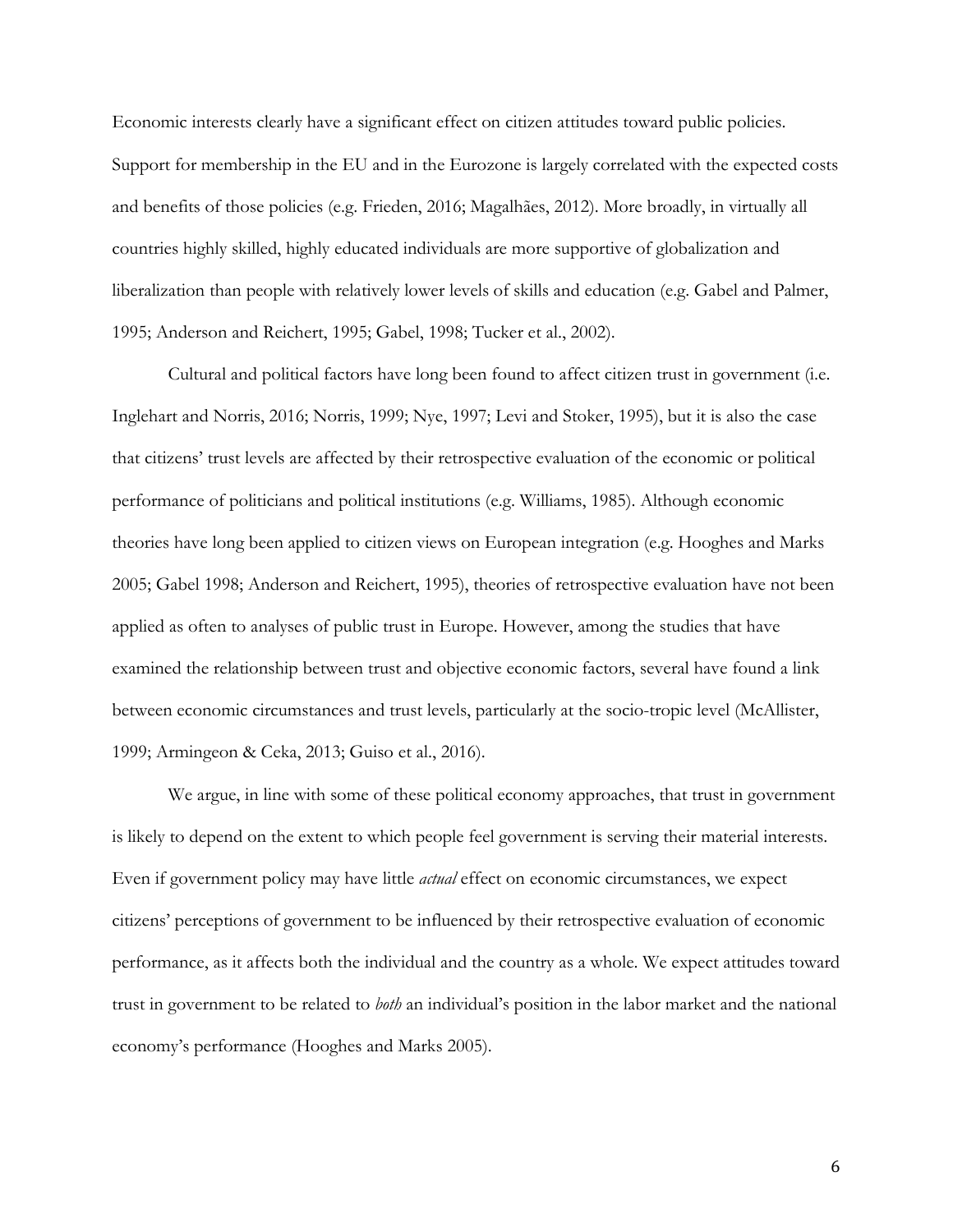Economic interests clearly have a significant effect on citizen attitudes toward public policies. Support for membership in the EU and in the Eurozone is largely correlated with the expected costs and benefits of those policies (e.g. Frieden, 2016; Magalhães, 2012). More broadly, in virtually all countries highly skilled, highly educated individuals are more supportive of globalization and liberalization than people with relatively lower levels of skills and education (e.g. Gabel and Palmer, 1995; Anderson and Reichert, 1995; Gabel, 1998; Tucker et al., 2002).

Cultural and political factors have long been found to affect citizen trust in government (i.e. Inglehart and Norris, 2016; Norris, 1999; Nye, 1997; Levi and Stoker, 1995), but it is also the case that citizens' trust levels are affected by their retrospective evaluation of the economic or political performance of politicians and political institutions (e.g. Williams, 1985). Although economic theories have long been applied to citizen views on European integration (e.g. Hooghes and Marks 2005; Gabel 1998; Anderson and Reichert, 1995), theories of retrospective evaluation have not been applied as often to analyses of public trust in Europe. However, among the studies that have examined the relationship between trust and objective economic factors, several have found a link between economic circumstances and trust levels, particularly at the socio-tropic level (McAllister, 1999; Armingeon & Ceka, 2013; Guiso et al., 2016).

We argue, in line with some of these political economy approaches, that trust in government is likely to depend on the extent to which people feel government is serving their material interests. Even if government policy may have little *actual* effect on economic circumstances, we expect citizens' perceptions of government to be influenced by their retrospective evaluation of economic performance, as it affects both the individual and the country as a whole. We expect attitudes toward trust in government to be related to *both* an individual's position in the labor market and the national economy's performance (Hooghes and Marks 2005).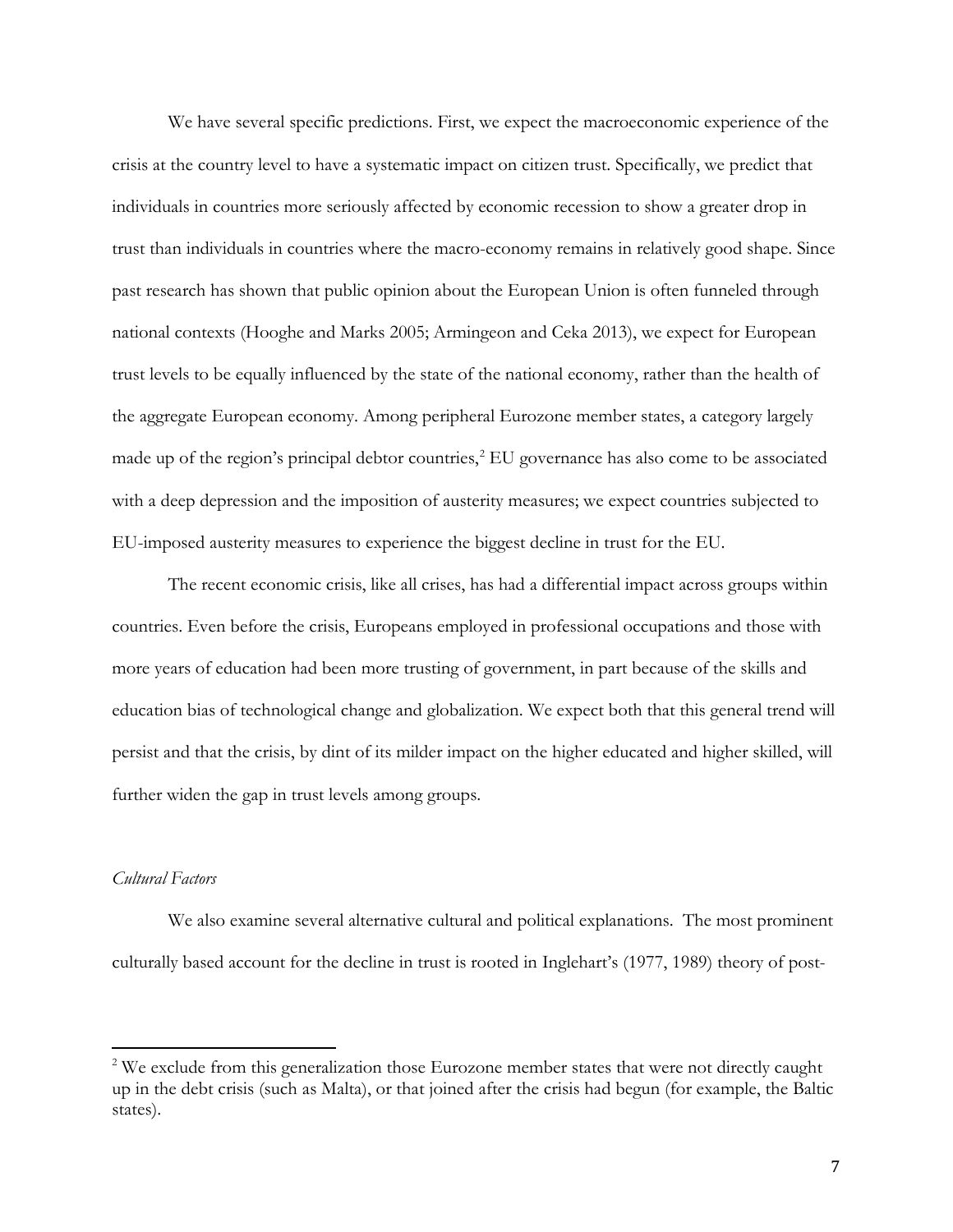We have several specific predictions. First, we expect the macroeconomic experience of the crisis at the country level to have a systematic impact on citizen trust. Specifically, we predict that individuals in countries more seriously affected by economic recession to show a greater drop in trust than individuals in countries where the macro-economy remains in relatively good shape. Since past research has shown that public opinion about the European Union is often funneled through national contexts (Hooghe and Marks 2005; Armingeon and Ceka 2013), we expect for European trust levels to be equally influenced by the state of the national economy, rather than the health of the aggregate European economy. Among peripheral Eurozone member states, a category largely made up of the region's principal debtor countries,[2] EU governance has also come to be associated with a deep depression and the imposition of austerity measures; we expect countries subjected to EU-imposed austerity measures to experience the biggest decline in trust for the EU.

The recent economic crisis, like all crises, has had a differential impact across groups within countries. Even before the crisis, Europeans employed in professional occupations and those with more years of education had been more trusting of government, in part because of the skills and education bias of technological change and globalization. We expect both that this general trend will persist and that the crisis, by dint of its milder impact on the higher educated and higher skilled, will further widen the gap in trust levels among groups.

*Cultural Factors*

We also examine several alternative cultural and political explanations. The most prominent culturally based account for the decline in trust is rooted in Inglehart's (1977, 1989) theory of post-

[2] We exclude from this generalization those Eurozone member states that were not directly caught up in the debt crisis (such as Malta), or that joined after the crisis had begun (for example, the Baltic states).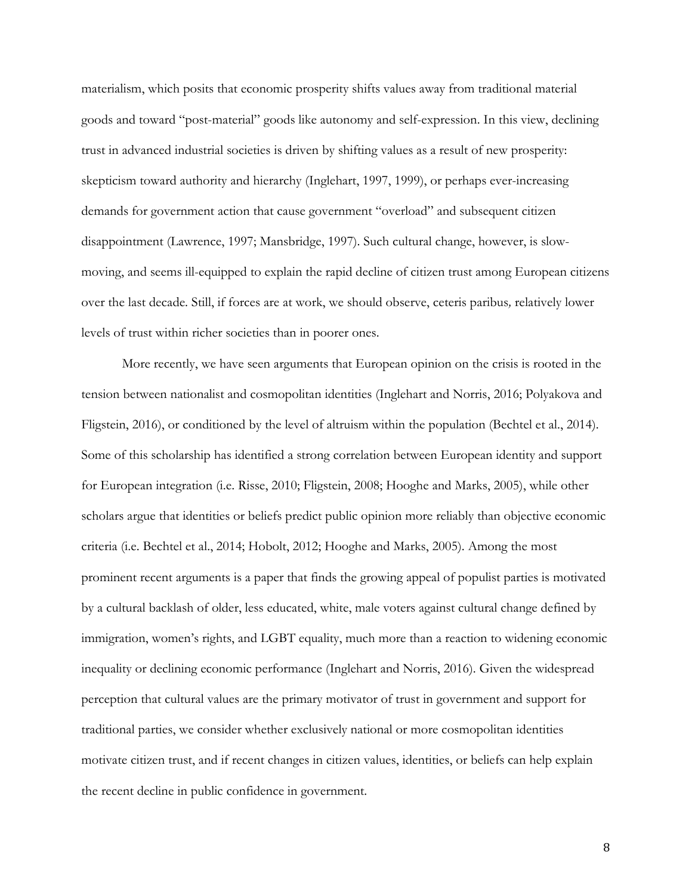materialism, which posits that economic prosperity shifts values away from traditional material goods and toward "post-material" goods like autonomy and self-expression. In this view, declining trust in advanced industrial societies is driven by shifting values as a result of new prosperity: skepticism toward authority and hierarchy (Inglehart, 1997, 1999), or perhaps ever-increasing demands for government action that cause government "overload" and subsequent citizen disappointment (Lawrence, 1997; Mansbridge, 1997). Such cultural change, however, is slow-moving, and seems ill-equipped to explain the rapid decline of citizen trust among European citizens over the last decade. Still, if forces are at work, we should observe, *ceteris paribus*, relatively lower levels of trust within richer societies than in poorer ones.

More recently, we have seen arguments that European opinion on the crisis is rooted in the tension between nationalist and cosmopolitan identities (Inglehart and Norris, 2016; Polyakova and Fligstein, 2016), or conditioned by the level of altruism within the population (Bechtel et al., 2014). Some of this scholarship has identified a strong correlation between European identity and support for European integration (i.e. Risse, 2010; Fligstein, 2008; Hooghe and Marks, 2005), while other scholars argue that identities or beliefs predict public opinion more reliably than objective economic criteria (i.e. Bechtel et al., 2014; Hobolt, 2012; Hooghe and Marks, 2005). Among the most prominent recent arguments is a paper that finds the growing appeal of populist parties is motivated by a cultural backlash of older, less educated, white, male voters against cultural change defined by immigration, women's rights, and LGBT equality, much more than a reaction to widening economic inequality or declining economic performance (Inglehart and Norris, 2016). Given the widespread perception that cultural values are the primary motivator of trust in government and support for traditional parties, we consider whether exclusively national or more cosmopolitan identities motivate citizen trust, and if recent changes in citizen values, identities, or beliefs can help explain the recent decline in public confidence in government.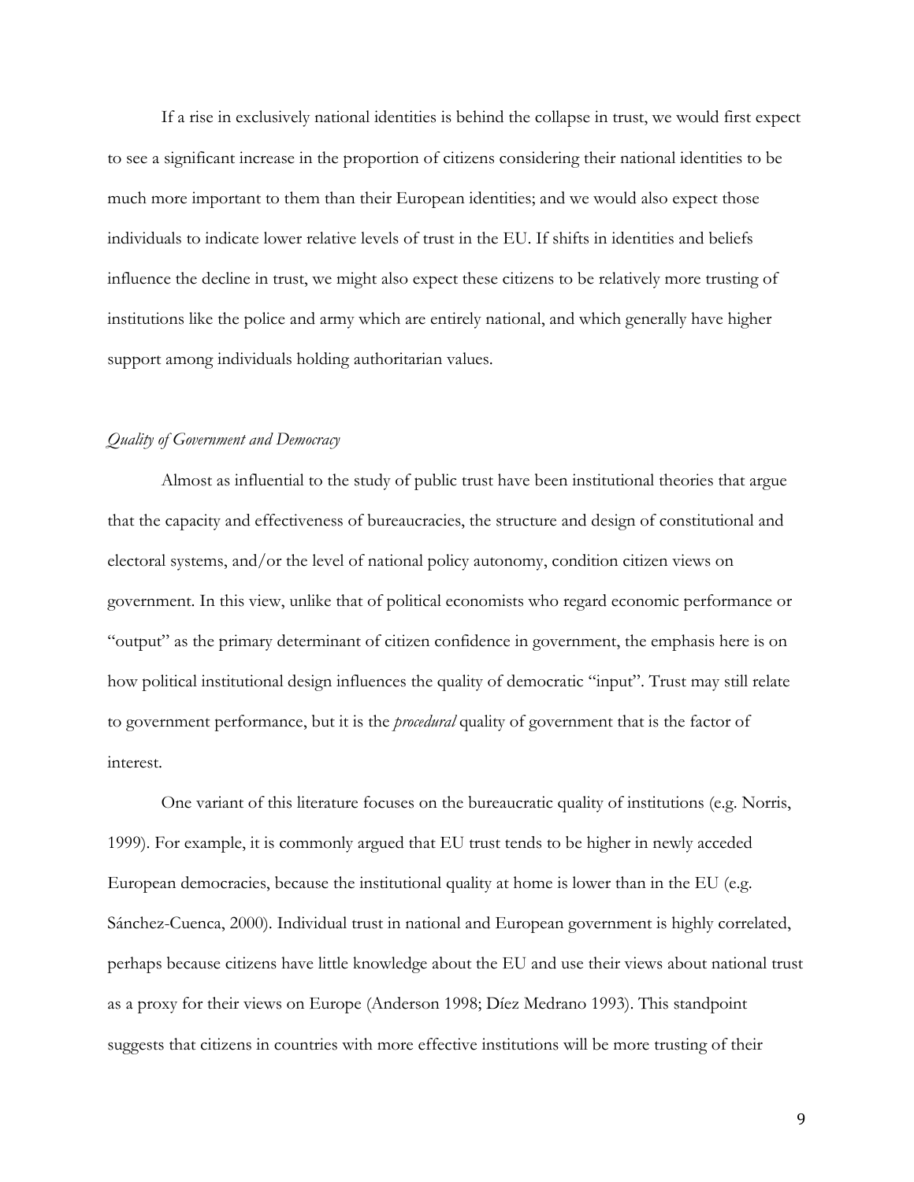If a rise in exclusively national identities is behind the collapse in trust, we would first expect to see a significant increase in the proportion of citizens considering their national identities to be much more important to them than their European identities; and we would also expect those individuals to indicate lower relative levels of trust in the EU. If shifts in identities and beliefs influence the decline in trust, we might also expect these citizens to be relatively more trusting of institutions like the police and army which are entirely national, and which generally have higher support among individuals holding authoritarian values.

### *Quality of Government and Democracy*

Almost as influential to the study of public trust have been institutional theories that argue that the capacity and effectiveness of bureaucracies, the structure and design of constitutional and electoral systems, and/or the level of national policy autonomy, condition citizen views on government. In this view, unlike that of political economists who regard economic performance or "output" as the primary determinant of citizen confidence in government, the emphasis here is on how political institutional design influences the quality of democratic "input". Trust may still relate to government performance, but it is the *procedural* quality of government that is the factor of interest.

One variant of this literature focuses on the bureaucratic quality of institutions (e.g. Norris, 1999). For example, it is commonly argued that EU trust tends to be higher in newly acceded European democracies, because the institutional quality at home is lower than in the EU (e.g. Sánchez-Cuenca, 2000). Individual trust in national and European government is highly correlated, perhaps because citizens have little knowledge about the EU and use their views about national trust as a proxy for their views on Europe (Anderson 1998; Díez Medrano 1993). This standpoint suggests that citizens in countries with more effective institutions will be more trusting of their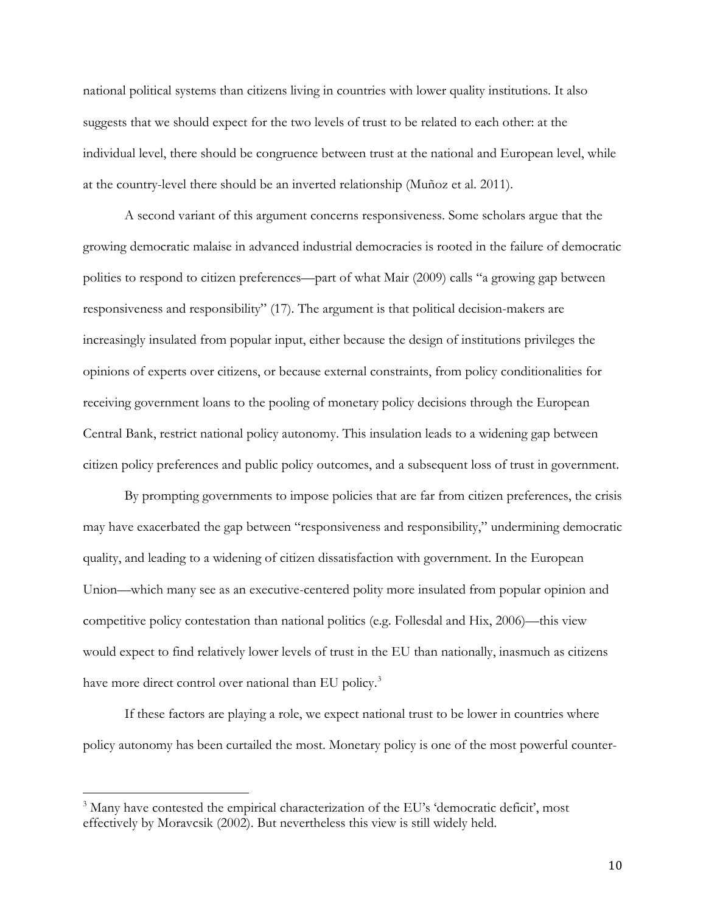national political systems than citizens living in countries with lower quality institutions. It also suggests that we should expect for the two levels of trust to be related to each other: at the individual level, there should be congruence between trust at the national and European level, while at the country-level there should be an inverted relationship (Muñoz et al. 2011).

A second variant of this argument concerns responsiveness. Some scholars argue that the growing democratic malaise in advanced industrial democracies is rooted in the failure of democratic polities to respond to citizen preferences—part of what Mair (2009) calls "a growing gap between responsiveness and responsibility" (17). The argument is that political decision-makers are increasingly insulated from popular input, either because the design of institutions privileges the opinions of experts over citizens, or because external constraints, from policy conditionalities for receiving government loans to the pooling of monetary policy decisions through the European Central Bank, restrict national policy autonomy. This insulation leads to a widening gap between citizen policy preferences and public policy outcomes, and a subsequent loss of trust in government.

By prompting governments to impose policies that are far from citizen preferences, the crisis may have exacerbated the gap between "responsiveness and responsibility," undermining democratic quality, and leading to a widening of citizen dissatisfaction with government. In the European Union—which many see as an executive-centered polity more insulated from popular opinion and competitive policy contestation than national politics (e.g. Follesdal and Hix, 2006)—this view would expect to find relatively lower levels of trust in the EU than nationally, inasmuch as citizens have more direct control over national than EU policy.[3]

If these factors are playing a role, we expect national trust to be lower in countries where policy autonomy has been curtailed the most. Monetary policy is one of the most powerful counter-

[3] Many have contested the empirical characterization of the EU's 'democratic deficit', most effectively by Moravcsik (2002). But nevertheless this view is still widely held.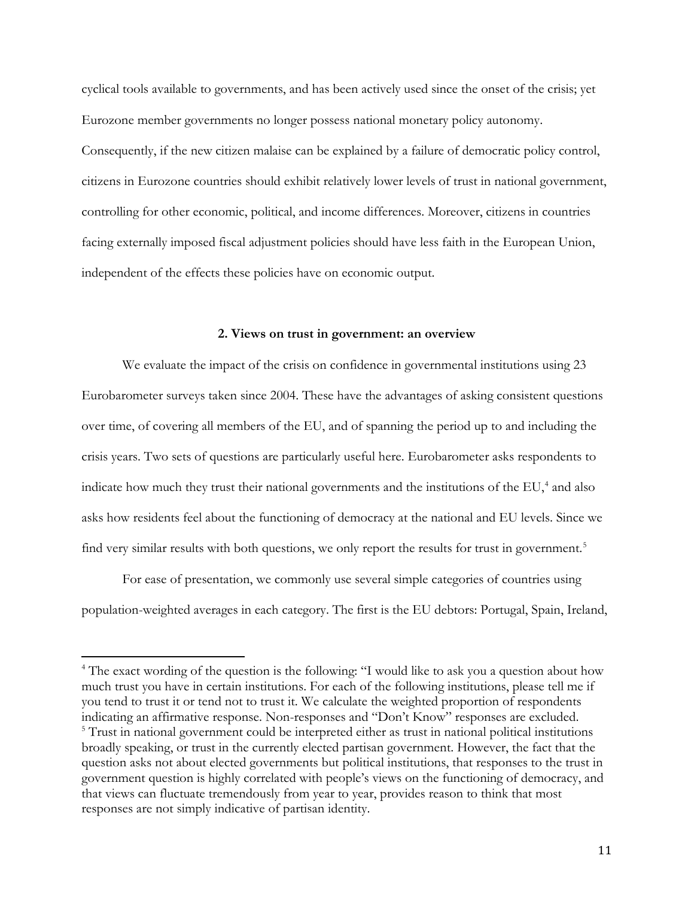cyclical tools available to governments, and has been actively used since the onset of the crisis; yet Eurozone member governments no longer possess national monetary policy autonomy. Consequently, if the new citizen malaise can be explained by a failure of democratic policy control, citizens in Eurozone countries should exhibit relatively lower levels of trust in national government, controlling for other economic, political, and income differences. Moreover, citizens in countries facing externally imposed fiscal adjustment policies should have less faith in the European Union, independent of the effects these policies have on economic output.

## 2. Views on trust in government: an overview

We evaluate the impact of the crisis on confidence in governmental institutions using 23 Eurobarometer surveys taken since 2004. These have the advantages of asking consistent questions over time, of covering all members of the EU, and of spanning the period up to and including the crisis years. Two sets of questions are particularly useful here. Eurobarometer asks respondents to indicate how much they trust their national governments and the institutions of the EU,[4] and also asks how residents feel about the functioning of democracy at the national and EU levels. Since we find very similar results with both questions, we only report the results for trust in government.[5]

For ease of presentation, we commonly use several simple categories of countries using population-weighted averages in each category. The first is the EU debtors: Portugal, Spain, Ireland,

---

[4] The exact wording of the question is the following: "I would like to ask you a question about how much trust you have in certain institutions. For each of the following institutions, please tell me if you tend to trust it or tend not to trust it. We calculate the weighted proportion of respondents indicating an affirmative response. Non-responses and "Don't Know" responses are excluded.

[5] Trust in national government could be interpreted either as trust in national political institutions broadly speaking, or trust in the currently elected partisan government. However, the fact that the question asks not about elected governments but political institutions, that responses to the trust in government question is highly correlated with people's views on the functioning of democracy, and that views can fluctuate tremendously from year to year, provides reason to think that most responses are not simply indicative of partisan identity.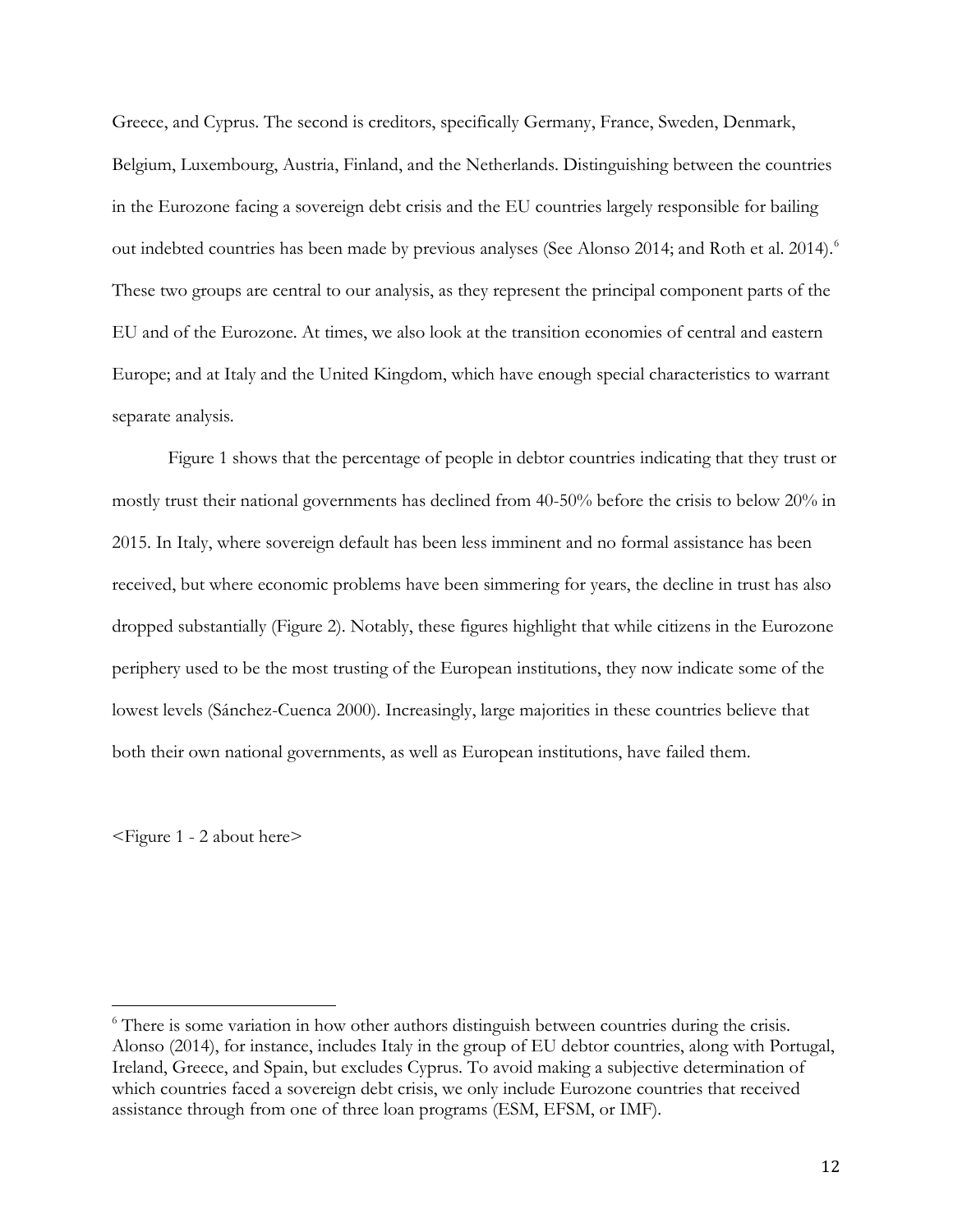Greece, and Cyprus. The second is creditors, specifically Germany, France, Sweden, Denmark, Belgium, Luxembourg, Austria, Finland, and the Netherlands. Distinguishing between the countries in the Eurozone facing a sovereign debt crisis and the EU countries largely responsible for bailing out indebted countries has been made by previous analyses (See Alonso 2014; and Roth et al. 2014).[6] These two groups are central to our analysis, as they represent the principal component parts of the EU and of the Eurozone. At times, we also look at the transition economies of central and eastern Europe; and at Italy and the United Kingdom, which have enough special characteristics to warrant separate analysis.

Figure 1 shows that the percentage of people in debtor countries indicating that they trust or mostly trust their national governments has declined from 40-50% before the crisis to below 20% in 2015. In Italy, where sovereign default has been less imminent and no formal assistance has been received, but where economic problems have been simmering for years, the decline in trust has also dropped substantially (Figure 2). Notably, these figures highlight that while citizens in the Eurozone periphery used to be the most trusting of the European institutions, they now indicate some of the lowest levels (Sánchez-Cuenca 2000). Increasingly, large majorities in these countries believe that both their own national governments, as well as European institutions, have failed them.

<Figure 1 - 2 about here>

[6] There is some variation in how other authors distinguish between countries during the crisis. Alonso (2014), for instance, includes Italy in the group of EU debtor countries, along with Portugal, Ireland, Greece, and Spain, but excludes Cyprus. To avoid making a subjective determination of which countries faced a sovereign debt crisis, we only include Eurozone countries that received assistance through from one of three loan programs (ESM, EFSM, or IMF).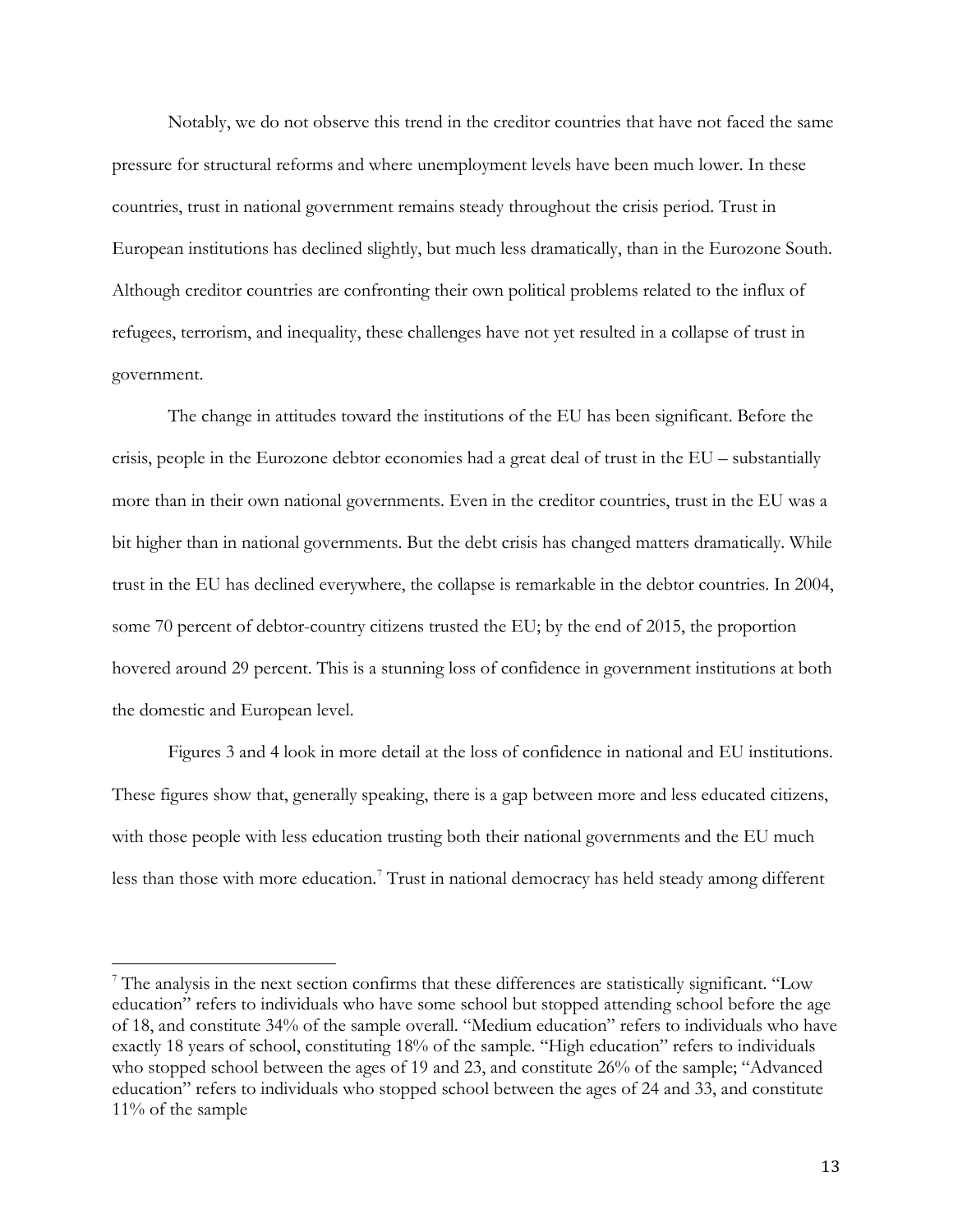Notably, we do not observe this trend in the creditor countries that have not faced the same pressure for structural reforms and where unemployment levels have been much lower. In these countries, trust in national government remains steady throughout the crisis period. Trust in European institutions has declined slightly, but much less dramatically, than in the Eurozone South. Although creditor countries are confronting their own political problems related to the influx of refugees, terrorism, and inequality, these challenges have not yet resulted in a collapse of trust in government.

The change in attitudes toward the institutions of the EU has been significant. Before the crisis, people in the Eurozone debtor economies had a great deal of trust in the EU – substantially more than in their own national governments. Even in the creditor countries, trust in the EU was a bit higher than in national governments. But the debt crisis has changed matters dramatically. While trust in the EU has declined everywhere, the collapse is remarkable in the debtor countries. In 2004, some 70 percent of debtor-country citizens trusted the EU; by the end of 2015, the proportion hovered around 29 percent. This is a stunning loss of confidence in government institutions at both the domestic and European level.

Figures 3 and 4 look in more detail at the loss of confidence in national and EU institutions. These figures show that, generally speaking, there is a gap between more and less educated citizens, with those people with less education trusting both their national governments and the EU much less than those with more education.[7] Trust in national democracy has held steady among different

[7] The analysis in the next section confirms that these differences are statistically significant. "Low education" refers to individuals who have some school but stopped attending school before the age of 18, and constitute 34% of the sample overall. "Medium education" refers to individuals who have exactly 18 years of school, constituting 18% of the sample. "High education" refers to individuals who stopped school between the ages of 19 and 23, and constitute 26% of the sample; "Advanced education" refers to individuals who stopped school between the ages of 24 and 33, and constitute 11% of the sample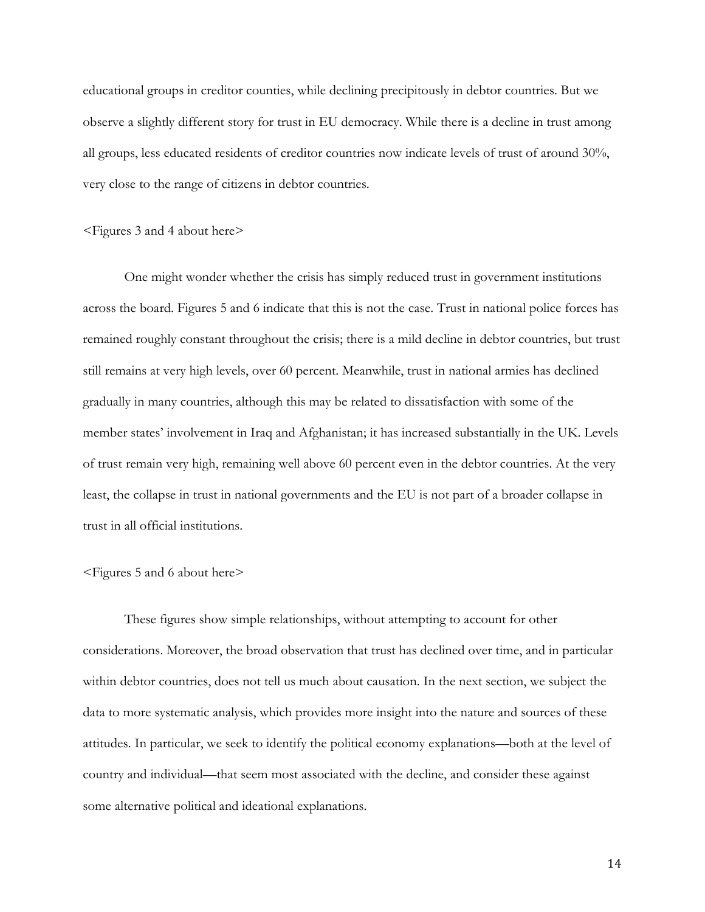educational groups in creditor counties, while declining precipitously in debtor countries. But we observe a slightly different story for trust in EU democracy. While there is a decline in trust among all groups, less educated residents of creditor countries now indicate levels of trust of around 30%, very close to the range of citizens in debtor countries.

<Figures 3 and 4 about here>

One might wonder whether the crisis has simply reduced trust in government institutions across the board. Figures 5 and 6 indicate that this is not the case. Trust in national police forces has remained roughly constant throughout the crisis; there is a mild decline in debtor countries, but trust still remains at very high levels, over 60 percent. Meanwhile, trust in national armies has declined gradually in many countries, although this may be related to dissatisfaction with some of the member states' involvement in Iraq and Afghanistan; it has increased substantially in the UK. Levels of trust remain very high, remaining well above 60 percent even in the debtor countries. At the very least, the collapse in trust in national governments and the EU is not part of a broader collapse in trust in all official institutions.

<Figures 5 and 6 about here>

These figures show simple relationships, without attempting to account for other considerations. Moreover, the broad observation that trust has declined over time, and in particular within debtor countries, does not tell us much about causation. In the next section, we subject the data to more systematic analysis, which provides more insight into the nature and sources of these attitudes. In particular, we seek to identify the political economy explanations—both at the level of country and individual—that seem most associated with the decline, and consider these against some alternative political and ideational explanations.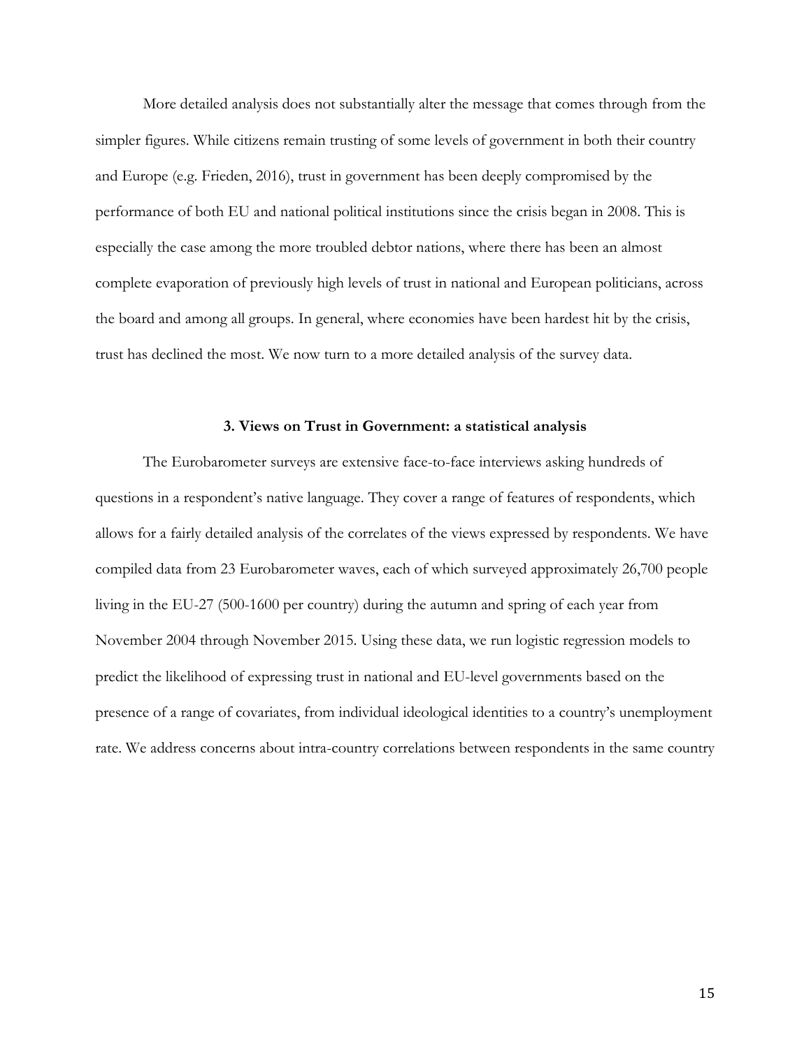More detailed analysis does not substantially alter the message that comes through from the simpler figures. While citizens remain trusting of some levels of government in both their country and Europe (e.g. Frieden, 2016), trust in government has been deeply compromised by the performance of both EU and national political institutions since the crisis began in 2008. This is especially the case among the more troubled debtor nations, where there has been an almost complete evaporation of previously high levels of trust in national and European politicians, across the board and among all groups. In general, where economies have been hardest hit by the crisis, trust has declined the most. We now turn to a more detailed analysis of the survey data.

### 3. Views on Trust in Government: a statistical analysis

The Eurobarometer surveys are extensive face-to-face interviews asking hundreds of questions in a respondent's native language. They cover a range of features of respondents, which allows for a fairly detailed analysis of the correlates of the views expressed by respondents. We have compiled data from 23 Eurobarometer waves, each of which surveyed approximately 26,700 people living in the EU-27 (500-1600 per country) during the autumn and spring of each year from November 2004 through November 2015. Using these data, we run logistic regression models to predict the likelihood of expressing trust in national and EU-level governments based on the presence of a range of covariates, from individual ideological identities to a country's unemployment rate. We address concerns about intra-country correlations between respondents in the same country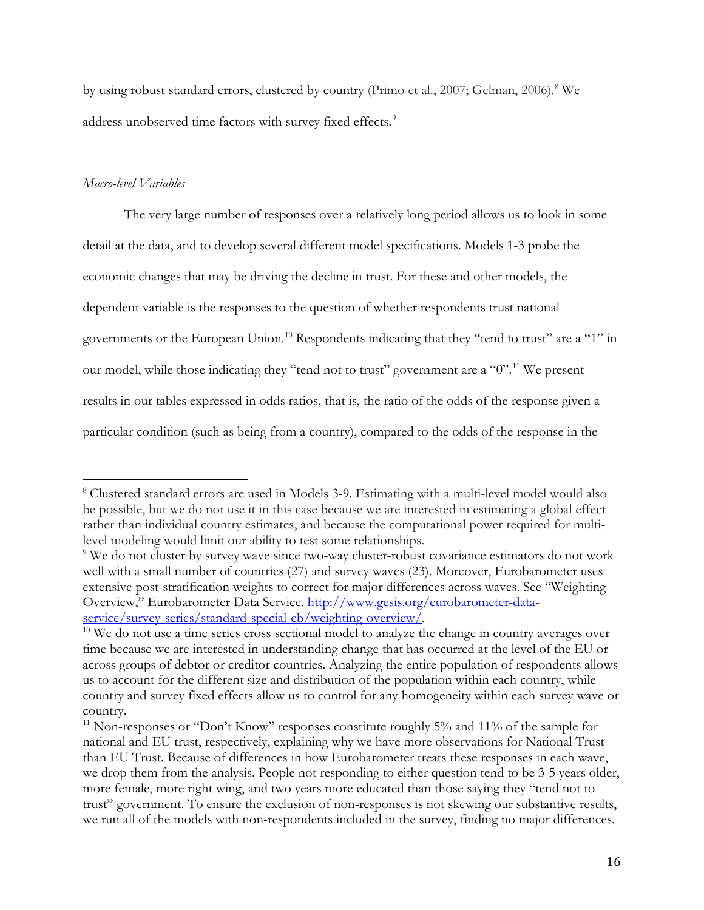by using robust standard errors, clustered by country (Primo et al., 2007; Gelman, 2006).[8] We address unobserved time factors with survey fixed effects.[9]

*Macro-level Variables*

The very large number of responses over a relatively long period allows us to look in some detail at the data, and to develop several different model specifications. Models 1-3 probe the economic changes that may be driving the decline in trust. For these and other models, the dependent variable is the responses to the question of whether respondents trust national governments or the European Union.[10] Respondents indicating that they "tend to trust" are a "1" in our model, while those indicating they "tend not to trust" government are a "0".[11] We present results in our tables expressed in odds ratios, that is, the ratio of the odds of the response given a particular condition (such as being from a country), compared to the odds of the response in the

---

[8] Clustered standard errors are used in Models 3-9. Estimating with a multi-level model would also be possible, but we do not use it in this case because we are interested in estimating a global effect rather than individual country estimates, and because the computational power required for multi-level modeling would limit our ability to test some relationships.

[9] We do not cluster by survey wave since two-way cluster-robust covariance estimators do not work well with a small number of countries (27) and survey waves (23). Moreover, Eurobarometer uses extensive post-stratification weights to correct for major differences across waves. See "Weighting Overview," Eurobarometer Data Service. http://www.gesis.org/eurobarometer-data-service/survey-series/standard-special-eb/weighting-overview/.

[10] We do not use a time series cross sectional model to analyze the change in country averages over time because we are interested in understanding change that has occurred at the level of the EU or across groups of debtor or creditor countries. Analyzing the entire population of respondents allows us to account for the different size and distribution of the population within each country, while country and survey fixed effects allow us to control for any homogeneity within each survey wave or country.

[11] Non-responses or "Don't Know" responses constitute roughly 5% and 11% of the sample for national and EU trust, respectively, explaining why we have more observations for National Trust than EU Trust. Because of differences in how Eurobarometer treats these responses in each wave, we drop them from the analysis. People not responding to either question tend to be 3-5 years older, more female, more right wing, and two years more educated than those saying they "tend not to trust" government. To ensure the exclusion of non-responses is not skewing our substantive results, we run all of the models with non-respondents included in the survey, finding no major differences.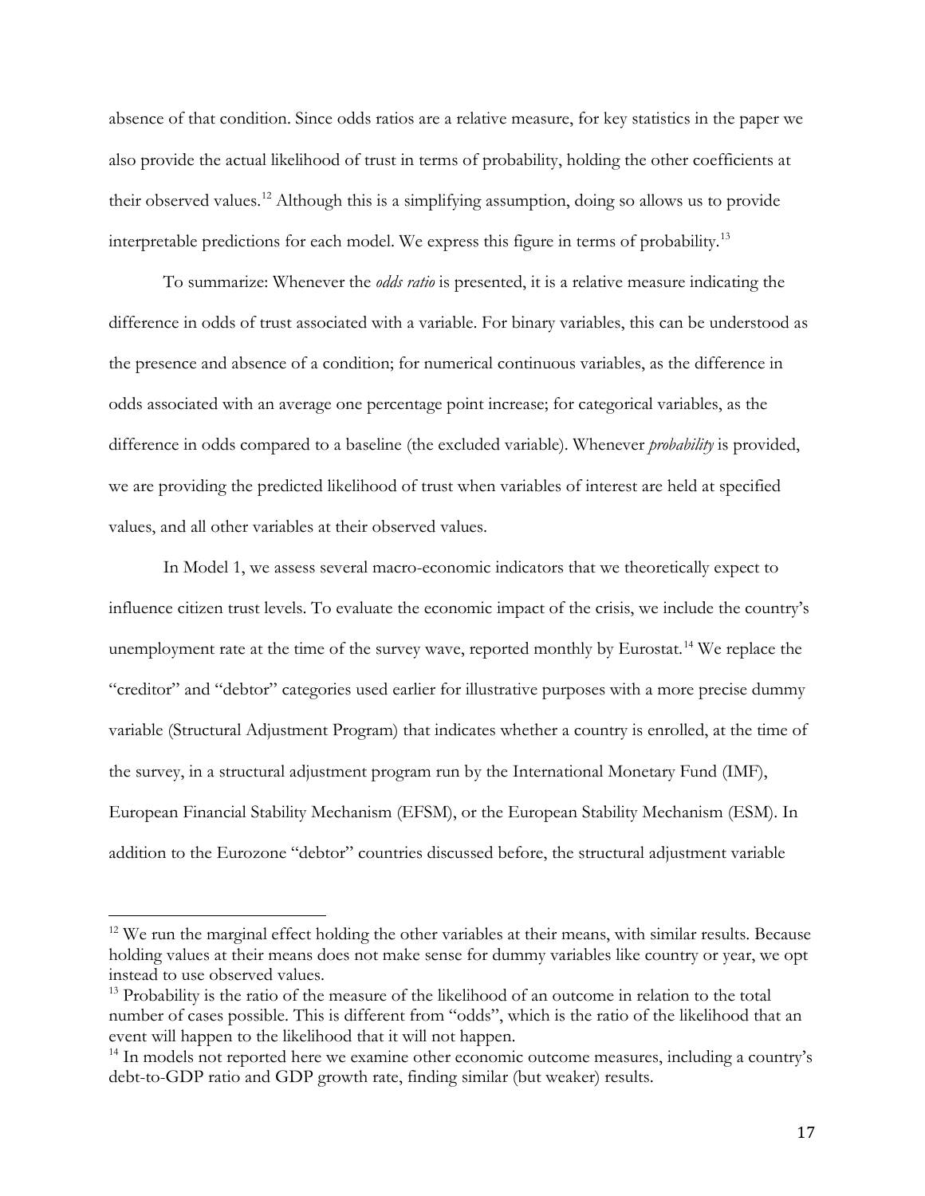absence of that condition. Since odds ratios are a relative measure, for key statistics in the paper we also provide the actual likelihood of trust in terms of probability, holding the other coefficients at their observed values.[12] Although this is a simplifying assumption, doing so allows us to provide interpretable predictions for each model. We express this figure in terms of probability.[13]

To summarize: Whenever the *odds ratio* is presented, it is a relative measure indicating the difference in odds of trust associated with a variable. For binary variables, this can be understood as the presence and absence of a condition; for numerical continuous variables, as the difference in odds associated with an average one percentage point increase; for categorical variables, as the difference in odds compared to a baseline (the excluded variable). Whenever *probability* is provided, we are providing the predicted likelihood of trust when variables of interest are held at specified values, and all other variables at their observed values.

In Model 1, we assess several macro-economic indicators that we theoretically expect to influence citizen trust levels. To evaluate the economic impact of the crisis, we include the country's unemployment rate at the time of the survey wave, reported monthly by Eurostat.[14] We replace the "creditor" and "debtor" categories used earlier for illustrative purposes with a more precise dummy variable (Structural Adjustment Program) that indicates whether a country is enrolled, at the time of the survey, in a structural adjustment program run by the International Monetary Fund (IMF), European Financial Stability Mechanism (EFSM), or the European Stability Mechanism (ESM). In addition to the Eurozone "debtor" countries discussed before, the structural adjustment variable

---

[12] We run the marginal effect holding the other variables at their means, with similar results. Because holding values at their means does not make sense for dummy variables like country or year, we opt instead to use observed values.

[13] Probability is the ratio of the measure of the likelihood of an outcome in relation to the total number of cases possible. This is different from "odds", which is the ratio of the likelihood that an event will happen to the likelihood that it will not happen.

[14] In models not reported here we examine other economic outcome measures, including a country's debt-to-GDP ratio and GDP growth rate, finding similar (but weaker) results.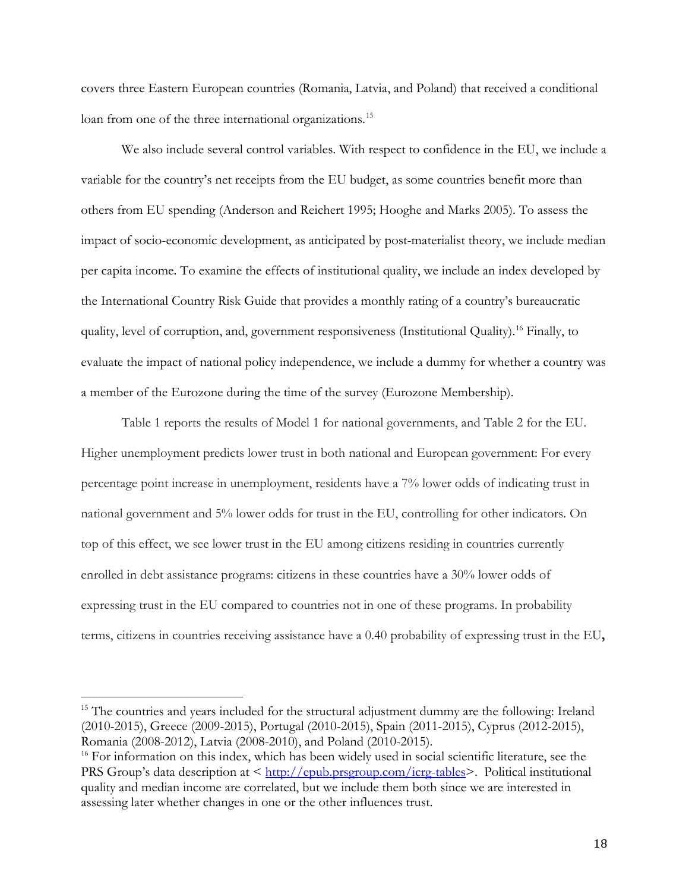covers three Eastern European countries (Romania, Latvia, and Poland) that received a conditional loan from one of the three international organizations.[15]

We also include several control variables. With respect to confidence in the EU, we include a variable for the country's net receipts from the EU budget, as some countries benefit more than others from EU spending (Anderson and Reichert 1995; Hooghe and Marks 2005). To assess the impact of socio-economic development, as anticipated by post-materialist theory, we include median per capita income. To examine the effects of institutional quality, we include an index developed by the International Country Risk Guide that provides a monthly rating of a country's bureaucratic quality, level of corruption, and, government responsiveness (Institutional Quality).[16] Finally, to evaluate the impact of national policy independence, we include a dummy for whether a country was a member of the Eurozone during the time of the survey (Eurozone Membership).

Table 1 reports the results of Model 1 for national governments, and Table 2 for the EU. Higher unemployment predicts lower trust in both national and European government: For every percentage point increase in unemployment, residents have a 7% lower odds of indicating trust in national government and 5% lower odds for trust in the EU, controlling for other indicators. On top of this effect, we see lower trust in the EU among citizens residing in countries currently enrolled in debt assistance programs: citizens in these countries have a 30% lower odds of expressing trust in the EU compared to countries not in one of these programs. In probability terms, citizens in countries receiving assistance have a 0.40 probability of expressing trust in the EU,

---

[15] The countries and years included for the structural adjustment dummy are the following: Ireland (2010-2015), Greece (2009-2015), Portugal (2010-2015), Spain (2011-2015), Cyprus (2012-2015), Romania (2008-2012), Latvia (2008-2010), and Poland (2010-2015).

[16] For information on this index, which has been widely used in social scientific literature, see the PRS Group's data description at < http://epub.prsgroup.com/icrg-tables>. Political institutional quality and median income are correlated, but we include them both since we are interested in assessing later whether changes in one or the other influences trust.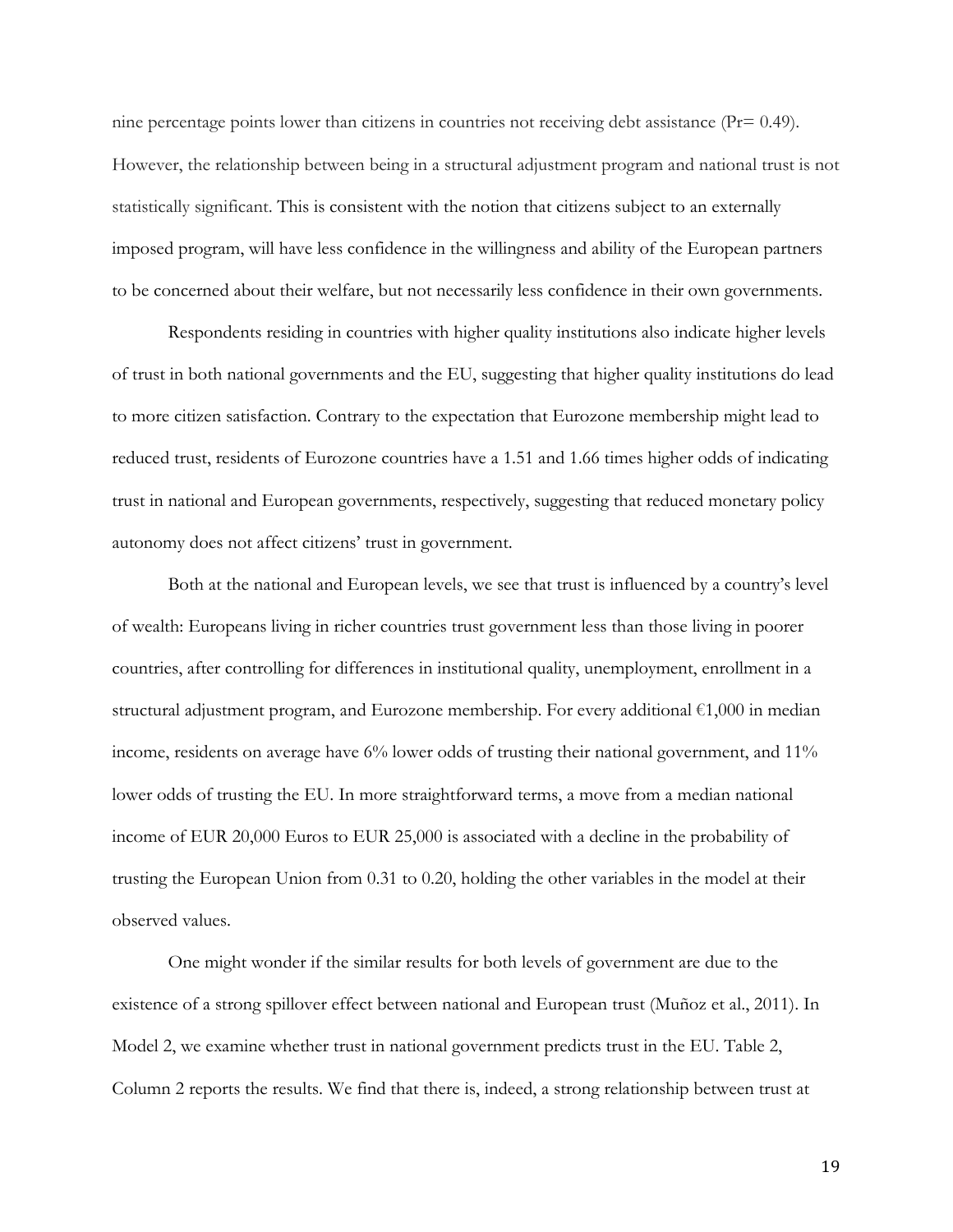nine percentage points lower than citizens in countries not receiving debt assistance (Pr= 0.49). However, the relationship between being in a structural adjustment program and national trust is not statistically significant. This is consistent with the notion that citizens subject to an externally imposed program, will have less confidence in the willingness and ability of the European partners to be concerned about their welfare, but not necessarily less confidence in their own governments.

Respondents residing in countries with higher quality institutions also indicate higher levels of trust in both national governments and the EU, suggesting that higher quality institutions do lead to more citizen satisfaction. Contrary to the expectation that Eurozone membership might lead to reduced trust, residents of Eurozone countries have a 1.51 and 1.66 times higher odds of indicating trust in national and European governments, respectively, suggesting that reduced monetary policy autonomy does not affect citizens' trust in government.

Both at the national and European levels, we see that trust is influenced by a country's level of wealth: Europeans living in richer countries trust government less than those living in poorer countries, after controlling for differences in institutional quality, unemployment, enrollment in a structural adjustment program, and Eurozone membership. For every additional €1,000 in median income, residents on average have 6% lower odds of trusting their national government, and 11% lower odds of trusting the EU. In more straightforward terms, a move from a median national income of EUR 20,000 Euros to EUR 25,000 is associated with a decline in the probability of trusting the European Union from 0.31 to 0.20, holding the other variables in the model at their observed values.

One might wonder if the similar results for both levels of government are due to the existence of a strong spillover effect between national and European trust (Muñoz et al., 2011). In Model 2, we examine whether trust in national government predicts trust in the EU. Table 2, Column 2 reports the results. We find that there is, indeed, a strong relationship between trust at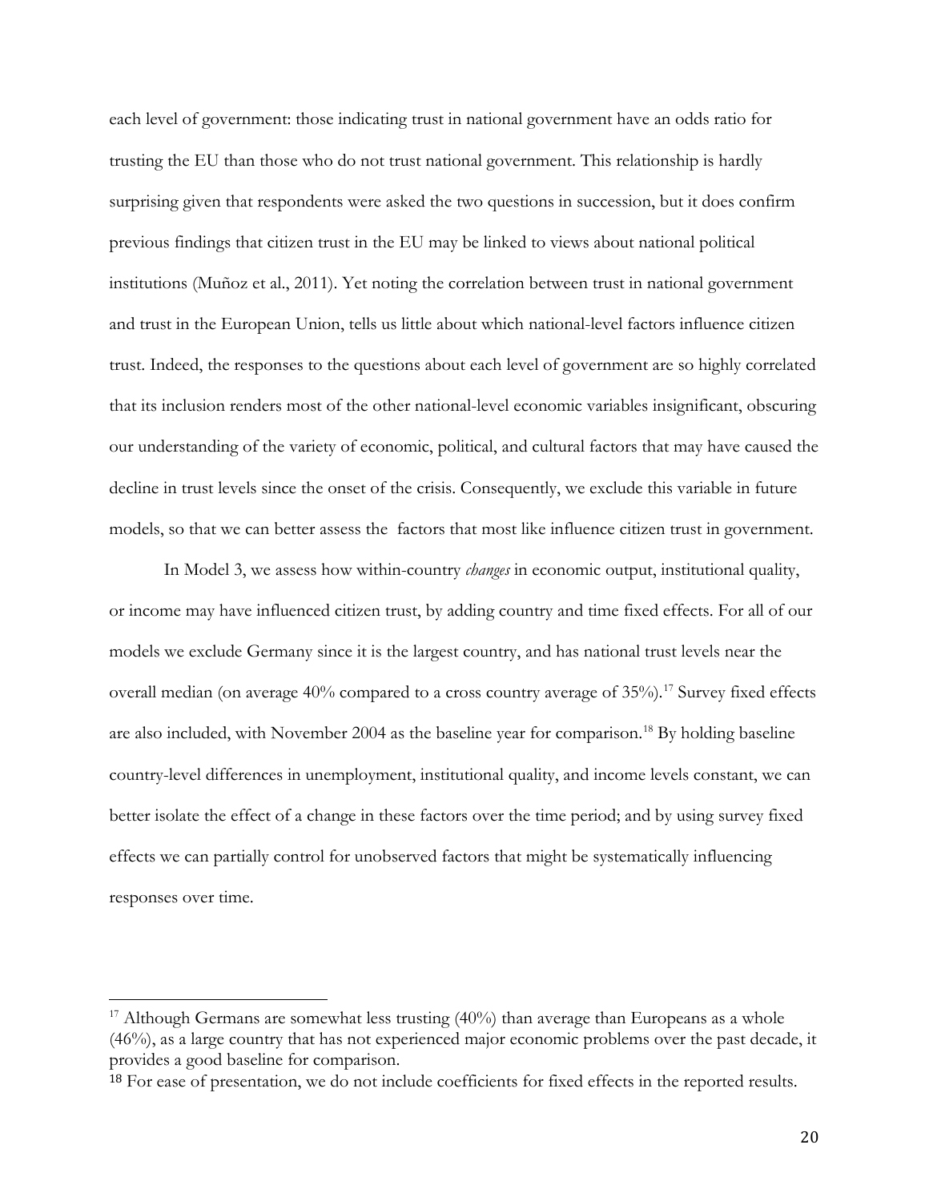each level of government: those indicating trust in national government have an odds ratio for trusting the EU than those who do not trust national government. This relationship is hardly surprising given that respondents were asked the two questions in succession, but it does confirm previous findings that citizen trust in the EU may be linked to views about national political institutions (Muñoz et al., 2011). Yet noting the correlation between trust in national government and trust in the European Union, tells us little about which national-level factors influence citizen trust. Indeed, the responses to the questions about each level of government are so highly correlated that its inclusion renders most of the other national-level economic variables insignificant, obscuring our understanding of the variety of economic, political, and cultural factors that may have caused the decline in trust levels since the onset of the crisis. Consequently, we exclude this variable in future models, so that we can better assess the factors that most like influence citizen trust in government.

In Model 3, we assess how within-country *changes* in economic output, institutional quality, or income may have influenced citizen trust, by adding country and time fixed effects. For all of our models we exclude Germany since it is the largest country, and has national trust levels near the overall median (on average 40% compared to a cross country average of 35%).[17] Survey fixed effects are also included, with November 2004 as the baseline year for comparison.[18] By holding baseline country-level differences in unemployment, institutional quality, and income levels constant, we can better isolate the effect of a change in these factors over the time period; and by using survey fixed effects we can partially control for unobserved factors that might be systematically influencing responses over time.

---

[17] Although Germans are somewhat less trusting (40%) than average than Europeans as a whole (46%), as a large country that has not experienced major economic problems over the past decade, it provides a good baseline for comparison.

[18] For ease of presentation, we do not include coefficients for fixed effects in the reported results.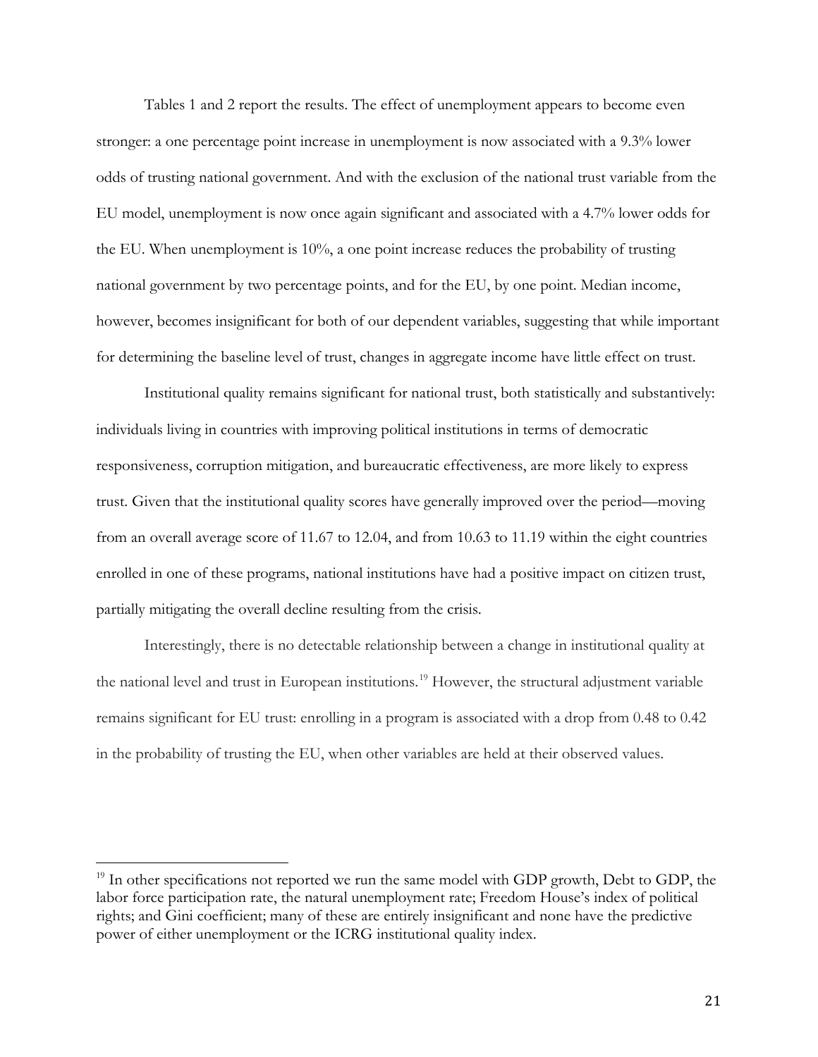Tables 1 and 2 report the results. The effect of unemployment appears to become even stronger: a one percentage point increase in unemployment is now associated with a 9.3% lower odds of trusting national government. And with the exclusion of the national trust variable from the EU model, unemployment is now once again significant and associated with a 4.7% lower odds for the EU. When unemployment is 10%, a one point increase reduces the probability of trusting national government by two percentage points, and for the EU, by one point. Median income, however, becomes insignificant for both of our dependent variables, suggesting that while important for determining the baseline level of trust, changes in aggregate income have little effect on trust.

Institutional quality remains significant for national trust, both statistically and substantively: individuals living in countries with improving political institutions in terms of democratic responsiveness, corruption mitigation, and bureaucratic effectiveness, are more likely to express trust. Given that the institutional quality scores have generally improved over the period—moving from an overall average score of 11.67 to 12.04, and from 10.63 to 11.19 within the eight countries enrolled in one of these programs, national institutions have had a positive impact on citizen trust, partially mitigating the overall decline resulting from the crisis.

Interestingly, there is no detectable relationship between a change in institutional quality at the national level and trust in European institutions.[19] However, the structural adjustment variable remains significant for EU trust: enrolling in a program is associated with a drop from 0.48 to 0.42 in the probability of trusting the EU, when other variables are held at their observed values.

---

[19] In other specifications not reported we run the same model with GDP growth, Debt to GDP, the labor force participation rate, the natural unemployment rate; Freedom House's index of political rights; and Gini coefficient; many of these are entirely insignificant and none have the predictive power of either unemployment or the ICRG institutional quality index.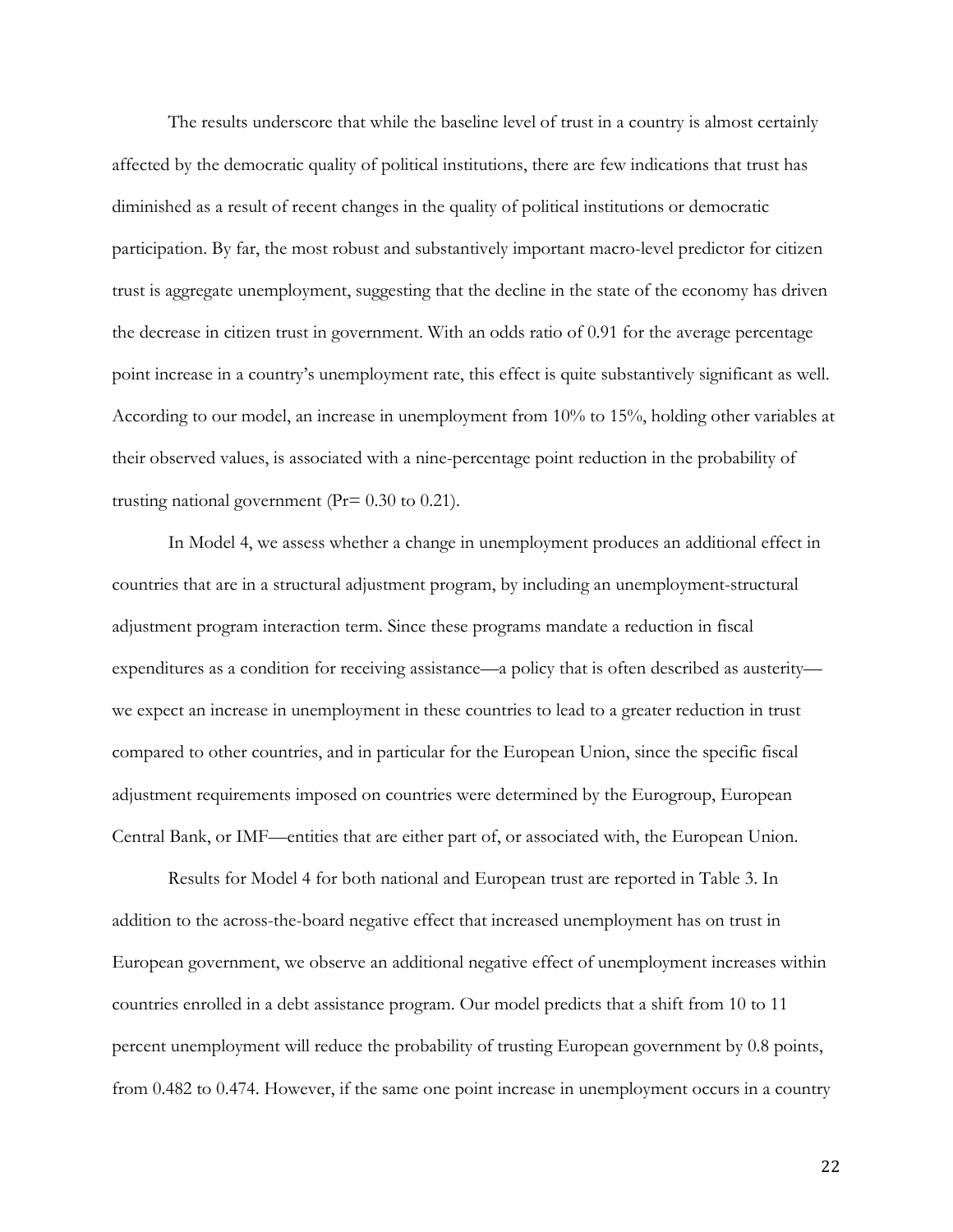The results underscore that while the baseline level of trust in a country is almost certainly affected by the democratic quality of political institutions, there are few indications that trust has diminished as a result of recent changes in the quality of political institutions or democratic participation. By far, the most robust and substantively important macro-level predictor for citizen trust is aggregate unemployment, suggesting that the decline in the state of the economy has driven the decrease in citizen trust in government. With an odds ratio of 0.91 for the average percentage point increase in a country's unemployment rate, this effect is quite substantively significant as well. According to our model, an increase in unemployment from 10% to 15%, holding other variables at their observed values, is associated with a nine-percentage point reduction in the probability of trusting national government (Pr= 0.30 to 0.21).

In Model 4, we assess whether a change in unemployment produces an additional effect in countries that are in a structural adjustment program, by including an unemployment-structural adjustment program interaction term. Since these programs mandate a reduction in fiscal expenditures as a condition for receiving assistance—a policy that is often described as austerity—we expect an increase in unemployment in these countries to lead to a greater reduction in trust compared to other countries, and in particular for the European Union, since the specific fiscal adjustment requirements imposed on countries were determined by the Eurogroup, European Central Bank, or IMF—entities that are either part of, or associated with, the European Union.

Results for Model 4 for both national and European trust are reported in Table 3. In addition to the across-the-board negative effect that increased unemployment has on trust in European government, we observe an additional negative effect of unemployment increases within countries enrolled in a debt assistance program. Our model predicts that a shift from 10 to 11 percent unemployment will reduce the probability of trusting European government by 0.8 points, from 0.482 to 0.474. However, if the same one point increase in unemployment occurs in a country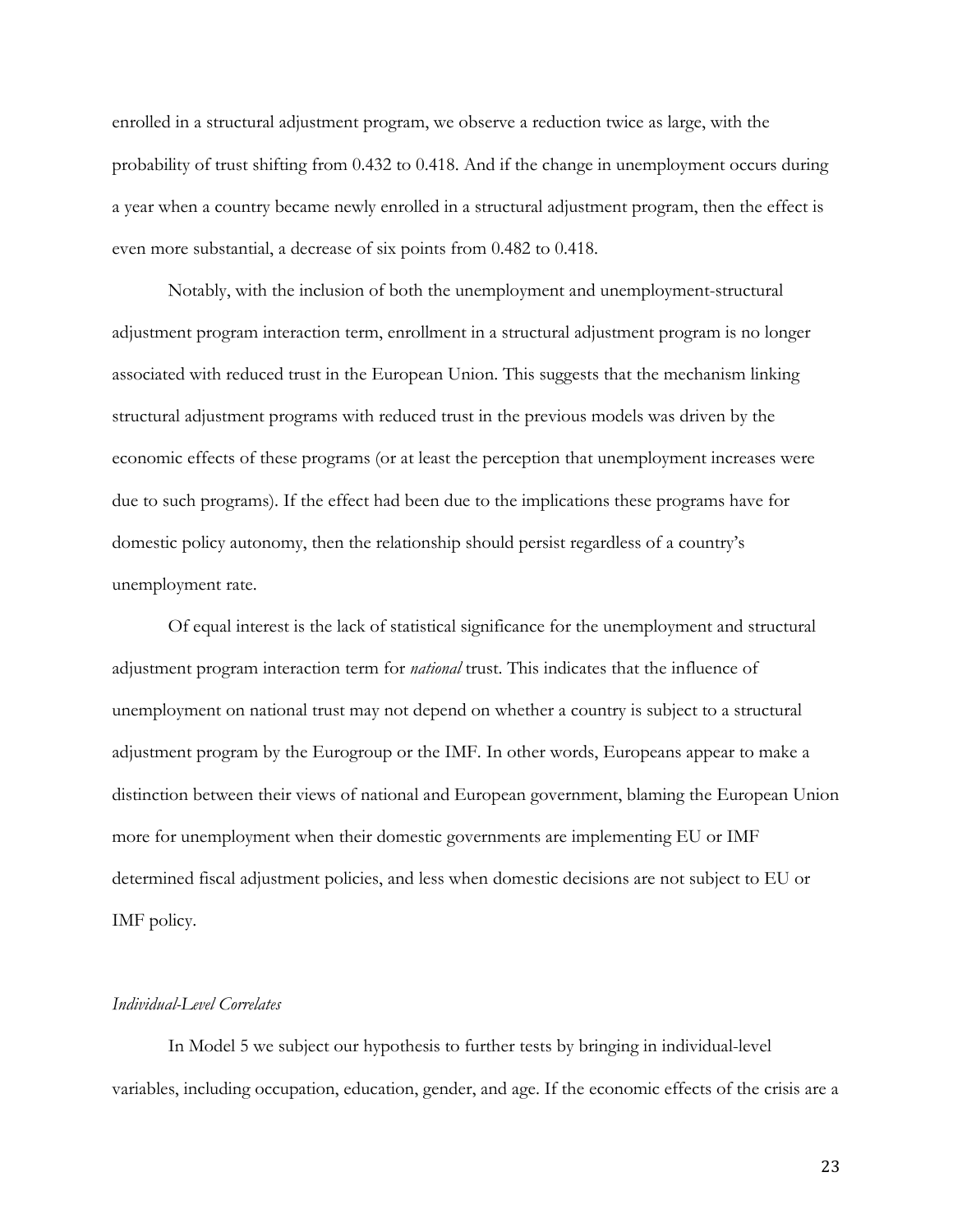enrolled in a structural adjustment program, we observe a reduction twice as large, with the probability of trust shifting from 0.432 to 0.418. And if the change in unemployment occurs during a year when a country became newly enrolled in a structural adjustment program, then the effect is even more substantial, a decrease of six points from 0.482 to 0.418.

Notably, with the inclusion of both the unemployment and unemployment-structural adjustment program interaction term, enrollment in a structural adjustment program is no longer associated with reduced trust in the European Union. This suggests that the mechanism linking structural adjustment programs with reduced trust in the previous models was driven by the economic effects of these programs (or at least the perception that unemployment increases were due to such programs). If the effect had been due to the implications these programs have for domestic policy autonomy, then the relationship should persist regardless of a country's unemployment rate.

Of equal interest is the lack of statistical significance for the unemployment and structural adjustment program interaction term for *national* trust. This indicates that the influence of unemployment on national trust may not depend on whether a country is subject to a structural adjustment program by the Eurogroup or the IMF. In other words, Europeans appear to make a distinction between their views of national and European government, blaming the European Union more for unemployment when their domestic governments are implementing EU or IMF determined fiscal adjustment policies, and less when domestic decisions are not subject to EU or IMF policy.

*Individual-Level Correlates*

In Model 5 we subject our hypothesis to further tests by bringing in individual-level variables, including occupation, education, gender, and age. If the economic effects of the crisis are a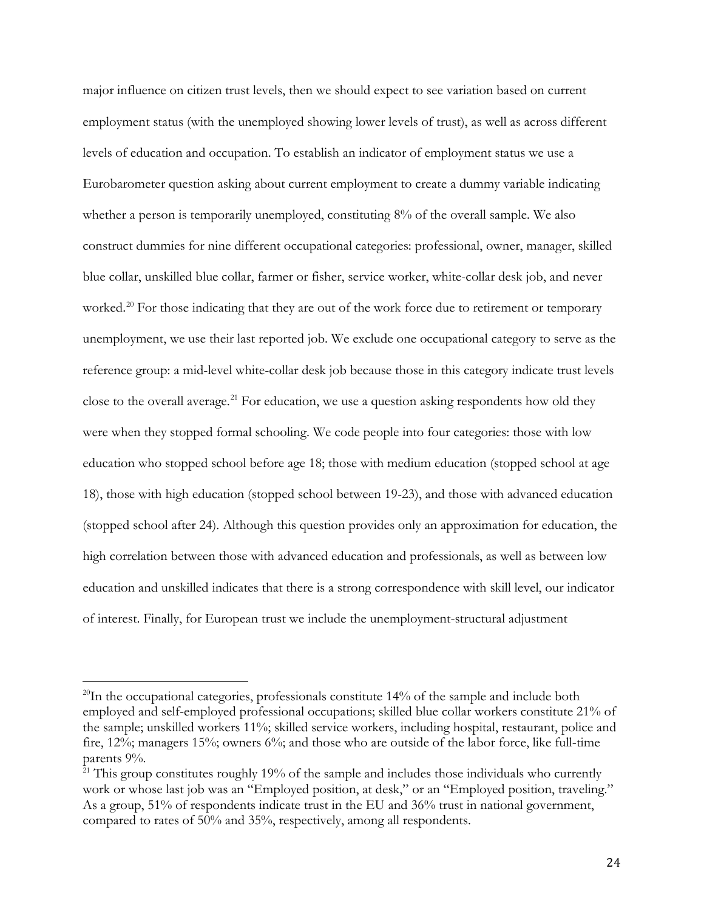major influence on citizen trust levels, then we should expect to see variation based on current employment status (with the unemployed showing lower levels of trust), as well as across different levels of education and occupation. To establish an indicator of employment status we use a Eurobarometer question asking about current employment to create a dummy variable indicating whether a person is temporarily unemployed, constituting 8% of the overall sample. We also construct dummies for nine different occupational categories: professional, owner, manager, skilled blue collar, unskilled blue collar, farmer or fisher, service worker, white-collar desk job, and never worked.[20] For those indicating that they are out of the work force due to retirement or temporary unemployment, we use their last reported job. We exclude one occupational category to serve as the reference group: a mid-level white-collar desk job because those in this category indicate trust levels close to the overall average.[21] For education, we use a question asking respondents how old they were when they stopped formal schooling. We code people into four categories: those with low education who stopped school before age 18; those with medium education (stopped school at age 18), those with high education (stopped school between 19-23), and those with advanced education (stopped school after 24). Although this question provides only an approximation for education, the high correlation between those with advanced education and professionals, as well as between low education and unskilled indicates that there is a strong correspondence with skill level, our indicator of interest. Finally, for European trust we include the unemployment-structural adjustment

---

[20] In the occupational categories, professionals constitute 14% of the sample and include both employed and self-employed professional occupations; skilled blue collar workers constitute 21% of the sample; unskilled workers 11%; skilled service workers, including hospital, restaurant, police and fire, 12%; managers 15%; owners 6%; and those who are outside of the labor force, like full-time parents 9%.

[21] This group constitutes roughly 19% of the sample and includes those individuals who currently work or whose last job was an "Employed position, at desk," or an "Employed position, traveling." As a group, 51% of respondents indicate trust in the EU and 36% trust in national government, compared to rates of 50% and 35%, respectively, among all respondents.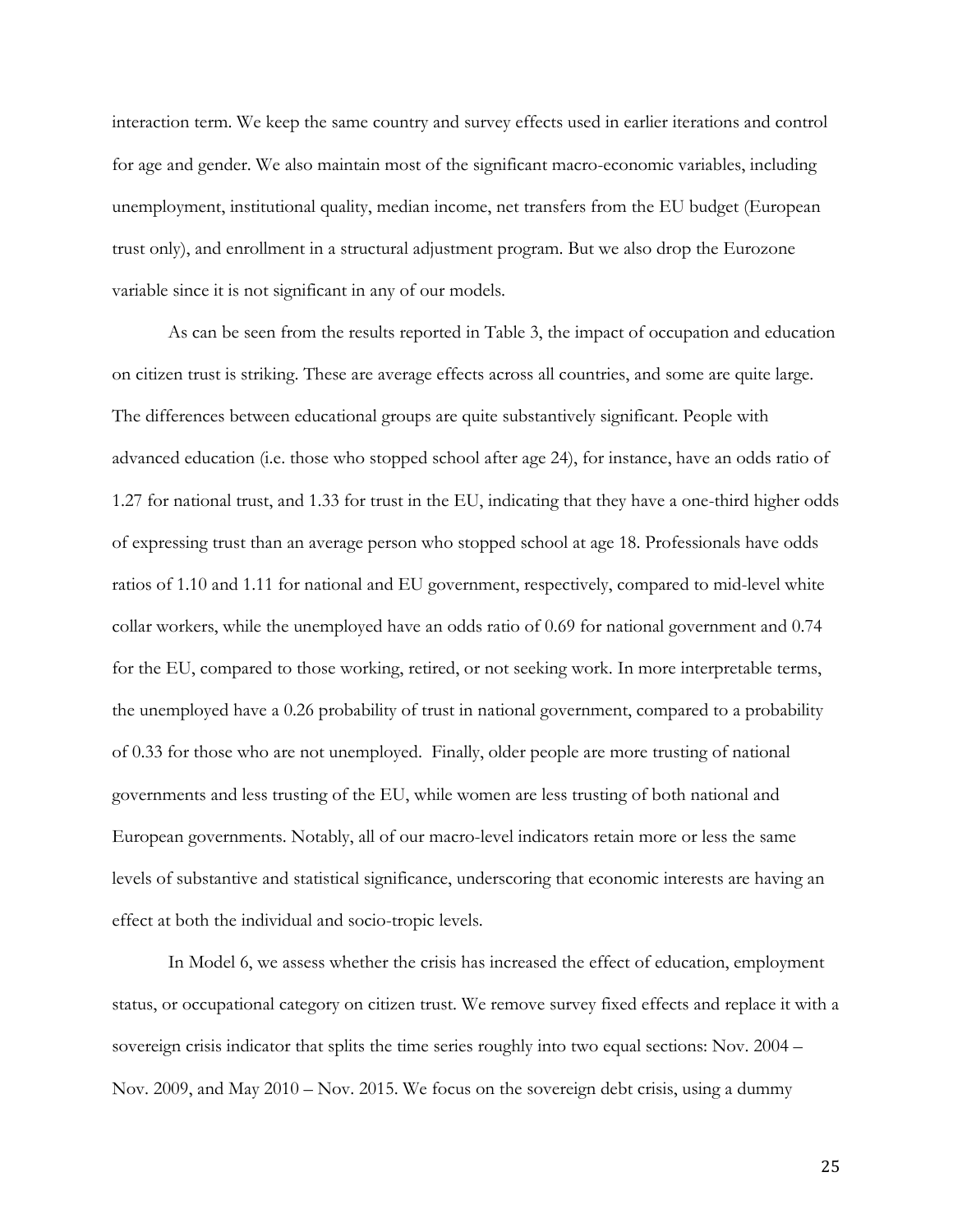interaction term. We keep the same country and survey effects used in earlier iterations and control for age and gender. We also maintain most of the significant macro-economic variables, including unemployment, institutional quality, median income, net transfers from the EU budget (European trust only), and enrollment in a structural adjustment program. But we also drop the Eurozone variable since it is not significant in any of our models.

As can be seen from the results reported in Table 3, the impact of occupation and education on citizen trust is striking. These are average effects across all countries, and some are quite large. The differences between educational groups are quite substantively significant. People with advanced education (i.e. those who stopped school after age 24), for instance, have an odds ratio of 1.27 for national trust, and 1.33 for trust in the EU, indicating that they have a one-third higher odds of expressing trust than an average person who stopped school at age 18. Professionals have odds ratios of 1.10 and 1.11 for national and EU government, respectively, compared to mid-level white collar workers, while the unemployed have an odds ratio of 0.69 for national government and 0.74 for the EU, compared to those working, retired, or not seeking work. In more interpretable terms, the unemployed have a 0.26 probability of trust in national government, compared to a probability of 0.33 for those who are not unemployed. Finally, older people are more trusting of national governments and less trusting of the EU, while women are less trusting of both national and European governments. Notably, all of our macro-level indicators retain more or less the same levels of substantive and statistical significance, underscoring that economic interests are having an effect at both the individual and socio-tropic levels.

In Model 6, we assess whether the crisis has increased the effect of education, employment status, or occupational category on citizen trust. We remove survey fixed effects and replace it with a sovereign crisis indicator that splits the time series roughly into two equal sections: Nov. 2004 – Nov. 2009, and May 2010 – Nov. 2015. We focus on the sovereign debt crisis, using a dummy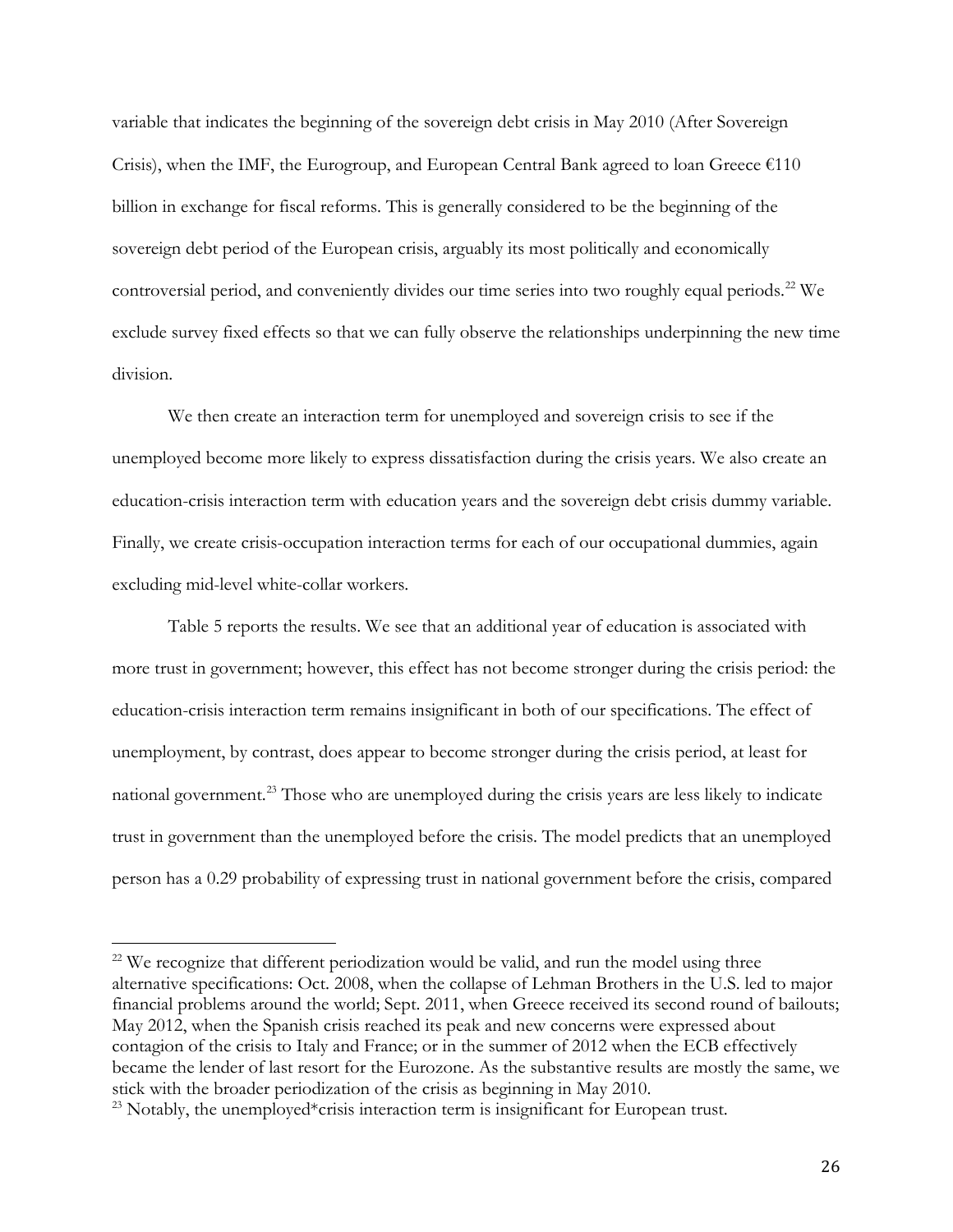variable that indicates the beginning of the sovereign debt crisis in May 2010 (After Sovereign Crisis), when the IMF, the Eurogroup, and European Central Bank agreed to loan Greece €110 billion in exchange for fiscal reforms. This is generally considered to be the beginning of the sovereign debt period of the European crisis, arguably its most politically and economically controversial period, and conveniently divides our time series into two roughly equal periods.[22] We exclude survey fixed effects so that we can fully observe the relationships underpinning the new time division.

We then create an interaction term for unemployed and sovereign crisis to see if the unemployed become more likely to express dissatisfaction during the crisis years. We also create an education-crisis interaction term with education years and the sovereign debt crisis dummy variable. Finally, we create crisis-occupation interaction terms for each of our occupational dummies, again excluding mid-level white-collar workers.

Table 5 reports the results. We see that an additional year of education is associated with more trust in government; however, this effect has not become stronger during the crisis period: the education-crisis interaction term remains insignificant in both of our specifications. The effect of unemployment, by contrast, does appear to become stronger during the crisis period, at least for national government.[23] Those who are unemployed during the crisis years are less likely to indicate trust in government than the unemployed before the crisis. The model predicts that an unemployed person has a 0.29 probability of expressing trust in national government before the crisis, compared

[22] We recognize that different periodization would be valid, and run the model using three alternative specifications: Oct. 2008, when the collapse of Lehman Brothers in the U.S. led to major financial problems around the world; Sept. 2011, when Greece received its second round of bailouts; May 2012, when the Spanish crisis reached its peak and new concerns were expressed about contagion of the crisis to Italy and France; or in the summer of 2012 when the ECB effectively became the lender of last resort for the Eurozone. As the substantive results are mostly the same, we stick with the broader periodization of the crisis as beginning in May 2010.

[23] Notably, the unemployed*crisis interaction term is insignificant for European trust.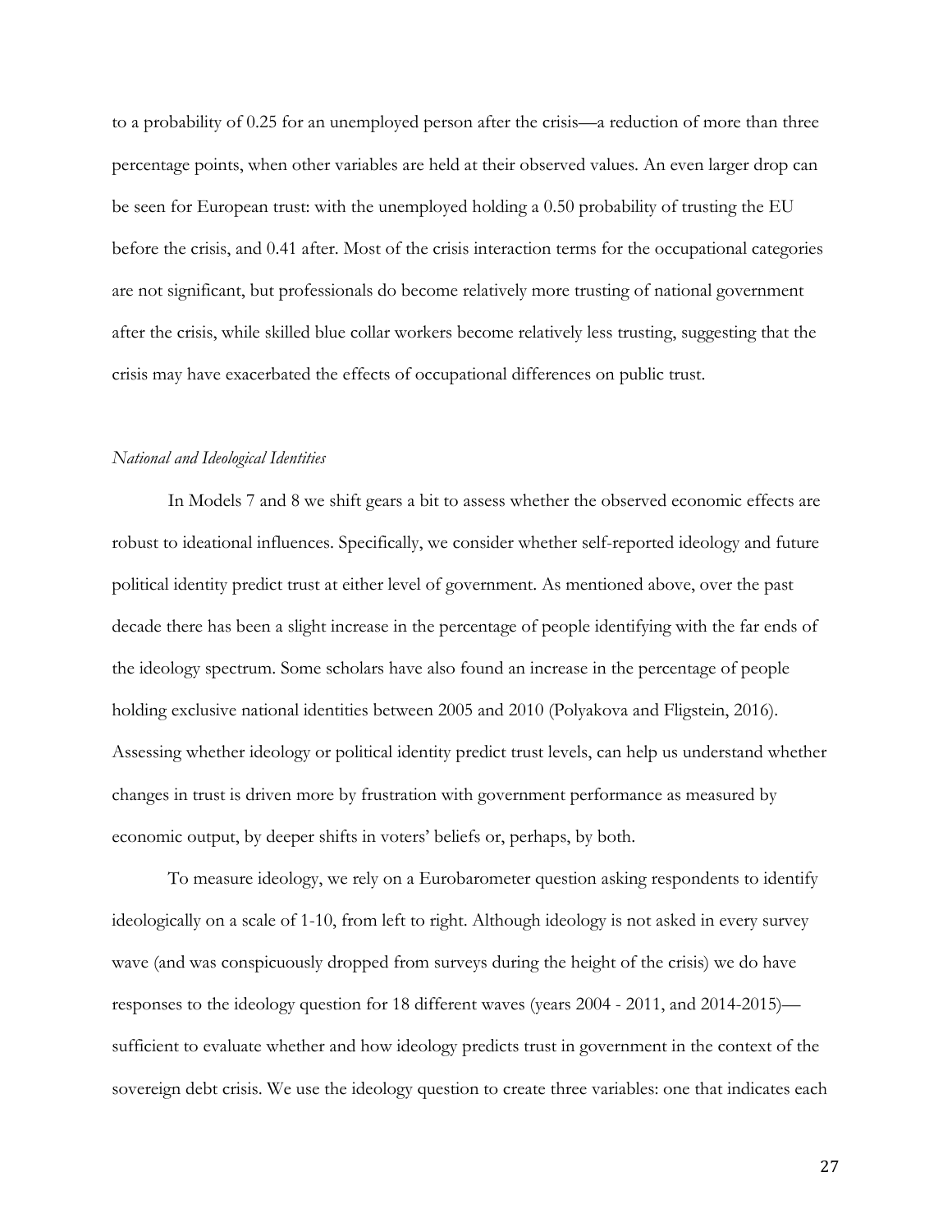to a probability of 0.25 for an unemployed person after the crisis—a reduction of more than three percentage points, when other variables are held at their observed values. An even larger drop can be seen for European trust: with the unemployed holding a 0.50 probability of trusting the EU before the crisis, and 0.41 after. Most of the crisis interaction terms for the occupational categories are not significant, but professionals do become relatively more trusting of national government after the crisis, while skilled blue collar workers become relatively less trusting, suggesting that the crisis may have exacerbated the effects of occupational differences on public trust.

### *National and Ideological Identities*

In Models 7 and 8 we shift gears a bit to assess whether the observed economic effects are robust to ideational influences. Specifically, we consider whether self-reported ideology and future political identity predict trust at either level of government. As mentioned above, over the past decade there has been a slight increase in the percentage of people identifying with the far ends of the ideology spectrum. Some scholars have also found an increase in the percentage of people holding exclusive national identities between 2005 and 2010 (Polyakova and Fligstein, 2016). Assessing whether ideology or political identity predict trust levels, can help us understand whether changes in trust is driven more by frustration with government performance as measured by economic output, by deeper shifts in voters' beliefs or, perhaps, by both.

To measure ideology, we rely on a Eurobarometer question asking respondents to identify ideologically on a scale of 1-10, from left to right. Although ideology is not asked in every survey wave (and was conspicuously dropped from surveys during the height of the crisis) we do have responses to the ideology question for 18 different waves (years 2004 - 2011, and 2014-2015)—sufficient to evaluate whether and how ideology predicts trust in government in the context of the sovereign debt crisis. We use the ideology question to create three variables: one that indicates each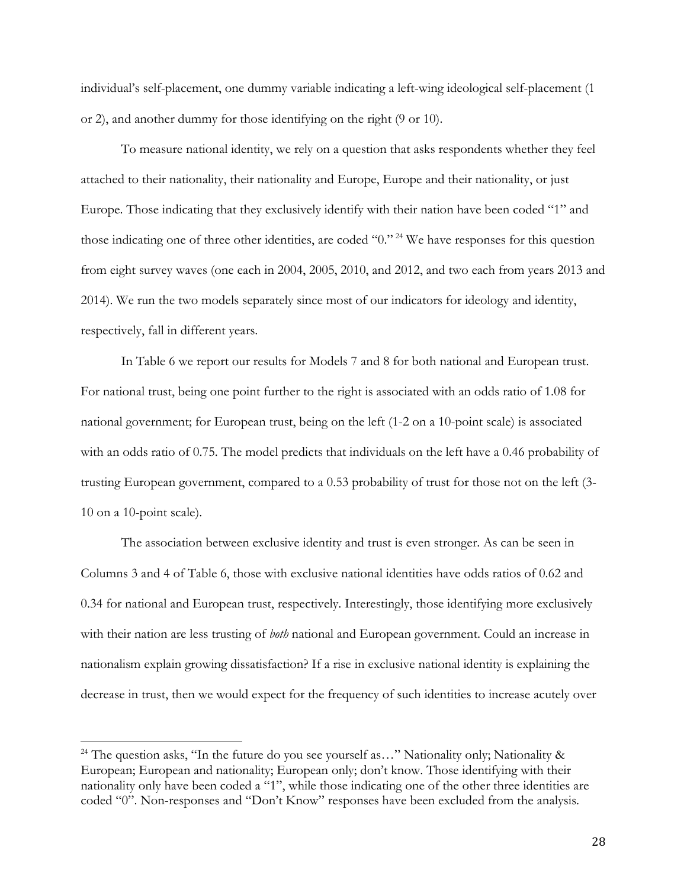individual's self-placement, one dummy variable indicating a left-wing ideological self-placement (1 or 2), and another dummy for those identifying on the right (9 or 10).

To measure national identity, we rely on a question that asks respondents whether they feel attached to their nationality, their nationality and Europe, Europe and their nationality, or just Europe. Those indicating that they exclusively identify with their nation have been coded "1" and those indicating one of three other identities, are coded "0." [24] We have responses for this question from eight survey waves (one each in 2004, 2005, 2010, and 2012, and two each from years 2013 and 2014). We run the two models separately since most of our indicators for ideology and identity, respectively, fall in different years.

In Table 6 we report our results for Models 7 and 8 for both national and European trust. For national trust, being one point further to the right is associated with an odds ratio of 1.08 for national government; for European trust, being on the left (1-2 on a 10-point scale) is associated with an odds ratio of 0.75. The model predicts that individuals on the left have a 0.46 probability of trusting European government, compared to a 0.53 probability of trust for those not on the left (3-10 on a 10-point scale).

The association between exclusive identity and trust is even stronger. As can be seen in Columns 3 and 4 of Table 6, those with exclusive national identities have odds ratios of 0.62 and 0.34 for national and European trust, respectively. Interestingly, those identifying more exclusively with their nation are less trusting of *both* national and European government. Could an increase in nationalism explain growing dissatisfaction? If a rise in exclusive national identity is explaining the decrease in trust, then we would expect for the frequency of such identities to increase acutely over

[24] The question asks, "In the future do you see yourself as…" Nationality only; Nationality & European; European and nationality; European only; don't know. Those identifying with their nationality only have been coded a "1", while those indicating one of the other three identities are coded "0". Non-responses and "Don't Know" responses have been excluded from the analysis.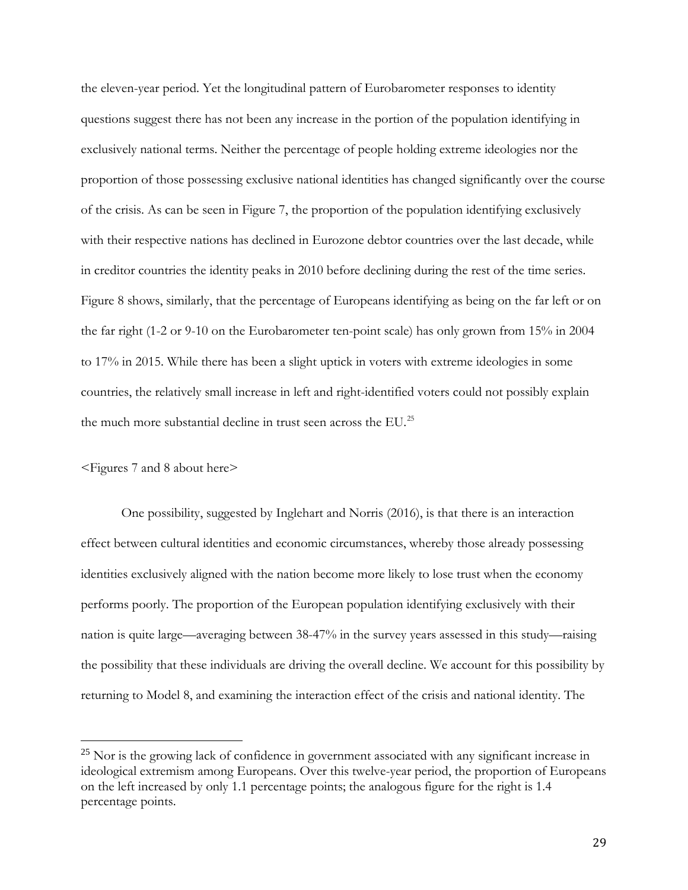the eleven-year period. Yet the longitudinal pattern of Eurobarometer responses to identity questions suggest there has not been any increase in the portion of the population identifying in exclusively national terms. Neither the percentage of people holding extreme ideologies nor the proportion of those possessing exclusive national identities has changed significantly over the course of the crisis. As can be seen in Figure 7, the proportion of the population identifying exclusively with their respective nations has declined in Eurozone debtor countries over the last decade, while in creditor countries the identity peaks in 2010 before declining during the rest of the time series. Figure 8 shows, similarly, that the percentage of Europeans identifying as being on the far left or on the far right (1-2 or 9-10 on the Eurobarometer ten-point scale) has only grown from 15% in 2004 to 17% in 2015. While there has been a slight uptick in voters with extreme ideologies in some countries, the relatively small increase in left and right-identified voters could not possibly explain the much more substantial decline in trust seen across the EU.[25]

<Figures 7 and 8 about here>

One possibility, suggested by Inglehart and Norris (2016), is that there is an interaction effect between cultural identities and economic circumstances, whereby those already possessing identities exclusively aligned with the nation become more likely to lose trust when the economy performs poorly. The proportion of the European population identifying exclusively with their nation is quite large—averaging between 38-47% in the survey years assessed in this study—raising the possibility that these individuals are driving the overall decline. We account for this possibility by returning to Model 8, and examining the interaction effect of the crisis and national identity. The

[25] Nor is the growing lack of confidence in government associated with any significant increase in ideological extremism among Europeans. Over this twelve-year period, the proportion of Europeans on the left increased by only 1.1 percentage points; the analogous figure for the right is 1.4 percentage points.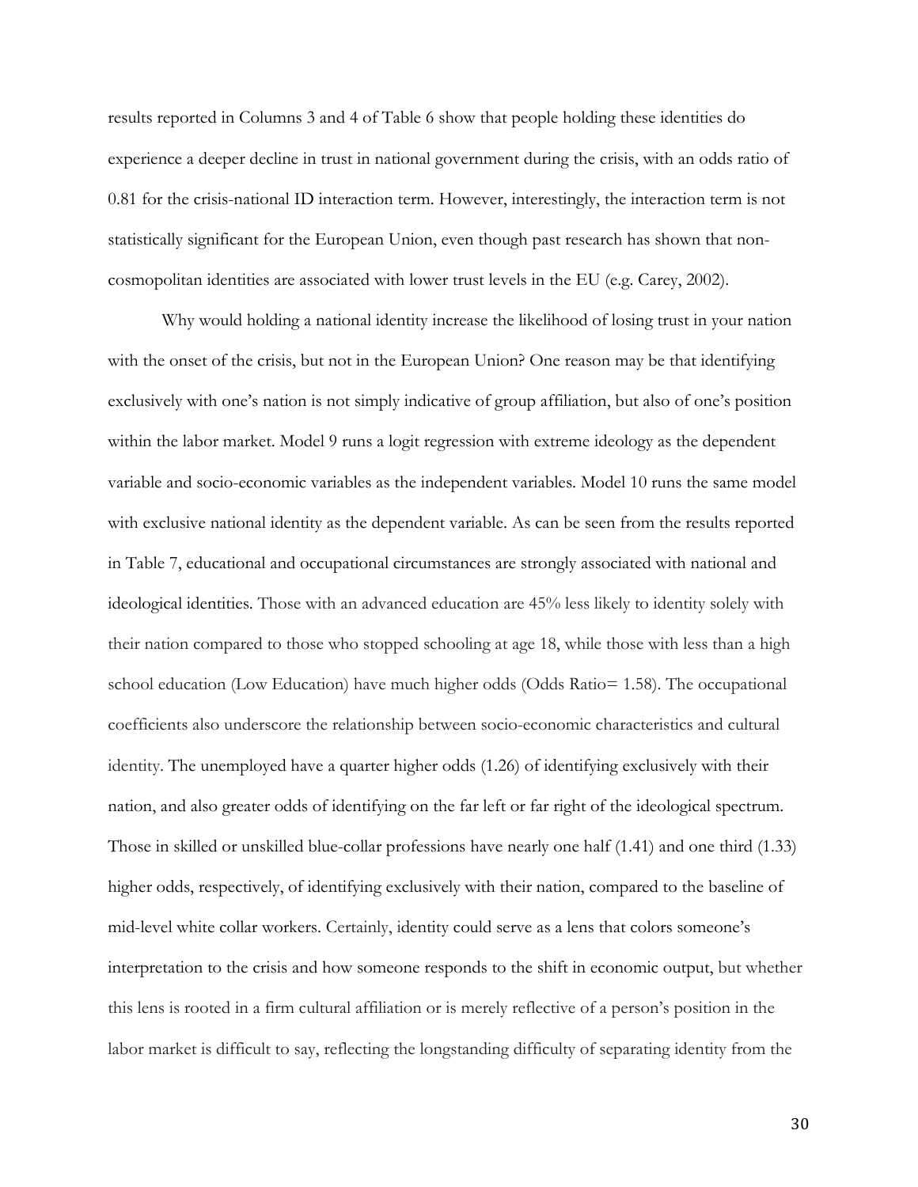results reported in Columns 3 and 4 of Table 6 show that people holding these identities do experience a deeper decline in trust in national government during the crisis, with an odds ratio of 0.81 for the crisis-national ID interaction term. However, interestingly, the interaction term is not statistically significant for the European Union, even though past research has shown that non-cosmopolitan identities are associated with lower trust levels in the EU (e.g. Carey, 2002).

Why would holding a national identity increase the likelihood of losing trust in your nation with the onset of the crisis, but not in the European Union? One reason may be that identifying exclusively with one's nation is not simply indicative of group affiliation, but also of one's position within the labor market. Model 9 runs a logit regression with extreme ideology as the dependent variable and socio-economic variables as the independent variables. Model 10 runs the same model with exclusive national identity as the dependent variable. As can be seen from the results reported in Table 7, educational and occupational circumstances are strongly associated with national and ideological identities. Those with an advanced education are 45% less likely to identity solely with their nation compared to those who stopped schooling at age 18, while those with less than a high school education (Low Education) have much higher odds (Odds Ratio= 1.58). The occupational coefficients also underscore the relationship between socio-economic characteristics and cultural identity. The unemployed have a quarter higher odds (1.26) of identifying exclusively with their nation, and also greater odds of identifying on the far left or far right of the ideological spectrum. Those in skilled or unskilled blue-collar professions have nearly one half (1.41) and one third (1.33) higher odds, respectively, of identifying exclusively with their nation, compared to the baseline of mid-level white collar workers. Certainly, identity could serve as a lens that colors someone's interpretation to the crisis and how someone responds to the shift in economic output, but whether this lens is rooted in a firm cultural affiliation or is merely reflective of a person's position in the labor market is difficult to say, reflecting the longstanding difficulty of separating identity from the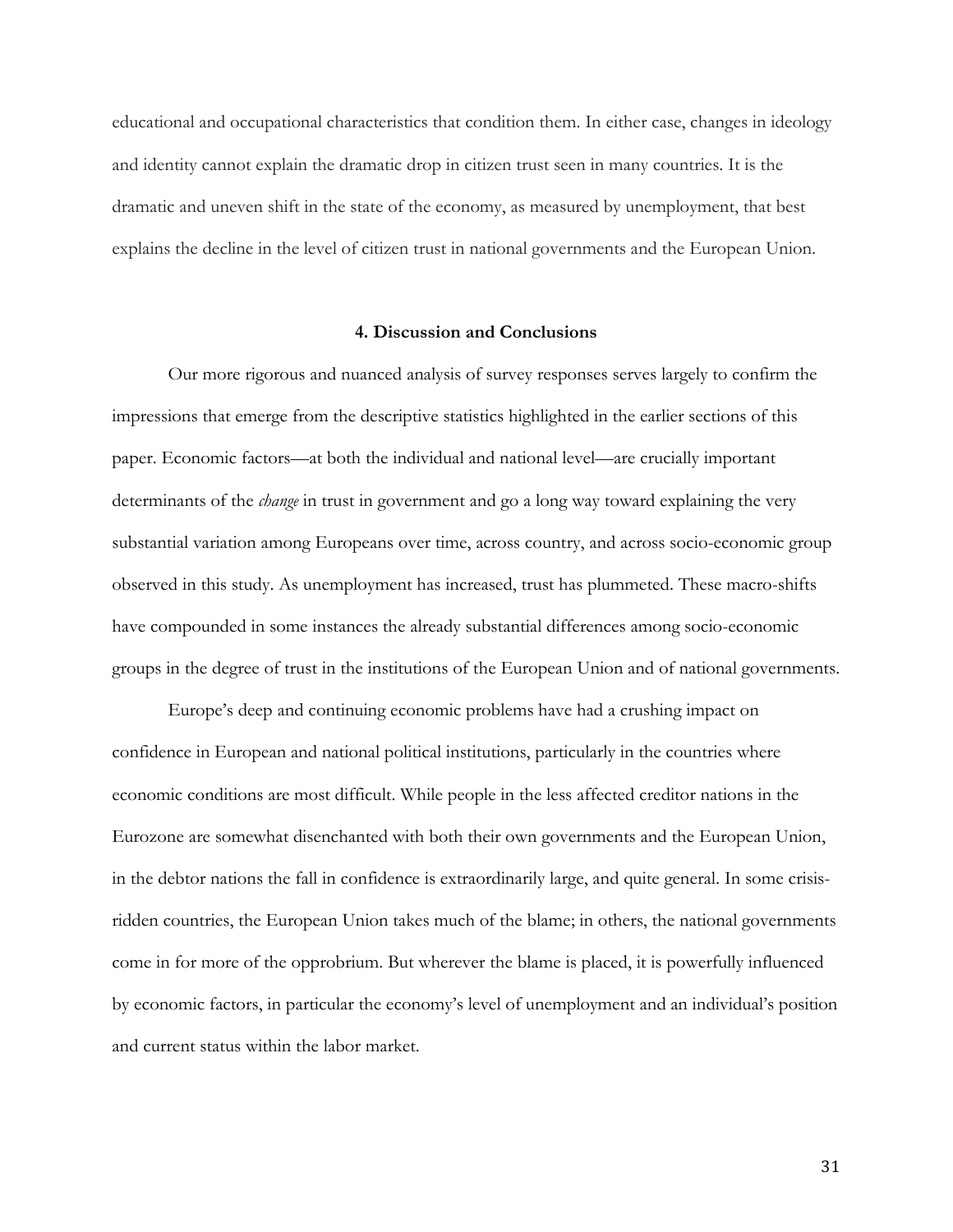educational and occupational characteristics that condition them. In either case, changes in ideology and identity cannot explain the dramatic drop in citizen trust seen in many countries. It is the dramatic and uneven shift in the state of the economy, as measured by unemployment, that best explains the decline in the level of citizen trust in national governments and the European Union.

## 4. Discussion and Conclusions

Our more rigorous and nuanced analysis of survey responses serves largely to confirm the impressions that emerge from the descriptive statistics highlighted in the earlier sections of this paper. Economic factors—at both the individual and national level—are crucially important determinants of the *change* in trust in government and go a long way toward explaining the very substantial variation among Europeans over time, across country, and across socio-economic group observed in this study. As unemployment has increased, trust has plummeted. These macro-shifts have compounded in some instances the already substantial differences among socio-economic groups in the degree of trust in the institutions of the European Union and of national governments.

Europe's deep and continuing economic problems have had a crushing impact on confidence in European and national political institutions, particularly in the countries where economic conditions are most difficult. While people in the less affected creditor nations in the Eurozone are somewhat disenchanted with both their own governments and the European Union, in the debtor nations the fall in confidence is extraordinarily large, and quite general. In some crisis-ridden countries, the European Union takes much of the blame; in others, the national governments come in for more of the opprobrium. But wherever the blame is placed, it is powerfully influenced by economic factors, in particular the economy's level of unemployment and an individual's position and current status within the labor market.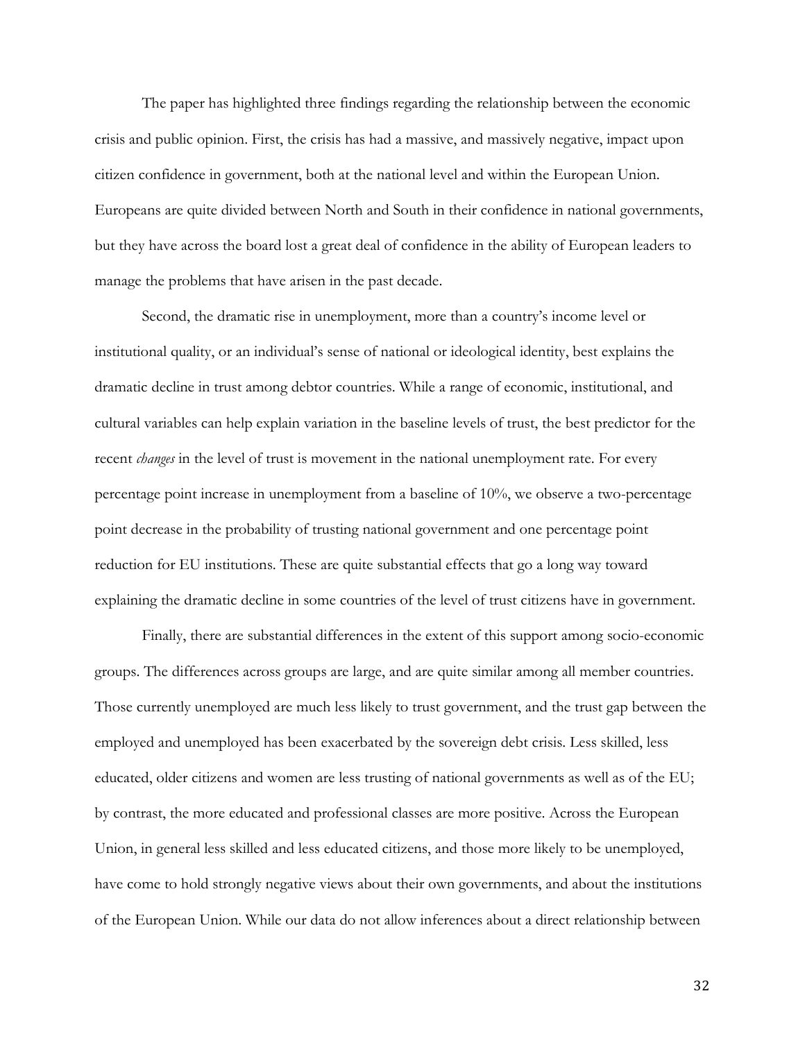The paper has highlighted three findings regarding the relationship between the economic crisis and public opinion. First, the crisis has had a massive, and massively negative, impact upon citizen confidence in government, both at the national level and within the European Union. Europeans are quite divided between North and South in their confidence in national governments, but they have across the board lost a great deal of confidence in the ability of European leaders to manage the problems that have arisen in the past decade.

Second, the dramatic rise in unemployment, more than a country's income level or institutional quality, or an individual's sense of national or ideological identity, best explains the dramatic decline in trust among debtor countries. While a range of economic, institutional, and cultural variables can help explain variation in the baseline levels of trust, the best predictor for the recent *changes* in the level of trust is movement in the national unemployment rate. For every percentage point increase in unemployment from a baseline of 10%, we observe a two-percentage point decrease in the probability of trusting national government and one percentage point reduction for EU institutions. These are quite substantial effects that go a long way toward explaining the dramatic decline in some countries of the level of trust citizens have in government.

Finally, there are substantial differences in the extent of this support among socio-economic groups. The differences across groups are large, and are quite similar among all member countries. Those currently unemployed are much less likely to trust government, and the trust gap between the employed and unemployed has been exacerbated by the sovereign debt crisis. Less skilled, less educated, older citizens and women are less trusting of national governments as well as of the EU; by contrast, the more educated and professional classes are more positive. Across the European Union, in general less skilled and less educated citizens, and those more likely to be unemployed, have come to hold strongly negative views about their own governments, and about the institutions of the European Union. While our data do not allow inferences about a direct relationship between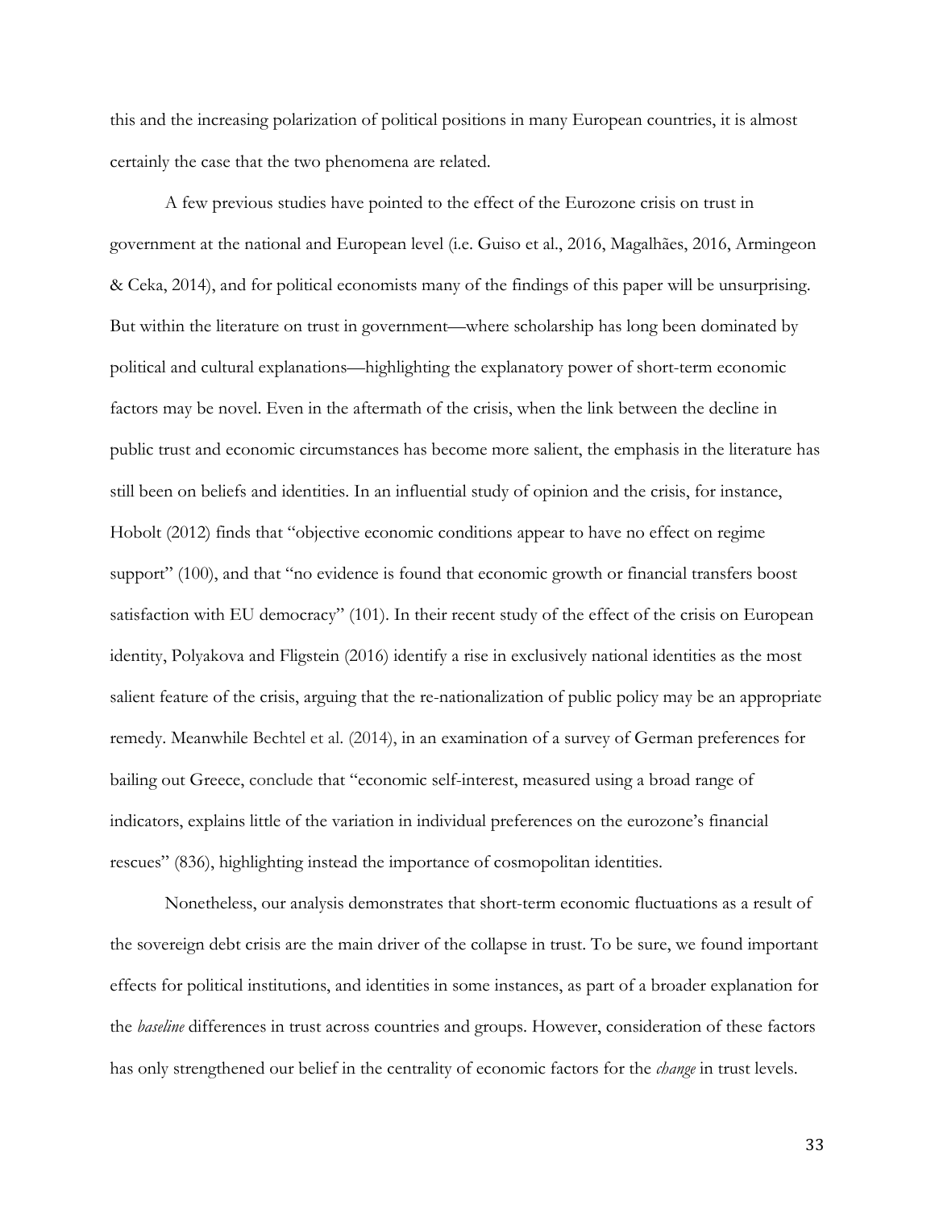this and the increasing polarization of political positions in many European countries, it is almost certainly the case that the two phenomena are related.

A few previous studies have pointed to the effect of the Eurozone crisis on trust in government at the national and European level (i.e. Guiso et al., 2016, Magalhães, 2016, Armingeon & Ceka, 2014), and for political economists many of the findings of this paper will be unsurprising. But within the literature on trust in government—where scholarship has long been dominated by political and cultural explanations—highlighting the explanatory power of short-term economic factors may be novel. Even in the aftermath of the crisis, when the link between the decline in public trust and economic circumstances has become more salient, the emphasis in the literature has still been on beliefs and identities. In an influential study of opinion and the crisis, for instance, Hobolt (2012) finds that "objective economic conditions appear to have no effect on regime support" (100), and that "no evidence is found that economic growth or financial transfers boost satisfaction with EU democracy" (101). In their recent study of the effect of the crisis on European identity, Polyakova and Fligstein (2016) identify a rise in exclusively national identities as the most salient feature of the crisis, arguing that the re-nationalization of public policy may be an appropriate remedy. Meanwhile Bechtel et al. (2014), in an examination of a survey of German preferences for bailing out Greece, conclude that "economic self-interest, measured using a broad range of indicators, explains little of the variation in individual preferences on the eurozone's financial rescues" (836), highlighting instead the importance of cosmopolitan identities.

Nonetheless, our analysis demonstrates that short-term economic fluctuations as a result of the sovereign debt crisis are the main driver of the collapse in trust. To be sure, we found important effects for political institutions, and identities in some instances, as part of a broader explanation for the *baseline* differences in trust across countries and groups. However, consideration of these factors has only strengthened our belief in the centrality of economic factors for the *change* in trust levels.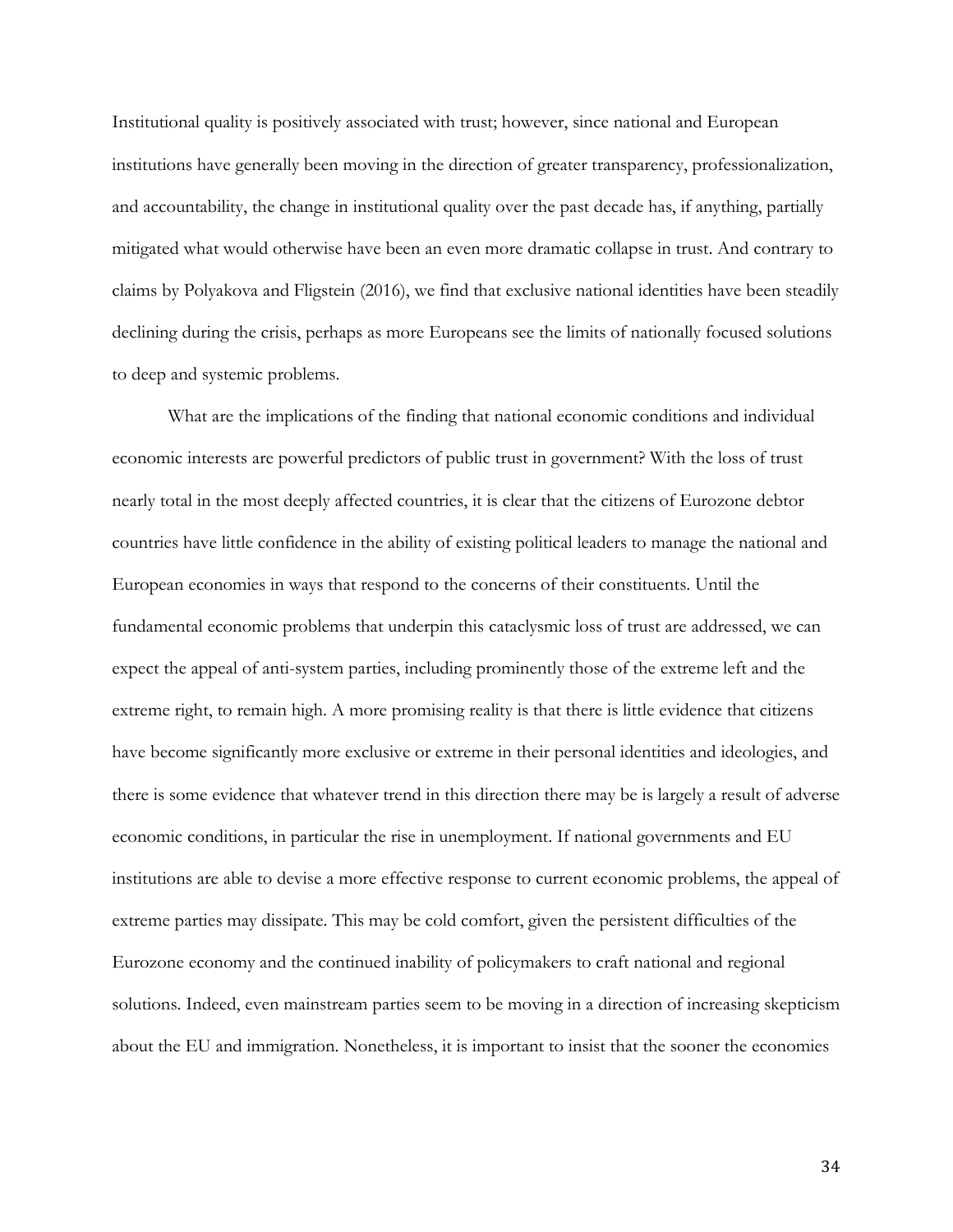Institutional quality is positively associated with trust; however, since national and European institutions have generally been moving in the direction of greater transparency, professionalization, and accountability, the change in institutional quality over the past decade has, if anything, partially mitigated what would otherwise have been an even more dramatic collapse in trust. And contrary to claims by Polyakova and Fligstein (2016), we find that exclusive national identities have been steadily declining during the crisis, perhaps as more Europeans see the limits of nationally focused solutions to deep and systemic problems.

What are the implications of the finding that national economic conditions and individual economic interests are powerful predictors of public trust in government? With the loss of trust nearly total in the most deeply affected countries, it is clear that the citizens of Eurozone debtor countries have little confidence in the ability of existing political leaders to manage the national and European economies in ways that respond to the concerns of their constituents. Until the fundamental economic problems that underpin this cataclysmic loss of trust are addressed, we can expect the appeal of anti-system parties, including prominently those of the extreme left and the extreme right, to remain high. A more promising reality is that there is little evidence that citizens have become significantly more exclusive or extreme in their personal identities and ideologies, and there is some evidence that whatever trend in this direction there may be is largely a result of adverse economic conditions, in particular the rise in unemployment. If national governments and EU institutions are able to devise a more effective response to current economic problems, the appeal of extreme parties may dissipate. This may be cold comfort, given the persistent difficulties of the Eurozone economy and the continued inability of policymakers to craft national and regional solutions. Indeed, even mainstream parties seem to be moving in a direction of increasing skepticism about the EU and immigration. Nonetheless, it is important to insist that the sooner the economies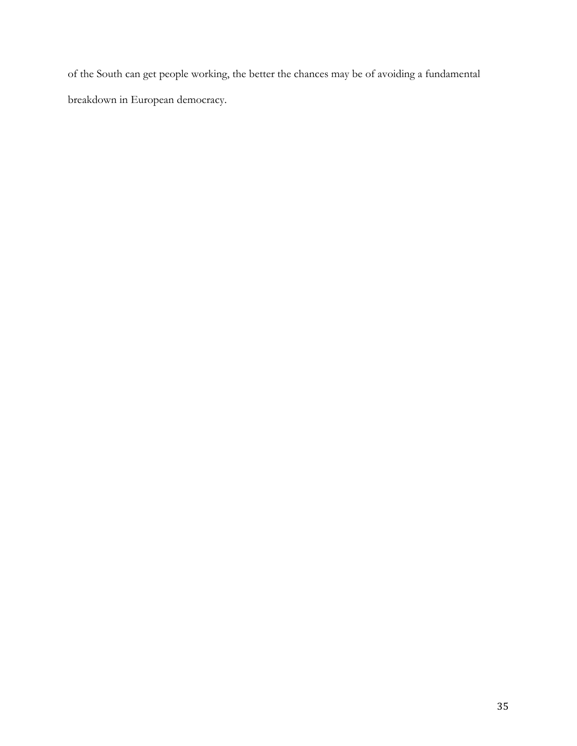of the South can get people working, the better the chances may be of avoiding a fundamental breakdown in European democracy.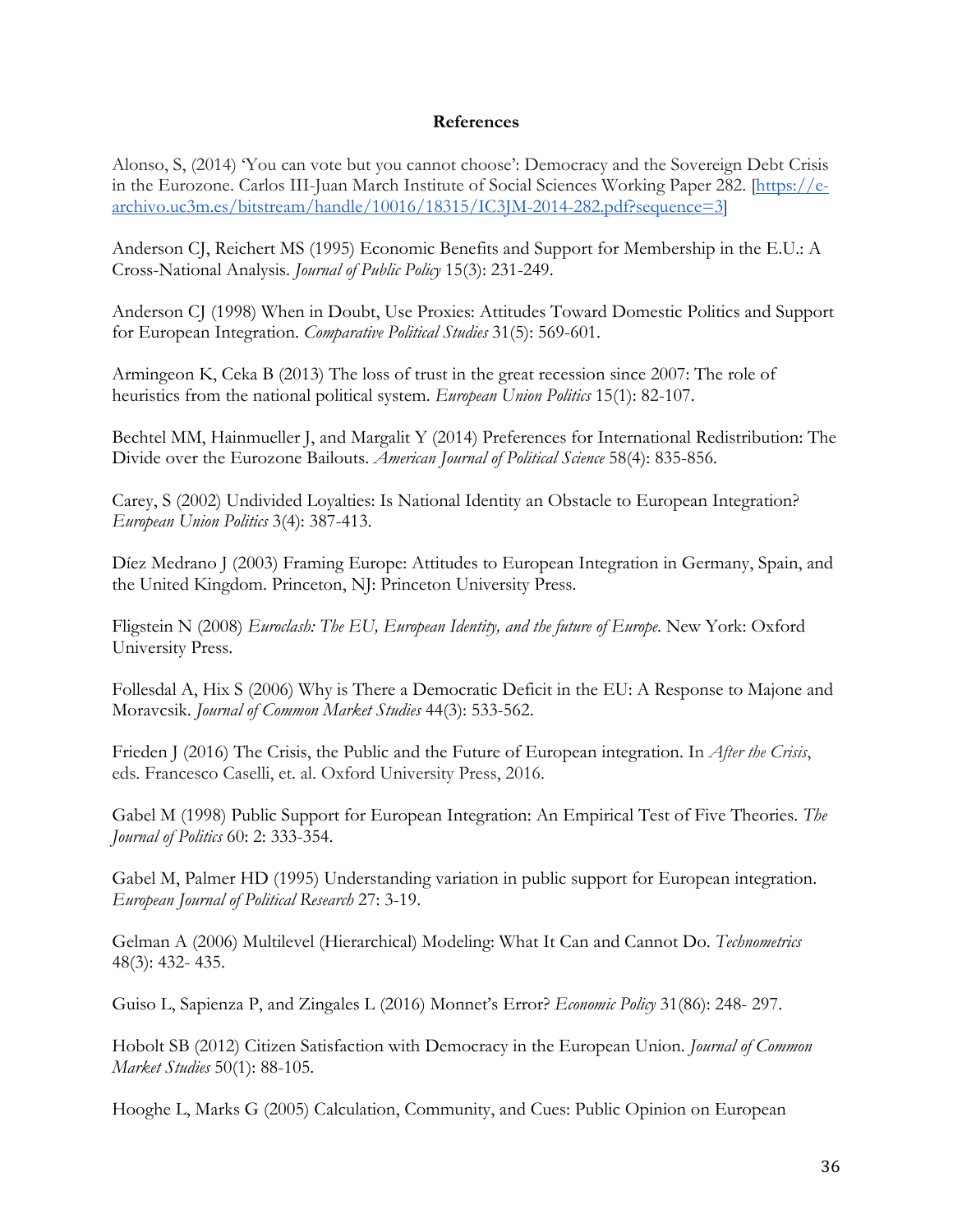**References**

Alonso, S, (2014) 'You can vote but you cannot choose': Democracy and the Sovereign Debt Crisis in the Eurozone. Carlos III-Juan March Institute of Social Sciences Working Paper 282. [https://e-archivo.uc3m.es/bitstream/handle/10016/18315/IC3JM-2014-282.pdf?sequence=3]

Anderson CJ, Reichert MS (1995) Economic Benefits and Support for Membership in the E.U.: A Cross-National Analysis. *Journal of Public Policy* 15(3): 231-249.

Anderson CJ (1998) When in Doubt, Use Proxies: Attitudes Toward Domestic Politics and Support for European Integration. *Comparative Political Studies* 31(5): 569-601.

Armingeon K, Ceka B (2013) The loss of trust in the great recession since 2007: The role of heuristics from the national political system. *European Union Politics* 15(1): 82-107.

Bechtel MM, Hainmueller J, and Margalit Y (2014) Preferences for International Redistribution: The Divide over the Eurozone Bailouts. *American Journal of Political Science* 58(4): 835-856.

Carey, S (2002) Undivided Loyalties: Is National Identity an Obstacle to European Integration? *European Union Politics* 3(4): 387-413.

Díez Medrano J (2003) Framing Europe: Attitudes to European Integration in Germany, Spain, and the United Kingdom. Princeton, NJ: Princeton University Press.

Fligstein N (2008) *Euroclash: The EU, European Identity, and the future of Europe*. New York: Oxford University Press.

Follesdal A, Hix S (2006) Why is There a Democratic Deficit in the EU: A Response to Majone and Moravcsik. *Journal of Common Market Studies* 44(3): 533-562.

Frieden J (2016) The Crisis, the Public and the Future of European integration. In *After the Crisis*, eds. Francesco Caselli, et. al. Oxford University Press, 2016.

Gabel M (1998) Public Support for European Integration: An Empirical Test of Five Theories. *The Journal of Politics* 60: 2: 333-354.

Gabel M, Palmer HD (1995) Understanding variation in public support for European integration. *European Journal of Political Research* 27: 3-19.

Gelman A (2006) Multilevel (Hierarchical) Modeling: What It Can and Cannot Do. *Technometrics* 48(3): 432- 435.

Guiso L, Sapienza P, and Zingales L (2016) Monnet's Error? *Economic Policy* 31(86): 248- 297.

Hobolt SB (2012) Citizen Satisfaction with Democracy in the European Union. *Journal of Common Market Studies* 50(1): 88-105.

Hooghe L, Marks G (2005) Calculation, Community, and Cues: Public Opinion on European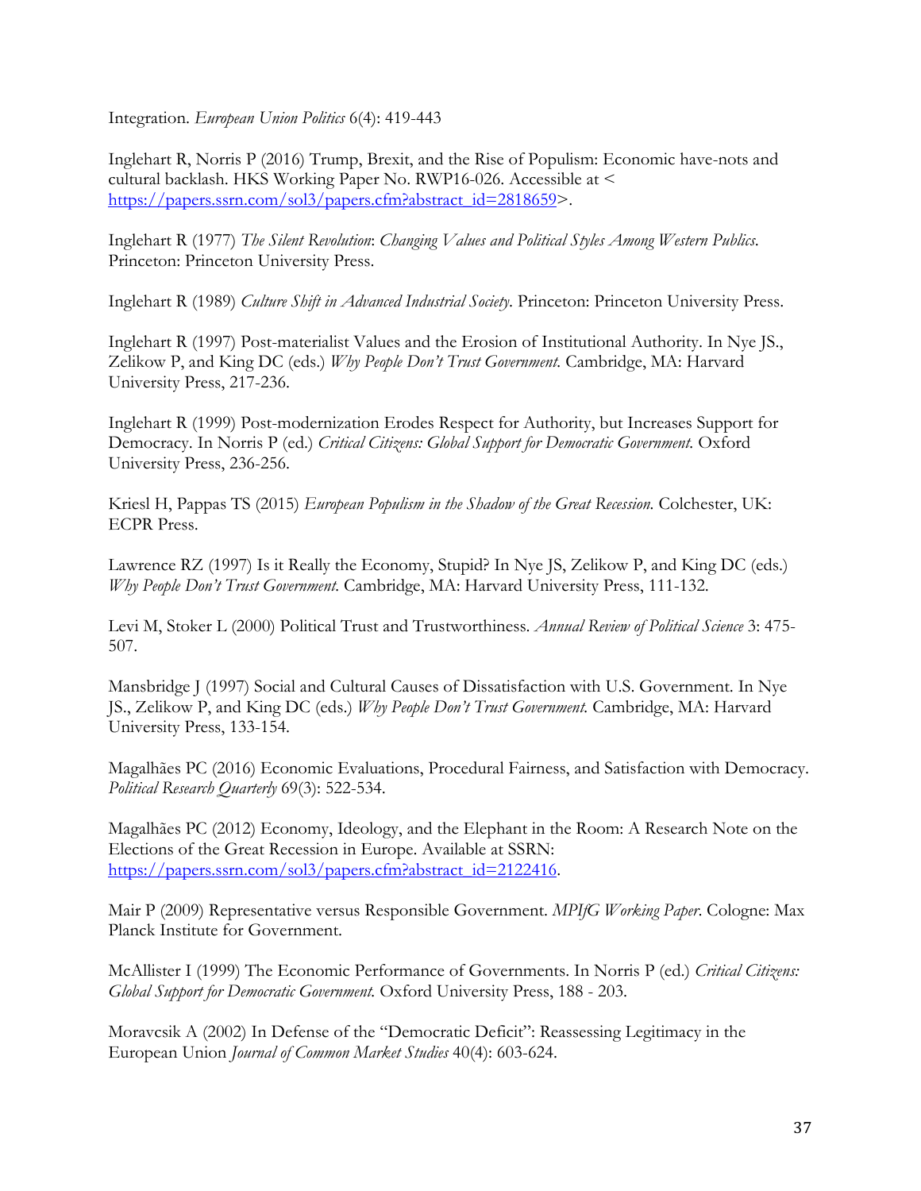Integration. *European Union Politics* 6(4): 419-443

Inglehart R, Norris P (2016) Trump, Brexit, and the Rise of Populism: Economic have-nots and cultural backlash. HKS Working Paper No. RWP16-026. Accessible at < https://papers.ssrn.com/sol3/papers.cfm?abstract_id=2818659>.

Inglehart R (1977) *The Silent Revolution*: *Changing Values and Political Styles Among Western Publics*. Princeton: Princeton University Press.

Inglehart R (1989) *Culture Shift in Advanced Industrial Society*. Princeton: Princeton University Press.

Inglehart R (1997) Post-materialist Values and the Erosion of Institutional Authority. In Nye JS., Zelikow P, and King DC (eds.) *Why People Don't Trust Government*. Cambridge, MA: Harvard University Press, 217-236.

Inglehart R (1999) Post-modernization Erodes Respect for Authority, but Increases Support for Democracy. In Norris P (ed.) *Critical Citizens: Global Support for Democratic Government*. Oxford University Press, 236-256.

Kriesl H, Pappas TS (2015) *European Populism in the Shadow of the Great Recession*. Colchester, UK: ECPR Press.

Lawrence RZ (1997) Is it Really the Economy, Stupid? In Nye JS, Zelikow P, and King DC (eds.) *Why People Don't Trust Government*. Cambridge, MA: Harvard University Press, 111-132.

Levi M, Stoker L (2000) Political Trust and Trustworthiness. *Annual Review of Political Science* 3: 475-507.

Mansbridge J (1997) Social and Cultural Causes of Dissatisfaction with U.S. Government. In Nye JS., Zelikow P, and King DC (eds.) *Why People Don't Trust Government*. Cambridge, MA: Harvard University Press, 133-154.

Magalhães PC (2016) Economic Evaluations, Procedural Fairness, and Satisfaction with Democracy. *Political Research Quarterly* 69(3): 522-534.

Magalhães PC (2012) Economy, Ideology, and the Elephant in the Room: A Research Note on the Elections of the Great Recession in Europe. Available at SSRN: https://papers.ssrn.com/sol3/papers.cfm?abstract_id=2122416.

Mair P (2009) Representative versus Responsible Government. *MPIfG Working Paper*. Cologne: Max Planck Institute for Government.

McAllister I (1999) The Economic Performance of Governments. In Norris P (ed.) *Critical Citizens: Global Support for Democratic Government*. Oxford University Press, 188 - 203.

Moravcsik A (2002) In Defense of the "Democratic Deficit": Reassessing Legitimacy in the European Union *Journal of Common Market Studies* 40(4): 603-624.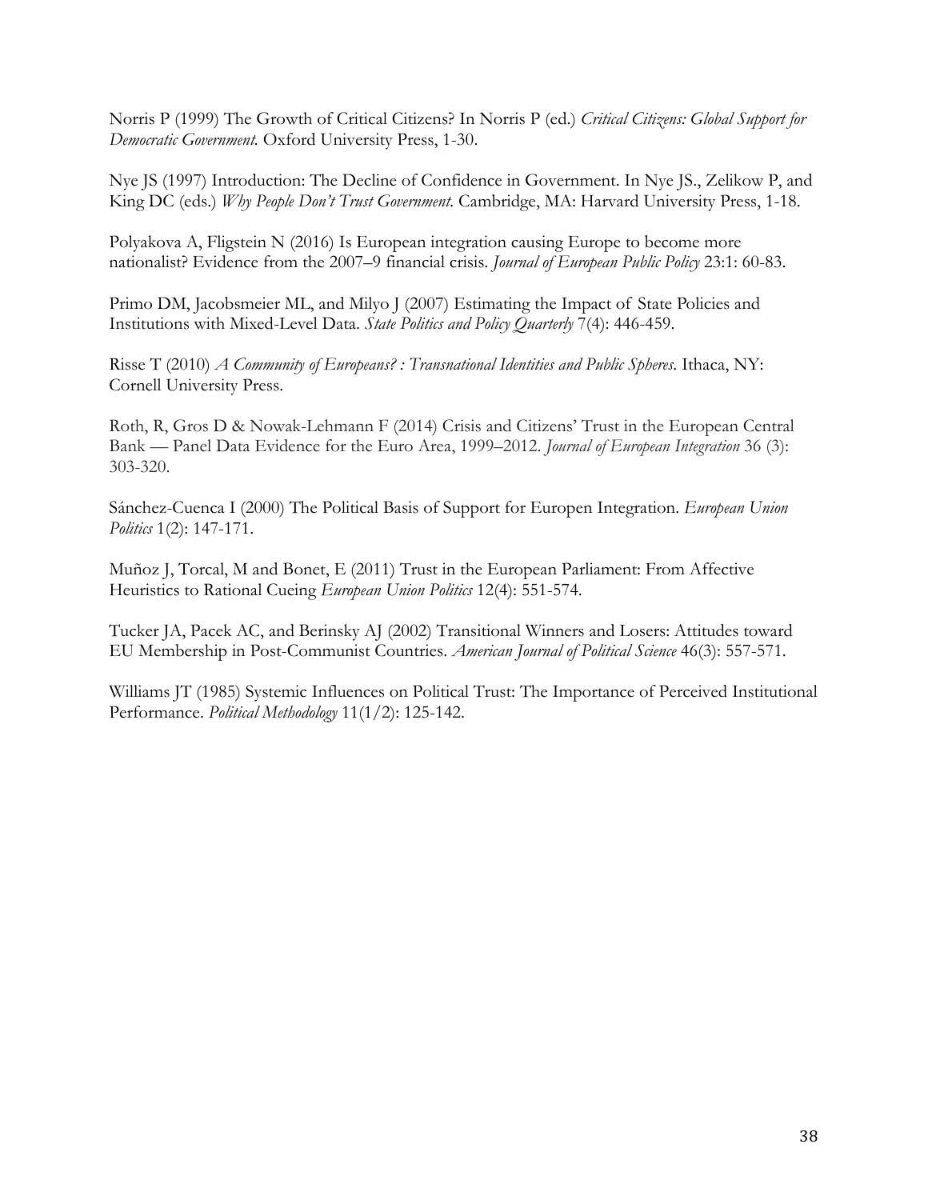Norris P (1999) The Growth of Critical Citizens? In Norris P (ed.) *Critical Citizens: Global Support for Democratic Government.* Oxford University Press, 1-30.

Nye JS (1997) Introduction: The Decline of Confidence in Government. In Nye JS., Zelikow P, and King DC (eds.) *Why People Don't Trust Government.* Cambridge, MA: Harvard University Press, 1-18.

Polyakova A, Fligstein N (2016) Is European integration causing Europe to become more nationalist? Evidence from the 2007–9 financial crisis. *Journal of European Public Policy* 23:1: 60-83.

Primo DM, Jacobsmeier ML, and Milyo J (2007) Estimating the Impact of State Policies and Institutions with Mixed-Level Data. *State Politics and Policy Quarterly* 7(4): 446-459.

Risse T (2010) *A Community of Europeans? : Transnational Identities and Public Spheres.* Ithaca, NY: Cornell University Press.

Roth, R, Gros D & Nowak-Lehmann F (2014) Crisis and Citizens' Trust in the European Central Bank — Panel Data Evidence for the Euro Area, 1999–2012. *Journal of European Integration* 36 (3): 303-320.

Sánchez-Cuenca I (2000) The Political Basis of Support for Europen Integration. *European Union Politics* 1(2): 147-171.

Muñoz J, Torcal, M and Bonet, E (2011) Trust in the European Parliament: From Affective Heuristics to Rational Cueing *European Union Politics* 12(4): 551-574.

Tucker JA, Pacek AC, and Berinsky AJ (2002) Transitional Winners and Losers: Attitudes toward EU Membership in Post-Communist Countries. *American Journal of Political Science* 46(3): 557-571.

Williams JT (1985) Systemic Influences on Political Trust: The Importance of Perceived Institutional Performance. *Political Methodology* 11(1/2): 125-142.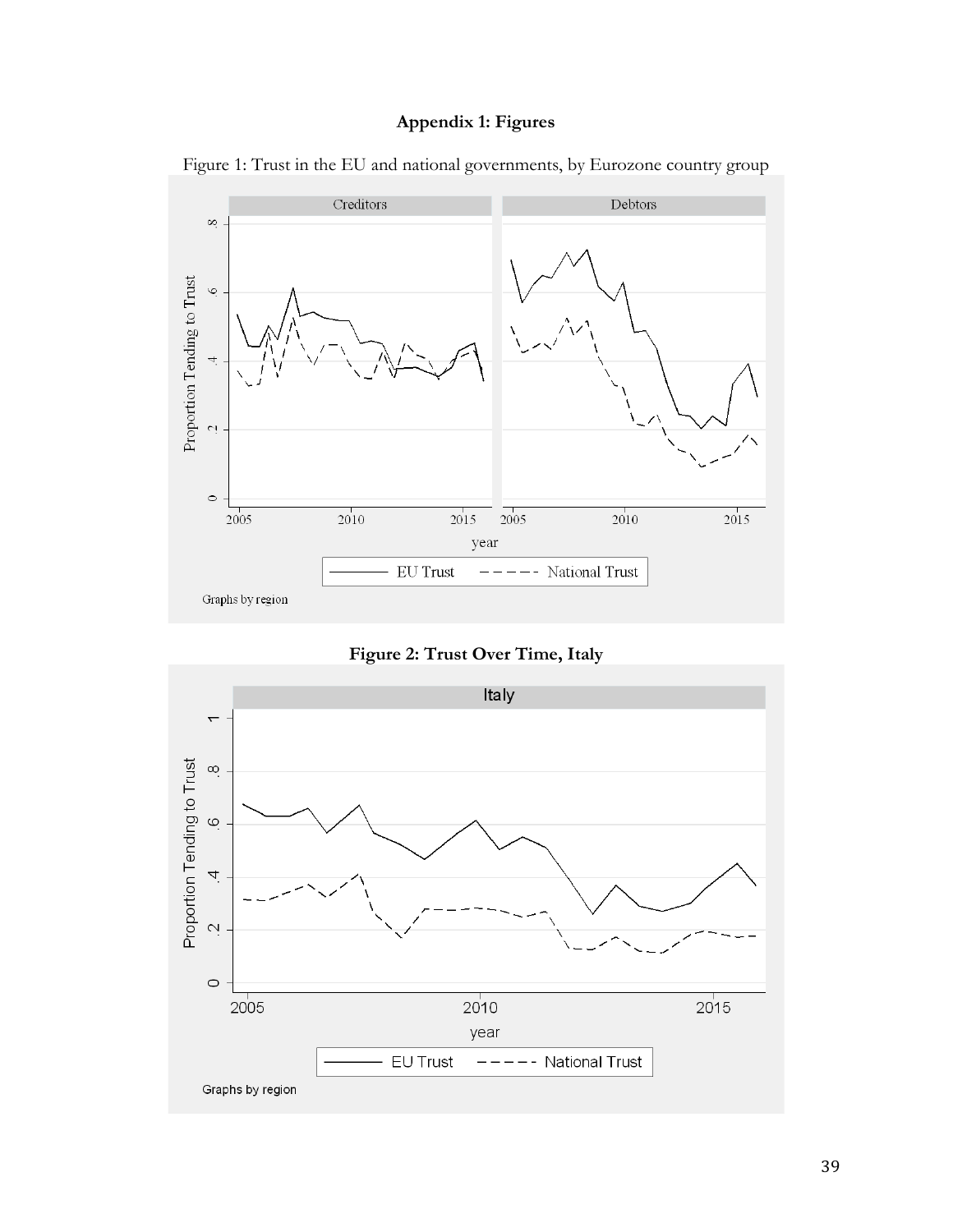**Appendix 1: Figures**

Figure 1: Trust in the EU and national governments, by Eurozone country group

**Figure 2: Trust Over Time, Italy**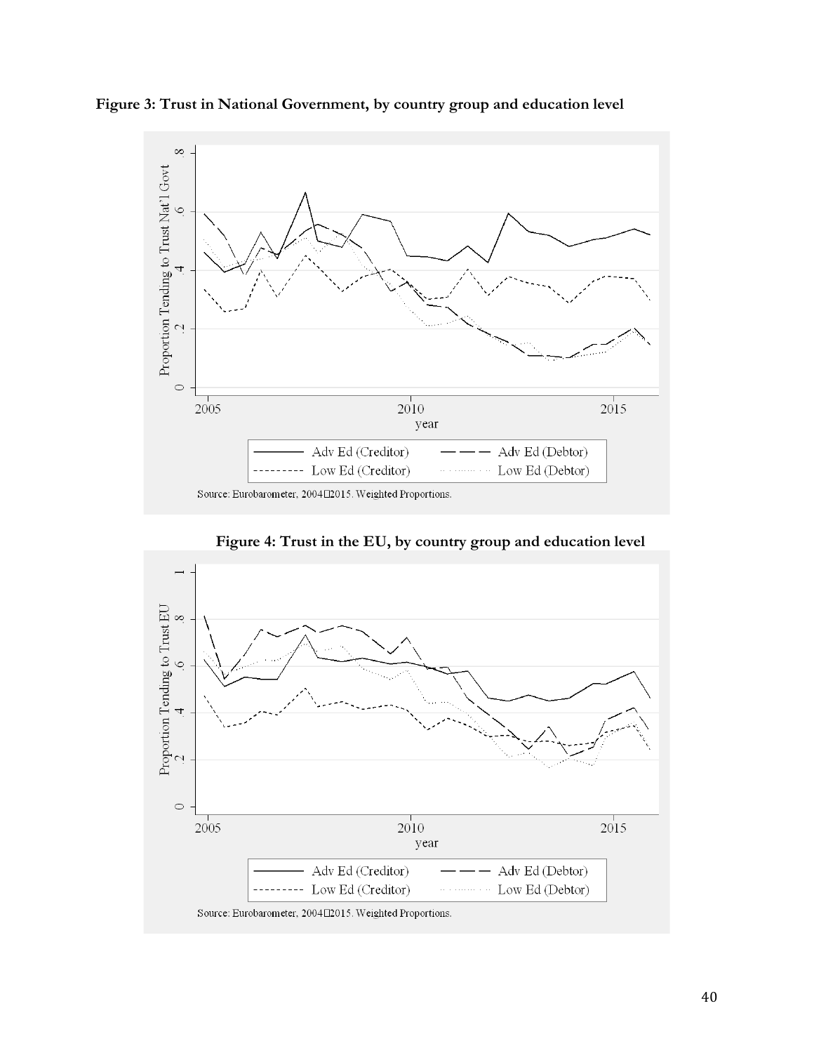**Figure 3: Trust in National Government, by country group and education level**

Source: Eurobarometer, 2004–2015. Weighted Proportions.

**Figure 4: Trust in the EU, by country group and education level**

Source: Eurobarometer, 2004–2015. Weighted Proportions.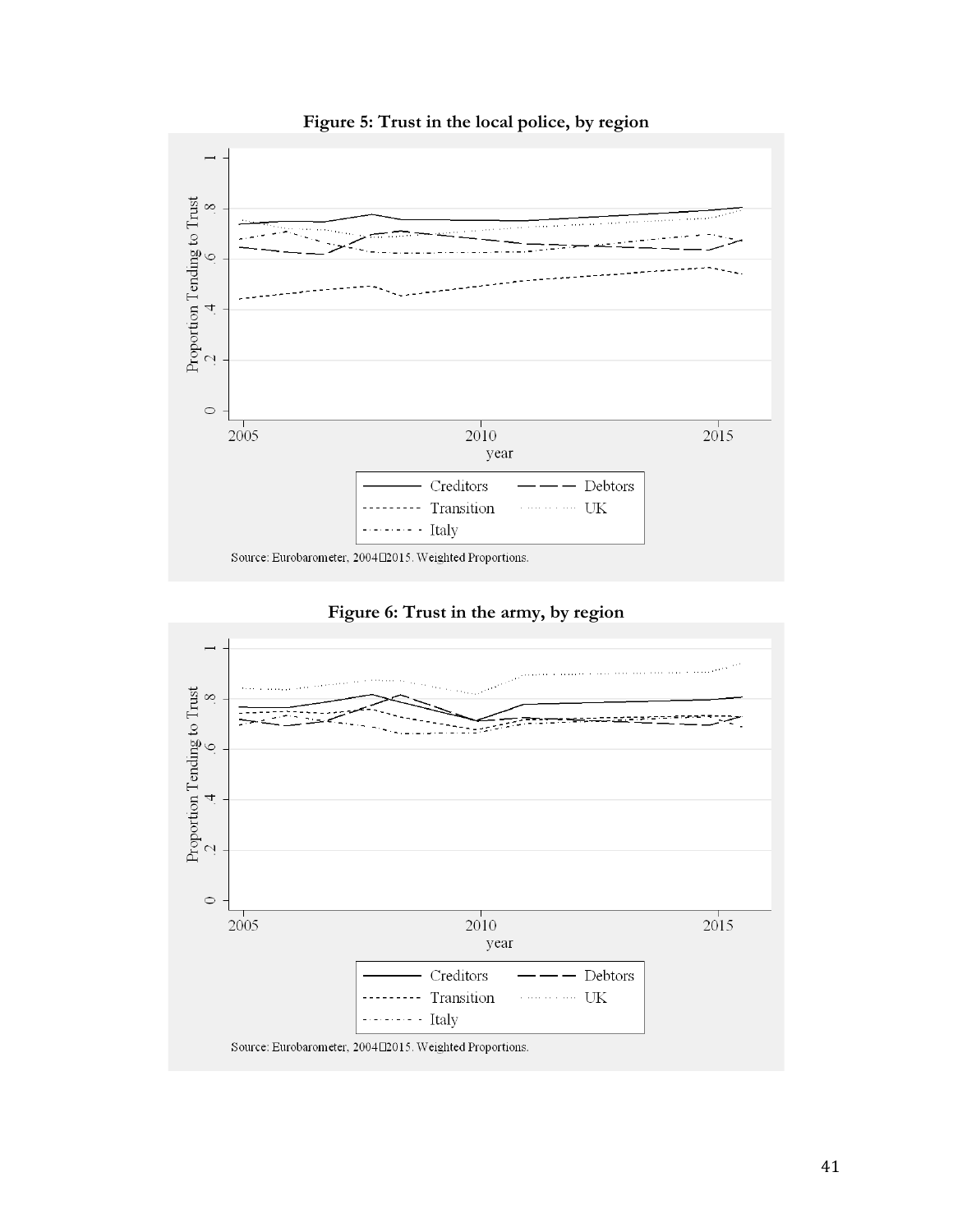**Figure 5: Trust in the local police, by region**

Source: Eurobarometer, 2004–2015. Weighted Proportions.

**Figure 6: Trust in the army, by region**

Source: Eurobarometer, 2004–2015. Weighted Proportions.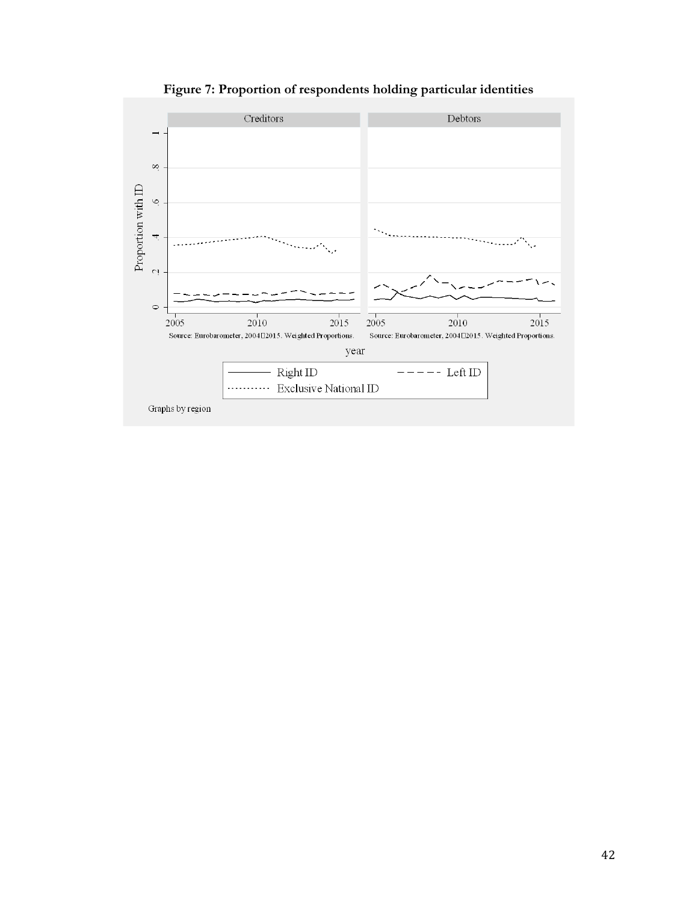**Figure 7: Proportion of respondents holding particular identities**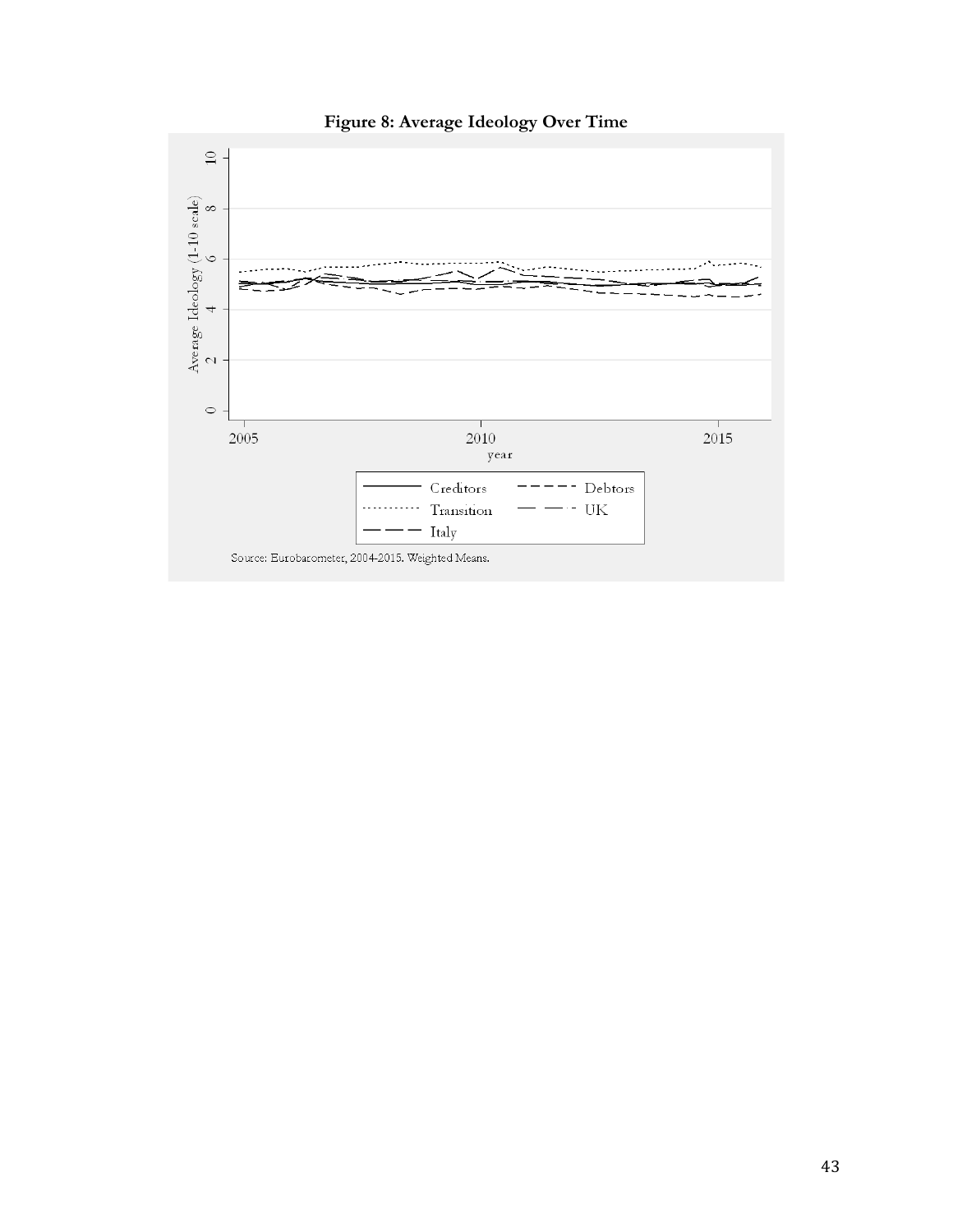**Figure 8: Average Ideology Over Time**

Source: Eurobarometer, 2004-2015. Weighted Means.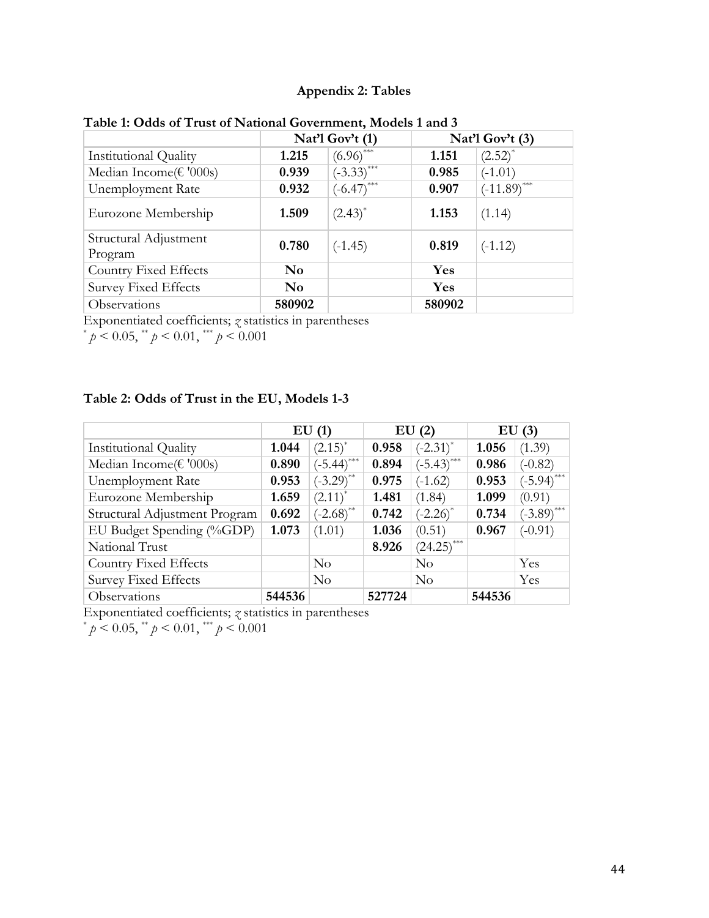## Appendix 2: Tables

**Table 1: Odds of Trust of National Government, Models 1 and 3**

| | Nat'l Gov't (1) | | Nat'l Gov't (3) | |
|---|---|---|---|---|
| Institutional Quality | **1.215** | (6.96)$^{***}$ | **1.151** | (2.52)$^{*}$ |
| Median Income(€ '000s) | **0.939** | (-3.33)$^{***}$ | **0.985** | (-1.01) |
| Unemployment Rate | **0.932** | (-6.47)$^{***}$ | **0.907** | (-11.89)$^{***}$ |
| Eurozone Membership | **1.509** | (2.43)$^{*}$ | **1.153** | (1.14) |
| Structural Adjustment Program | **0.780** | (-1.45) | **0.819** | (-1.12) |
| Country Fixed Effects | **No** | | **Yes** | |
| Survey Fixed Effects | **No** | | **Yes** | |
| Observations | **580902** | | **580902** | |

Exponentiated coefficients; *z* statistics in parentheses
$^{*}$ $p < 0.05$, $^{**}$ $p < 0.01$, $^{***}$ $p < 0.001$

**Table 2: Odds of Trust in the EU, Models 1-3**

| | EU (1) | | EU (2) | | EU (3) | |
|---|---|---|---|---|---|---|
| Institutional Quality | **1.044** | (2.15)$^{*}$ | **0.958** | (-2.31)$^{*}$ | **1.056** | (1.39) |
| Median Income(€ '000s) | **0.890** | (-5.44)$^{***}$ | **0.894** | (-5.43)$^{***}$ | **0.986** | (-0.82) |
| Unemployment Rate | **0.953** | (-3.29)$^{**}$ | **0.975** | (-1.62) | **0.953** | (-5.94)$^{***}$ |
| Eurozone Membership | **1.659** | (2.11)$^{*}$ | **1.481** | (1.84) | **1.099** | (0.91) |
| Structural Adjustment Program | **0.692** | (-2.68)$^{**}$ | **0.742** | (-2.26)$^{*}$ | **0.734** | (-3.89)$^{***}$ |
| EU Budget Spending (%GDP) | **1.073** | (1.01) | **1.036** | (0.51) | **0.967** | (-0.91) |
| National Trust | | | **8.926** | (24.25)$^{***}$ | | |
| Country Fixed Effects | | No | | No | | Yes |
| Survey Fixed Effects | | No | | No | | Yes |
| Observations | **544536** | | **527724** | | **544536** | |

Exponentiated coefficients; *z* statistics in parentheses
$^{*}$ $p < 0.05$, $^{**}$ $p < 0.01$, $^{***}$ $p < 0.001$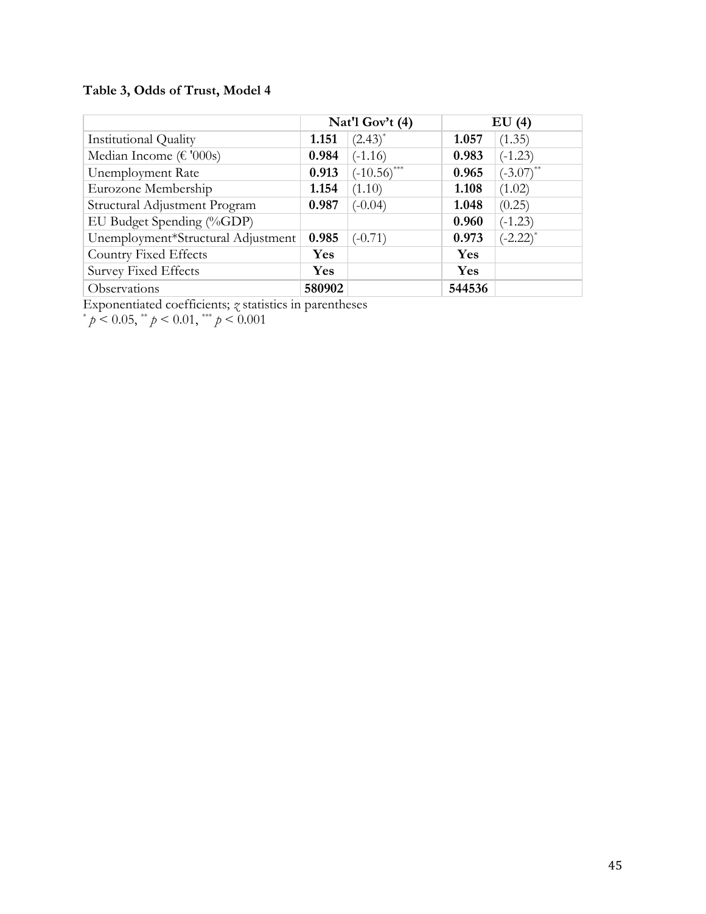**Table 3, Odds of Trust, Model 4**

| | Nat'l Gov't (4) | | EU (4) | |
|---|---|---|---|---|
| Institutional Quality | **1.151** | (2.43)* | **1.057** | (1.35) |
| Median Income (€ '000s) | **0.984** | (-1.16) | **0.983** | (-1.23) |
| Unemployment Rate | **0.913** | (-10.56)*** | **0.965** | (-3.07)** |
| Eurozone Membership | **1.154** | (1.10) | **1.108** | (1.02) |
| Structural Adjustment Program | **0.987** | (-0.04) | **1.048** | (0.25) |
| EU Budget Spending (%GDP) | | | **0.960** | (-1.23) |
| Unemployment*Structural Adjustment | **0.985** | (-0.71) | **0.973** | (-2.22)* |
| Country Fixed Effects | **Yes** | | **Yes** | |
| Survey Fixed Effects | **Yes** | | **Yes** | |
| Observations | **580902** | | **544536** | |

Exponentiated coefficients; $z$ statistics in parentheses

* $p < 0.05$, ** $p < 0.01$, *** $p < 0.001$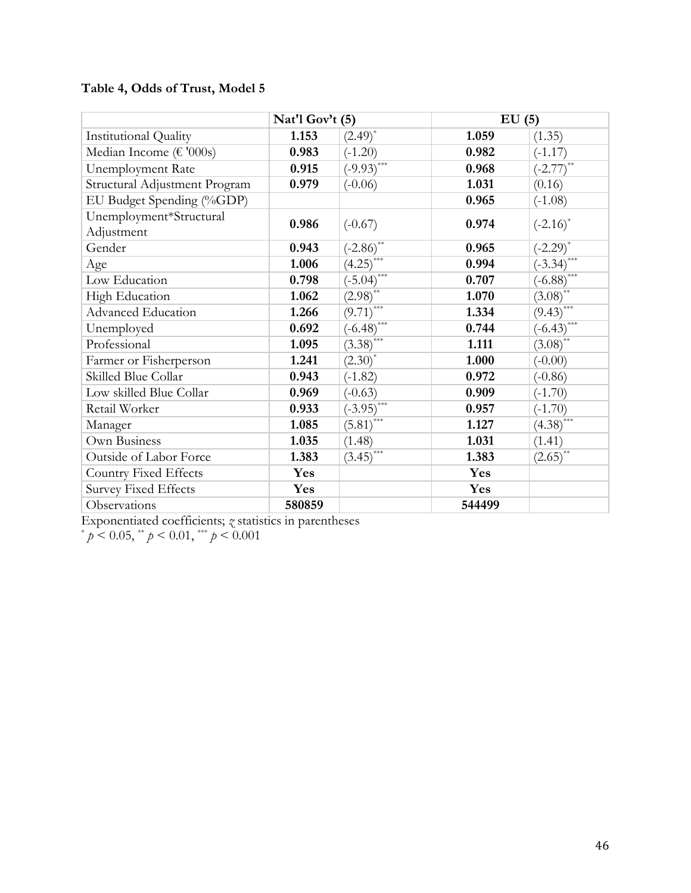**Table 4, Odds of Trust, Model 5**

| | Nat'l Gov't (5) | | EU (5) | |
|---|---|---|---|---|
| Institutional Quality | **1.153** | (2.49)* | **1.059** | (1.35) |
| Median Income (€ '000s) | **0.983** | (-1.20) | **0.982** | (-1.17) |
| Unemployment Rate | **0.915** | (-9.93)*** | **0.968** | (-2.77)** |
| Structural Adjustment Program | **0.979** | (-0.06) | **1.031** | (0.16) |
| EU Budget Spending (%GDP) | | | **0.965** | (-1.08) |
| Unemployment*Structural Adjustment | **0.986** | (-0.67) | **0.974** | (-2.16)* |
| Gender | **0.943** | (-2.86)** | **0.965** | (-2.29)* |
| Age | **1.006** | (4.25)*** | **0.994** | (-3.34)*** |
| Low Education | **0.798** | (-5.04)*** | **0.707** | (-6.88)*** |
| High Education | **1.062** | (2.98)** | **1.070** | (3.08)** |
| Advanced Education | **1.266** | (9.71)*** | **1.334** | (9.43)*** |
| Unemployed | **0.692** | (-6.48)*** | **0.744** | (-6.43)*** |
| Professional | **1.095** | (3.38)*** | **1.111** | (3.08)** |
| Farmer or Fisherperson | **1.241** | (2.30)* | **1.000** | (-0.00) |
| Skilled Blue Collar | **0.943** | (-1.82) | **0.972** | (-0.86) |
| Low skilled Blue Collar | **0.969** | (-0.63) | **0.909** | (-1.70) |
| Retail Worker | **0.933** | (-3.95)*** | **0.957** | (-1.70) |
| Manager | **1.085** | (5.81)*** | **1.127** | (4.38)*** |
| Own Business | **1.035** | (1.48) | **1.031** | (1.41) |
| Outside of Labor Force | **1.383** | (3.45)*** | **1.383** | (2.65)** |
| Country Fixed Effects | **Yes** | | **Yes** | |
| Survey Fixed Effects | **Yes** | | **Yes** | |
| Observations | **580859** | | **544499** | |

Exponentiated coefficients; $z$ statistics in parentheses

* $p < 0.05$, ** $p < 0.01$, *** $p < 0.001$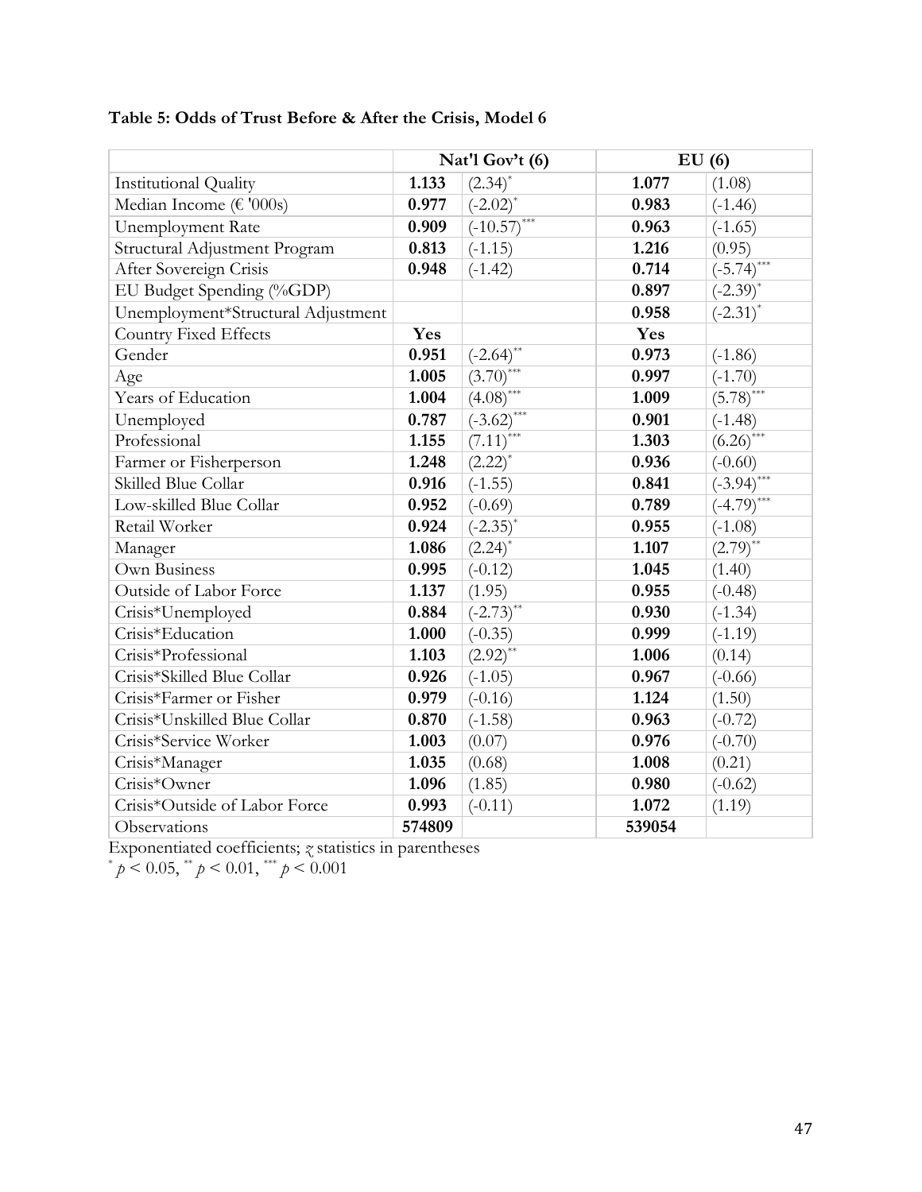**Table 5: Odds of Trust Before & After the Crisis, Model 6**

| | Nat'l Gov't (6) | | EU (6) | |
|---|---|---|---|---|
| Institutional Quality | **1.133** | (2.34)$^{*}$ | **1.077** | (1.08) |
| Median Income (€ '000s) | **0.977** | (-2.02)$^{*}$ | **0.983** | (-1.46) |
| Unemployment Rate | **0.909** | (-10.57)$^{***}$ | **0.963** | (-1.65) |
| Structural Adjustment Program | **0.813** | (-1.15) | **1.216** | (0.95) |
| After Sovereign Crisis | **0.948** | (-1.42) | **0.714** | (-5.74)$^{***}$ |
| EU Budget Spending (%GDP) | | | **0.897** | (-2.39)$^{*}$ |
| Unemployment*Structural Adjustment | | | **0.958** | (-2.31)$^{*}$ |
| Country Fixed Effects | **Yes** | | **Yes** | |
| Gender | **0.951** | (-2.64)$^{**}$ | **0.973** | (-1.86) |
| Age | **1.005** | (3.70)$^{***}$ | **0.997** | (-1.70) |
| Years of Education | **1.004** | (4.08)$^{***}$ | **1.009** | (5.78)$^{***}$ |
| Unemployed | **0.787** | (-3.62)$^{***}$ | **0.901** | (-1.48) |
| Professional | **1.155** | (7.11)$^{***}$ | **1.303** | (6.26)$^{***}$ |
| Farmer or Fisherperson | **1.248** | (2.22)$^{*}$ | **0.936** | (-0.60) |
| Skilled Blue Collar | **0.916** | (-1.55) | **0.841** | (-3.94)$^{***}$ |
| Low-skilled Blue Collar | **0.952** | (-0.69) | **0.789** | (-4.79)$^{***}$ |
| Retail Worker | **0.924** | (-2.35)$^{*}$ | **0.955** | (-1.08) |
| Manager | **1.086** | (2.24)$^{*}$ | **1.107** | (2.79)$^{**}$ |
| Own Business | **0.995** | (-0.12) | **1.045** | (1.40) |
| Outside of Labor Force | **1.137** | (1.95) | **0.955** | (-0.48) |
| Crisis*Unemployed | **0.884** | (-2.73)$^{**}$ | **0.930** | (-1.34) |
| Crisis*Education | **1.000** | (-0.35) | **0.999** | (-1.19) |
| Crisis*Professional | **1.103** | (2.92)$^{**}$ | **1.006** | (0.14) |
| Crisis*Skilled Blue Collar | **0.926** | (-1.05) | **0.967** | (-0.66) |
| Crisis*Farmer or Fisher | **0.979** | (-0.16) | **1.124** | (1.50) |
| Crisis*Unskilled Blue Collar | **0.870** | (-1.58) | **0.963** | (-0.72) |
| Crisis*Service Worker | **1.003** | (0.07) | **0.976** | (-0.70) |
| Crisis*Manager | **1.035** | (0.68) | **1.008** | (0.21) |
| Crisis*Owner | **1.096** | (1.85) | **0.980** | (-0.62) |
| Crisis*Outside of Labor Force | **0.993** | (-0.11) | **1.072** | (1.19) |
| Observations | **574809** | | **539054** | |

Exponentiated coefficients; *z* statistics in parentheses

$^{*}$ $p < 0.05$, $^{**}$ $p < 0.01$, $^{***}$ $p < 0.001$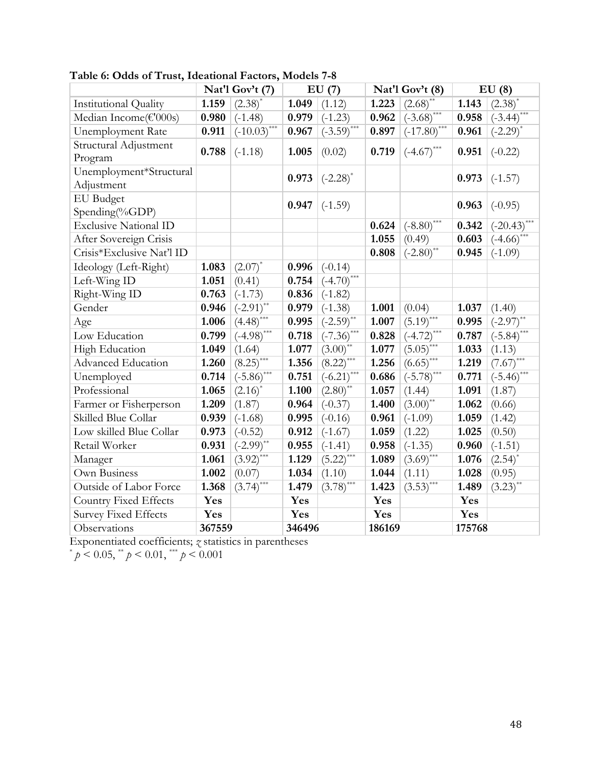**Table 6: Odds of Trust, Ideational Factors, Models 7-8**

| | Nat'l Gov't (7) | | EU (7) | | Nat'l Gov't (8) | | EU (8) | |
|---|---|---|---|---|---|---|---|---|
| Institutional Quality | **1.159** | (2.38)* | **1.049** | (1.12) | **1.223** | (2.68)** | **1.143** | (2.38)* |
| Median Income(€'000s) | **0.980** | (-1.48) | **0.979** | (-1.23) | **0.962** | (-3.68)*** | **0.958** | (-3.44)*** |
| Unemployment Rate | **0.911** | (-10.03)*** | **0.967** | (-3.59)*** | **0.897** | (-17.80)*** | **0.961** | (-2.29)* |
| Structural Adjustment Program | **0.788** | (-1.18) | **1.005** | (0.02) | **0.719** | (-4.67)*** | **0.951** | (-0.22) |
| Unemployment*Structural Adjustment | | | **0.973** | (-2.28)* | | | **0.973** | (-1.57) |
| EU Budget Spending(%GDP) | | | **0.947** | (-1.59) | | | **0.963** | (-0.95) |
| Exclusive National ID | | | | | **0.624** | (-8.80)*** | **0.342** | (-20.43)*** |
| After Sovereign Crisis | | | | | **1.055** | (0.49) | **0.603** | (-4.66)*** |
| Crisis*Exclusive Nat'l ID | | | | | **0.808** | (-2.80)** | **0.945** | (-1.09) |
| Ideology (Left-Right) | **1.083** | (2.07)* | **0.996** | (-0.14) | | | | |
| Left-Wing ID | **1.051** | (0.41) | **0.754** | (-4.70)*** | | | | |
| Right-Wing ID | **0.763** | (-1.73) | **0.836** | (-1.82) | | | | |
| Gender | **0.946** | (-2.91)** | **0.979** | (-1.38) | **1.001** | (0.04) | **1.037** | (1.40) |
| Age | **1.006** | (4.48)*** | **0.995** | (-2.59)** | **1.007** | (5.19)*** | **0.995** | (-2.97)** |
| Low Education | **0.799** | (-4.98)*** | **0.718** | (-7.36)*** | **0.828** | (-4.72)*** | **0.787** | (-5.84)*** |
| High Education | **1.049** | (1.64) | **1.077** | (3.00)** | **1.077** | (5.05)*** | **1.033** | (1.13) |
| Advanced Education | **1.260** | (8.25)*** | **1.356** | (8.22)*** | **1.256** | (6.65)*** | **1.219** | (7.67)*** |
| Unemployed | **0.714** | (-5.86)*** | **0.751** | (-6.21)*** | **0.686** | (-5.78)*** | **0.771** | (-5.46)*** |
| Professional | **1.065** | (2.16)* | **1.100** | (2.80)** | **1.057** | (1.44) | **1.091** | (1.87) |
| Farmer or Fisherperson | **1.209** | (1.87) | **0.964** | (-0.37) | **1.400** | (3.00)** | **1.062** | (0.66) |
| Skilled Blue Collar | **0.939** | (-1.68) | **0.995** | (-0.16) | **0.961** | (-1.09) | **1.059** | (1.42) |
| Low skilled Blue Collar | **0.973** | (-0.52) | **0.912** | (-1.67) | **1.059** | (1.22) | **1.025** | (0.50) |
| Retail Worker | **0.931** | (-2.99)** | **0.955** | (-1.41) | **0.958** | (-1.35) | **0.960** | (-1.51) |
| Manager | **1.061** | (3.92)*** | **1.129** | (5.22)*** | **1.089** | (3.69)*** | **1.076** | (2.54)* |
| Own Business | **1.002** | (0.07) | **1.034** | (1.10) | **1.044** | (1.11) | **1.028** | (0.95) |
| Outside of Labor Force | **1.368** | (3.74)*** | **1.479** | (3.78)*** | **1.423** | (3.53)*** | **1.489** | (3.23)** |
| Country Fixed Effects | **Yes** | | **Yes** | | **Yes** | | **Yes** | |
| Survey Fixed Effects | **Yes** | | **Yes** | | **Yes** | | **Yes** | |
| Observations | **367559** | | **346496** | | **186169** | | **175768** | |

Exponentiated coefficients; *z* statistics in parentheses
\* $p < 0.05$, \*\* $p < 0.01$, \*\*\* $p < 0.001$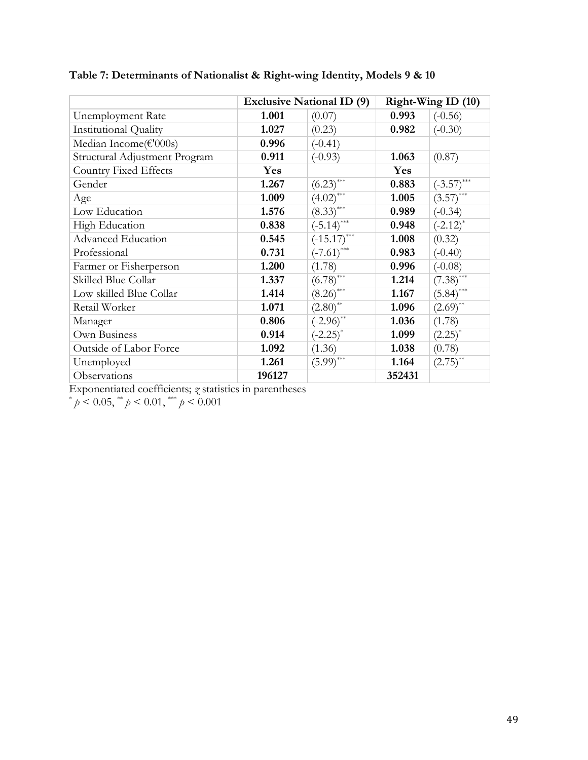**Table 7: Determinants of Nationalist & Right-wing Identity, Models 9 & 10**

| | Exclusive National ID (9) | | Right-Wing ID (10) | |
|---|---|---|---|---|
| Unemployment Rate | **1.001** | (0.07) | **0.993** | (-0.56) |
| Institutional Quality | **1.027** | (0.23) | **0.982** | (-0.30) |
| Median Income(€'000s) | **0.996** | (-0.41) | | |
| Structural Adjustment Program | **0.911** | (-0.93) | **1.063** | (0.87) |
| Country Fixed Effects | **Yes** | | **Yes** | |
| Gender | **1.267** | $(6.23)^{***}$ | **0.883** | $(-3.57)^{***}$ |
| Age | **1.009** | $(4.02)^{***}$ | **1.005** | $(3.57)^{***}$ |
| Low Education | **1.576** | $(8.33)^{***}$ | **0.989** | (-0.34) |
| High Education | **0.838** | $(-5.14)^{***}$ | **0.948** | $(-2.12)^{*}$ |
| Advanced Education | **0.545** | $(-15.17)^{***}$ | **1.008** | (0.32) |
| Professional | **0.731** | $(-7.61)^{***}$ | **0.983** | (-0.40) |
| Farmer or Fisherperson | **1.200** | (1.78) | **0.996** | (-0.08) |
| Skilled Blue Collar | **1.337** | $(6.78)^{***}$ | **1.214** | $(7.38)^{***}$ |
| Low skilled Blue Collar | **1.414** | $(8.26)^{***}$ | **1.167** | $(5.84)^{***}$ |
| Retail Worker | **1.071** | $(2.80)^{**}$ | **1.096** | $(2.69)^{**}$ |
| Manager | **0.806** | $(-2.96)^{**}$ | **1.036** | (1.78) |
| Own Business | **0.914** | $(-2.25)^{*}$ | **1.099** | $(2.25)^{*}$ |
| Outside of Labor Force | **1.092** | (1.36) | **1.038** | (0.78) |
| Unemployed | **1.261** | $(5.99)^{***}$ | **1.164** | $(2.75)^{**}$ |
| Observations | **196127** | | **352431** | |

Exponentiated coefficients; *z* statistics in parentheses
$^{*}$ $p < 0.05$, $^{**}$ $p < 0.01$, $^{***}$ $p < 0.001$